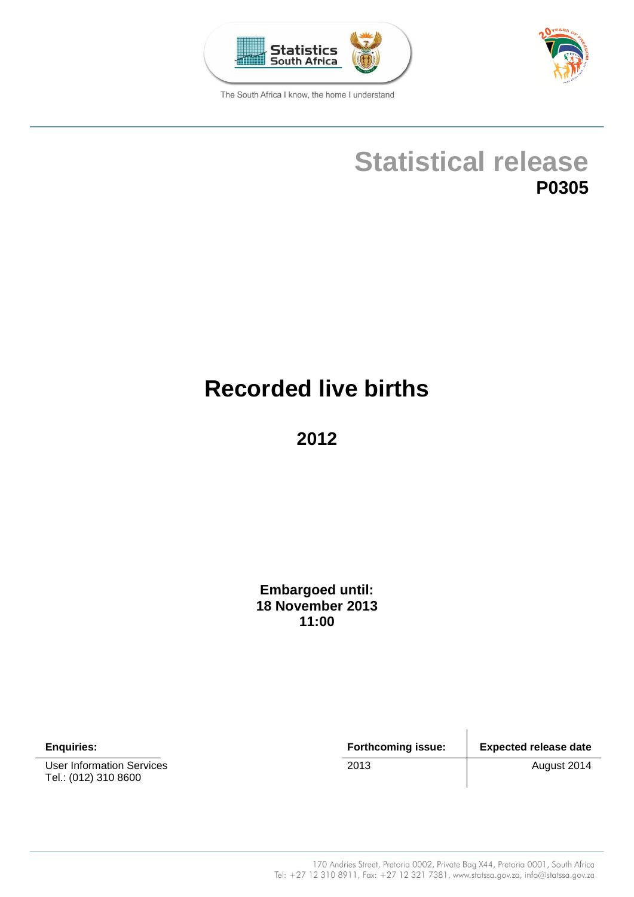Statistics South Africa

The South Africa I know, the home I understand

# Statistical release
**P0305**

# Recorded live births

## 2012

**Embargoed until:**
**18 November 2013**
**11:00**

| **Enquiries:** |
| --- |
| User Information Services<br>Tel.: (012) 310 8600 |

| **Forthcoming issue:** | **Expected release date** |
| --- | --- |
| 2013 | August 2014 |

170 Andries Street, Pretoria 0002, Private Bag X44, Pretoria 0001, South Africa
Tel: +27 12 310 8911, Fax: +27 12 321 7381, www.statssa.gov.za, info@statssa.gov.za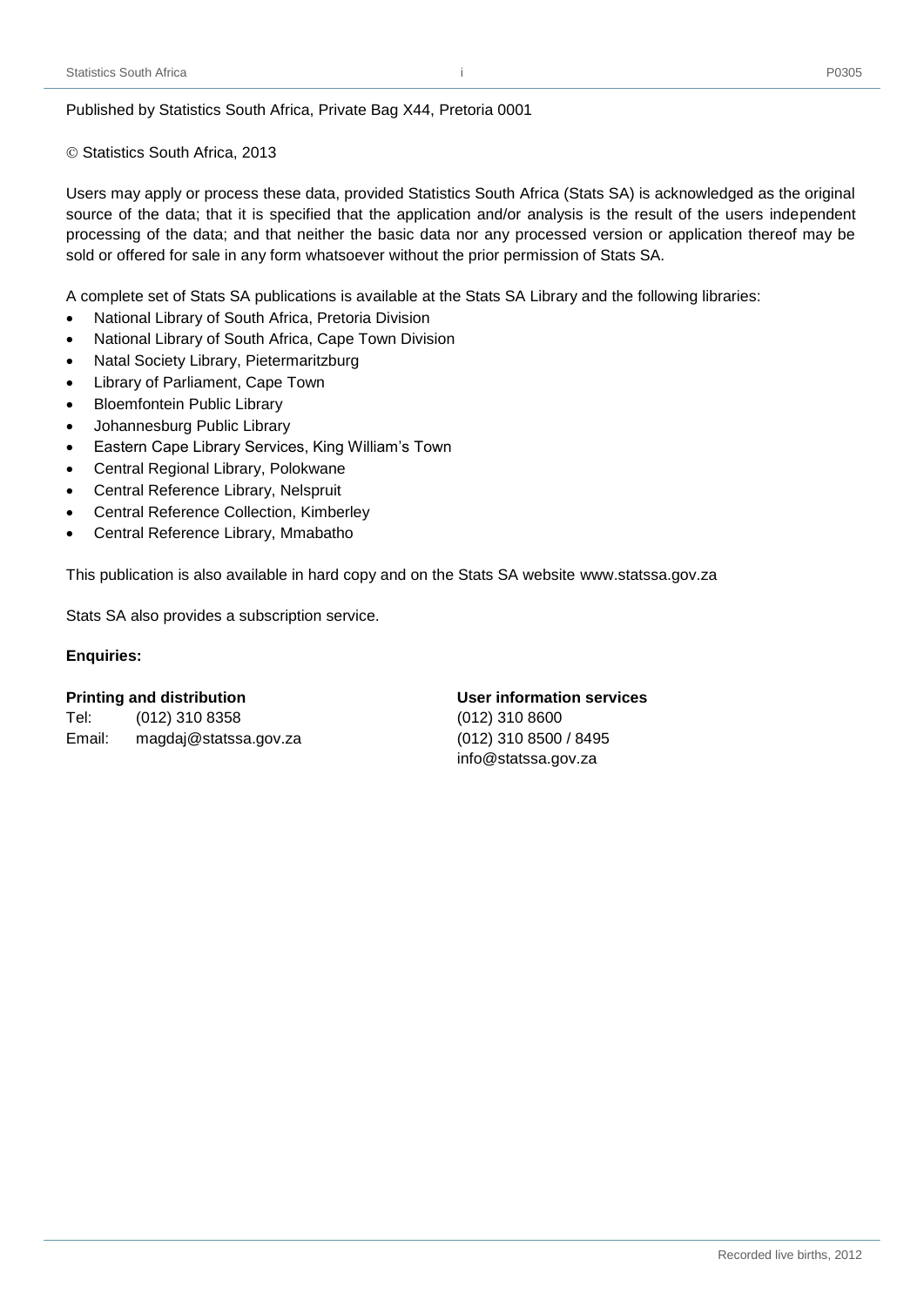Published by Statistics South Africa, Private Bag X44, Pretoria 0001

© Statistics South Africa, 2013

Users may apply or process these data, provided Statistics South Africa (Stats SA) is acknowledged as the original source of the data; that it is specified that the application and/or analysis is the result of the users independent processing of the data; and that neither the basic data nor any processed version or application thereof may be sold or offered for sale in any form whatsoever without the prior permission of Stats SA.

A complete set of Stats SA publications is available at the Stats SA Library and the following libraries:

- National Library of South Africa, Pretoria Division
- National Library of South Africa, Cape Town Division
- Natal Society Library, Pietermaritzburg
- Library of Parliament, Cape Town
- Bloemfontein Public Library
- Johannesburg Public Library
- Eastern Cape Library Services, King William's Town
- Central Regional Library, Polokwane
- Central Reference Library, Nelspruit
- Central Reference Collection, Kimberley
- Central Reference Library, Mmabatho

This publication is also available in hard copy and on the Stats SA website www.statssa.gov.za

Stats SA also provides a subscription service.

**Enquiries:**

**Printing and distribution**
Tel: (012) 310 8358
Email: magdaj@statssa.gov.za

**User information services**
(012) 310 8600
(012) 310 8500 / 8495
info@statssa.gov.za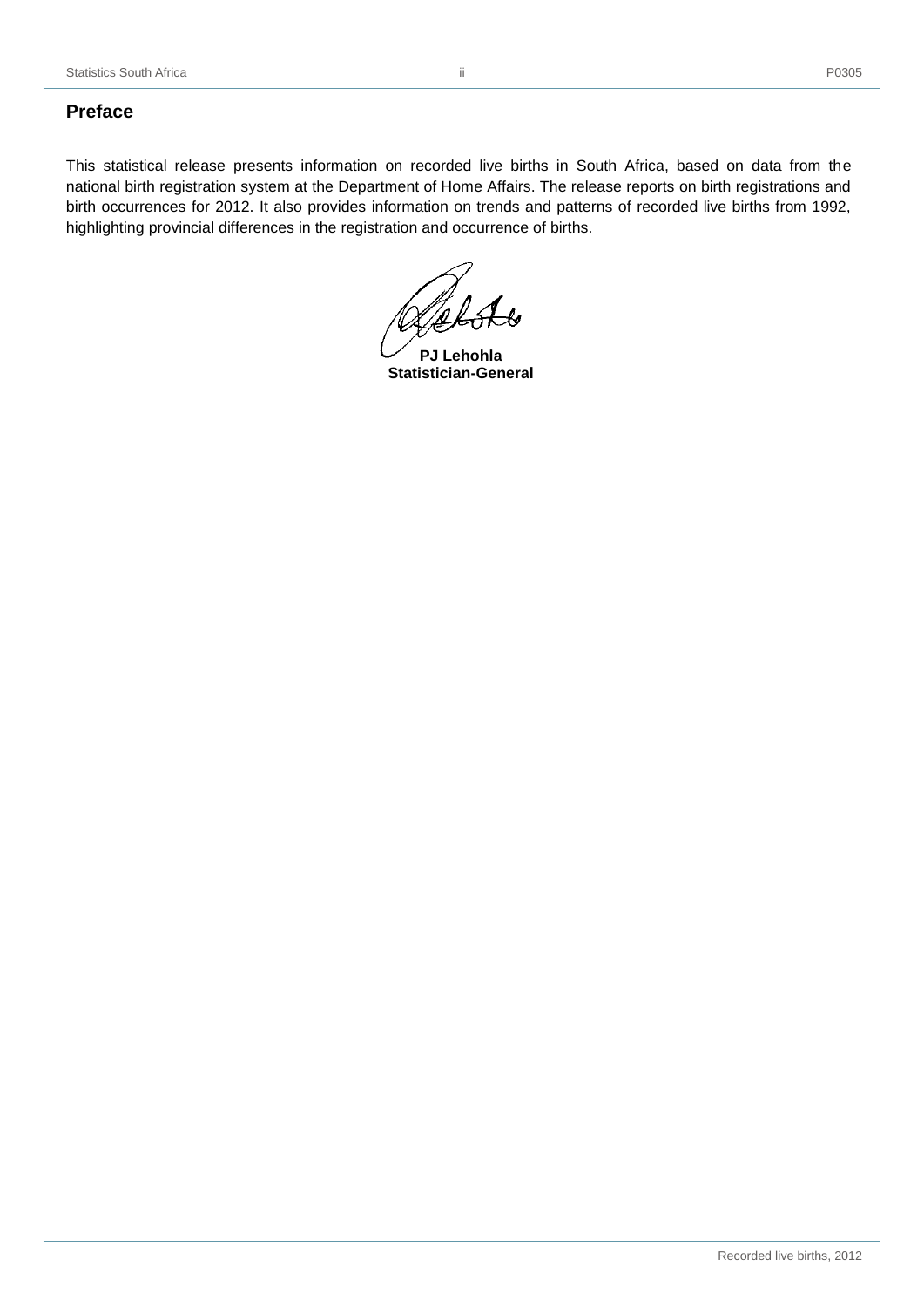## Preface

This statistical release presents information on recorded live births in South Africa, based on data from the national birth registration system at the Department of Home Affairs. The release reports on birth registrations and birth occurrences for 2012. It also provides information on trends and patterns of recorded live births from 1992, highlighting provincial differences in the registration and occurrence of births.

**PJ Lehohla**
**Statistician-General**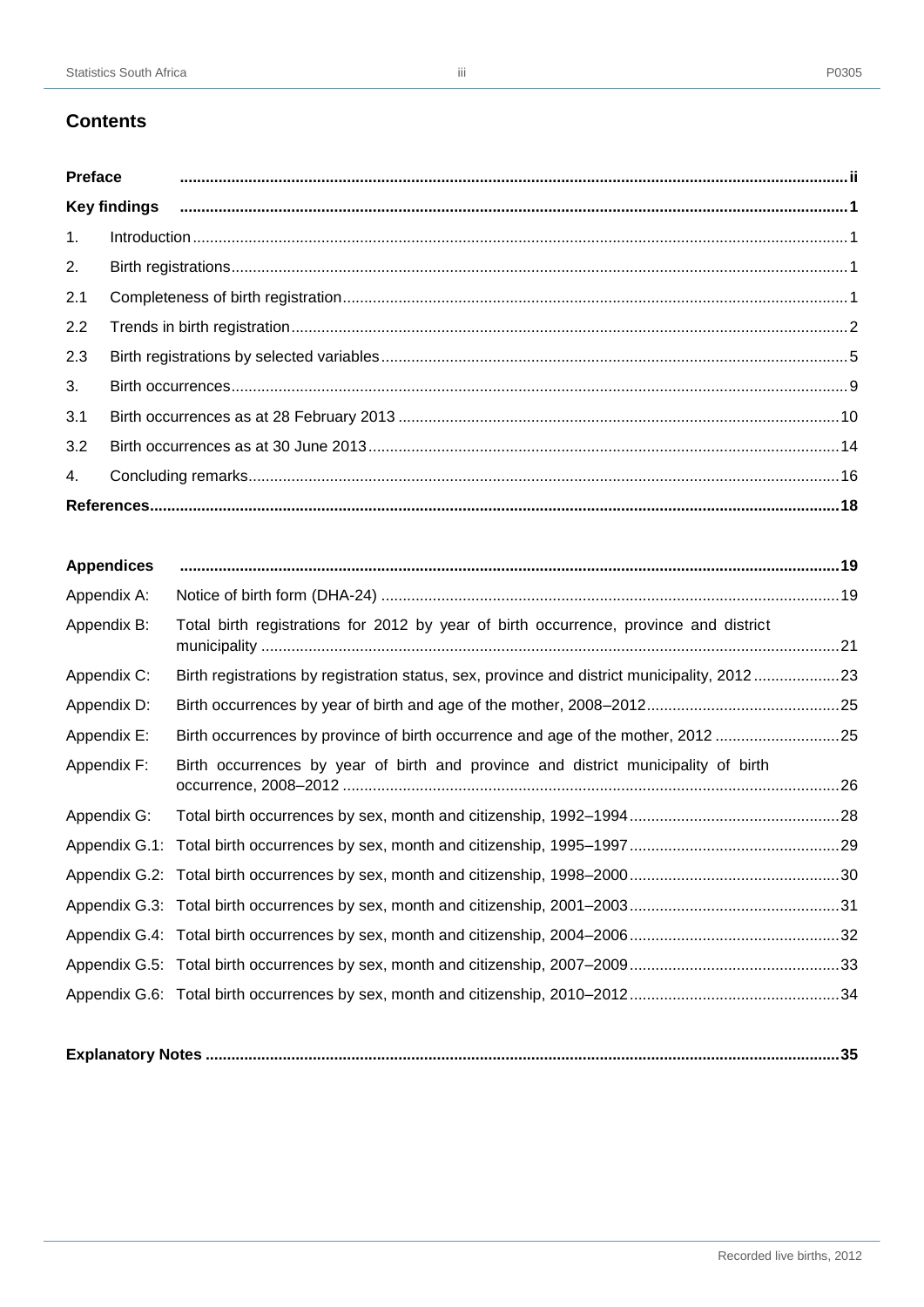## Contents

| | | |
|---|---|---|
| **Preface** | | **ii** |
| **Key findings** | | **1** |
| 1. | Introduction | 1 |
| 2. | Birth registrations | 1 |
| 2.1 | Completeness of birth registration | 1 |
| 2.2 | Trends in birth registration | 2 |
| 2.3 | Birth registrations by selected variables | 5 |
| 3. | Birth occurrences | 9 |
| 3.1 | Birth occurrences as at 28 February 2013 | 10 |
| 3.2 | Birth occurrences as at 30 June 2013 | 14 |
| 4. | Concluding remarks | 16 |
| **References** | | **18** |

| | | |
|---|---|---|
| **Appendices** | | **19** |
| Appendix A: | Notice of birth form (DHA-24) | 19 |
| Appendix B: | Total birth registrations for 2012 by year of birth occurrence, province and district municipality | 21 |
| Appendix C: | Birth registrations by registration status, sex, province and district municipality, 2012 | 23 |
| Appendix D: | Birth occurrences by year of birth and age of the mother, 2008–2012 | 25 |
| Appendix E: | Birth occurrences by province of birth occurrence and age of the mother, 2012 | 25 |
| Appendix F: | Birth occurrences by year of birth and province and district municipality of birth occurrence, 2008–2012 | 26 |
| Appendix G: | Total birth occurrences by sex, month and citizenship, 1992–1994 | 28 |
| Appendix G.1: | Total birth occurrences by sex, month and citizenship, 1995–1997 | 29 |
| Appendix G.2: | Total birth occurrences by sex, month and citizenship, 1998–2000 | 30 |
| Appendix G.3: | Total birth occurrences by sex, month and citizenship, 2001–2003 | 31 |
| Appendix G.4: | Total birth occurrences by sex, month and citizenship, 2004–2006 | 32 |
| Appendix G.5: | Total birth occurrences by sex, month and citizenship, 2007–2009 | 33 |
| Appendix G.6: | Total birth occurrences by sex, month and citizenship, 2010–2012 | 34 |

**Explanatory Notes** .................................................. **35**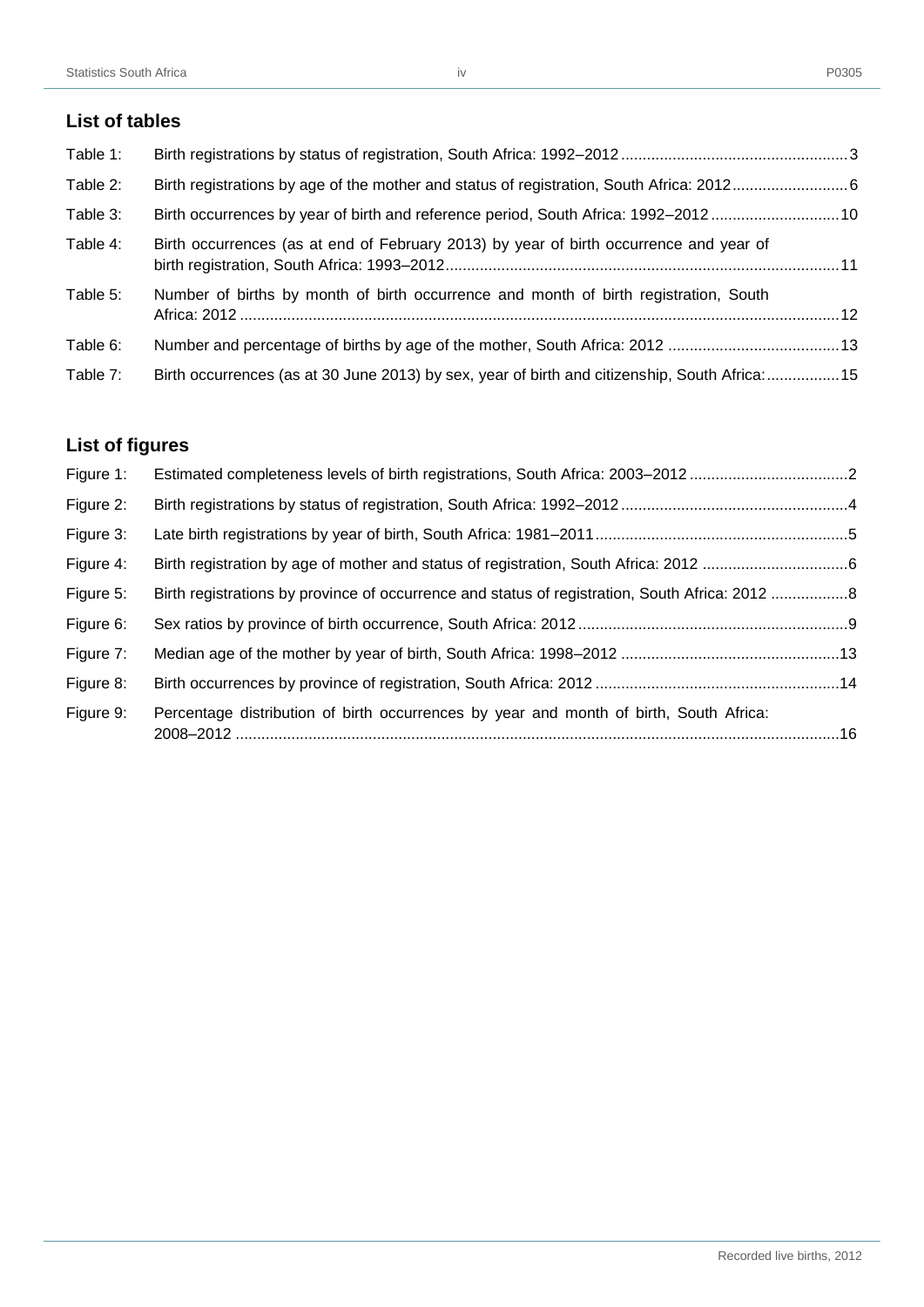## List of tables

| | | |
|---|---|---|
| Table 1: | Birth registrations by status of registration, South Africa: 1992–2012 | 3 |
| Table 2: | Birth registrations by age of the mother and status of registration, South Africa: 2012 | 6 |
| Table 3: | Birth occurrences by year of birth and reference period, South Africa: 1992–2012 | 10 |
| Table 4: | Birth occurrences (as at end of February 2013) by year of birth occurrence and year of birth registration, South Africa: 1993–2012 | 11 |
| Table 5: | Number of births by month of birth occurrence and month of birth registration, South Africa: 2012 | 12 |
| Table 6: | Number and percentage of births by age of the mother, South Africa: 2012 | 13 |
| Table 7: | Birth occurrences (as at 30 June 2013) by sex, year of birth and citizenship, South Africa: | 15 |

## List of figures

| | | |
|---|---|---|
| Figure 1: | Estimated completeness levels of birth registrations, South Africa: 2003–2012 | 2 |
| Figure 2: | Birth registrations by status of registration, South Africa: 1992–2012 | 4 |
| Figure 3: | Late birth registrations by year of birth, South Africa: 1981–2011 | 5 |
| Figure 4: | Birth registration by age of mother and status of registration, South Africa: 2012 | 6 |
| Figure 5: | Birth registrations by province of occurrence and status of registration, South Africa: 2012 | 8 |
| Figure 6: | Sex ratios by province of birth occurrence, South Africa: 2012 | 9 |
| Figure 7: | Median age of the mother by year of birth, South Africa: 1998–2012 | 13 |
| Figure 8: | Birth occurrences by province of registration, South Africa: 2012 | 14 |
| Figure 9: | Percentage distribution of birth occurrences by year and month of birth, South Africa: 2008–2012 | 16 |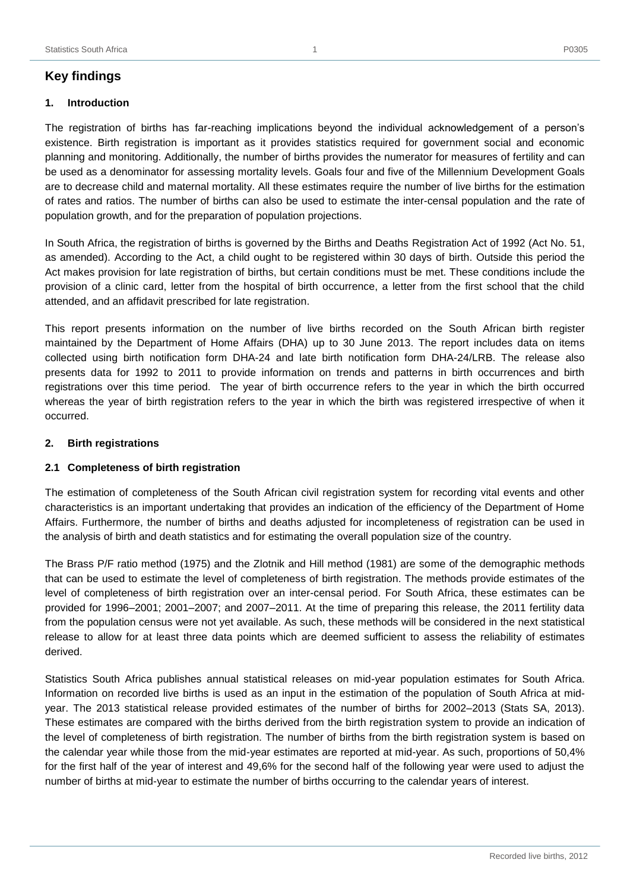# Key findings

## 1. Introduction

The registration of births has far-reaching implications beyond the individual acknowledgement of a person's existence. Birth registration is important as it provides statistics required for government social and economic planning and monitoring. Additionally, the number of births provides the numerator for measures of fertility and can be used as a denominator for assessing mortality levels. Goals four and five of the Millennium Development Goals are to decrease child and maternal mortality. All these estimates require the number of live births for the estimation of rates and ratios. The number of births can also be used to estimate the inter-censal population and the rate of population growth, and for the preparation of population projections.

In South Africa, the registration of births is governed by the Births and Deaths Registration Act of 1992 (Act No. 51, as amended). According to the Act, a child ought to be registered within 30 days of birth. Outside this period the Act makes provision for late registration of births, but certain conditions must be met. These conditions include the provision of a clinic card, letter from the hospital of birth occurrence, a letter from the first school that the child attended, and an affidavit prescribed for late registration.

This report presents information on the number of live births recorded on the South African birth register maintained by the Department of Home Affairs (DHA) up to 30 June 2013. The report includes data on items collected using birth notification form DHA-24 and late birth notification form DHA-24/LRB. The release also presents data for 1992 to 2011 to provide information on trends and patterns in birth occurrences and birth registrations over this time period. The year of birth occurrence refers to the year in which the birth occurred whereas the year of birth registration refers to the year in which the birth was registered irrespective of when it occurred.

## 2. Birth registrations

### 2.1 Completeness of birth registration

The estimation of completeness of the South African civil registration system for recording vital events and other characteristics is an important undertaking that provides an indication of the efficiency of the Department of Home Affairs. Furthermore, the number of births and deaths adjusted for incompleteness of registration can be used in the analysis of birth and death statistics and for estimating the overall population size of the country.

The Brass P/F ratio method (1975) and the Zlotnik and Hill method (1981) are some of the demographic methods that can be used to estimate the level of completeness of birth registration. The methods provide estimates of the level of completeness of birth registration over an inter-censal period. For South Africa, these estimates can be provided for 1996–2001; 2001–2007; and 2007–2011. At the time of preparing this release, the 2011 fertility data from the population census were not yet available. As such, these methods will be considered in the next statistical release to allow for at least three data points which are deemed sufficient to assess the reliability of estimates derived.

Statistics South Africa publishes annual statistical releases on mid-year population estimates for South Africa. Information on recorded live births is used as an input in the estimation of the population of South Africa at mid-year. The 2013 statistical release provided estimates of the number of births for 2002–2013 (Stats SA, 2013). These estimates are compared with the births derived from the birth registration system to provide an indication of the level of completeness of birth registration. The number of births from the birth registration system is based on the calendar year while those from the mid-year estimates are reported at mid-year. As such, proportions of 50,4% for the first half of the year of interest and 49,6% for the second half of the following year were used to adjust the number of births at mid-year to estimate the number of births occurring to the calendar years of interest.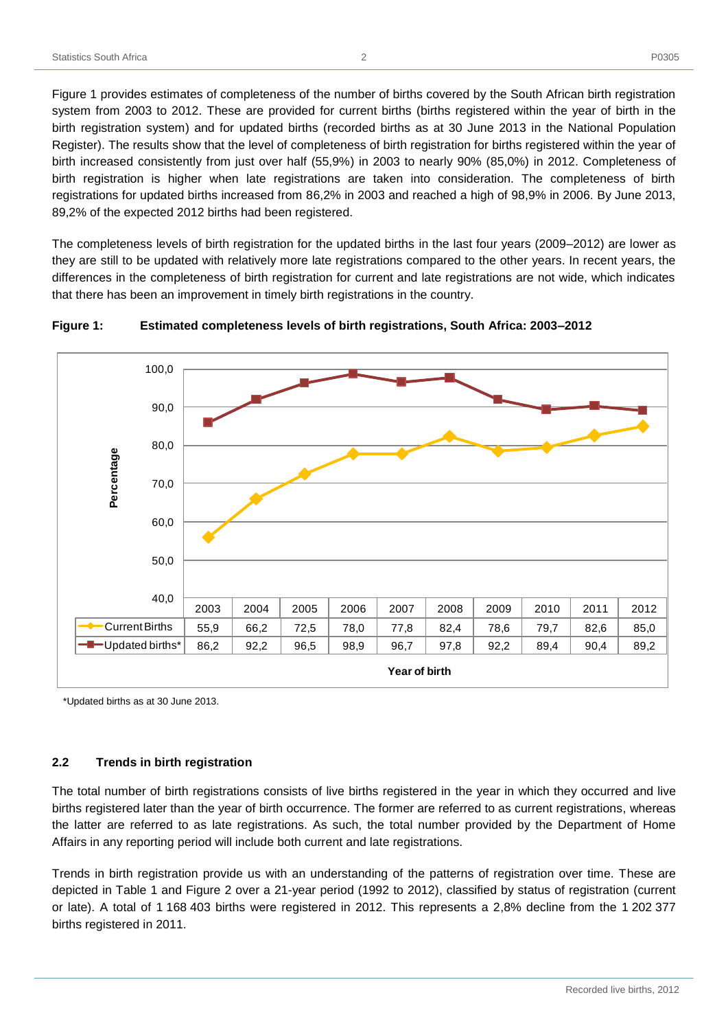Figure 1 provides estimates of completeness of the number of births covered by the South African birth registration system from 2003 to 2012. These are provided for current births (births registered within the year of birth in the birth registration system) and for updated births (recorded births as at 30 June 2013 in the National Population Register). The results show that the level of completeness of birth registration for births registered within the year of birth increased consistently from just over half (55,9%) in 2003 to nearly 90% (85,0%) in 2012. Completeness of birth registration is higher when late registrations are taken into consideration. The completeness of birth registrations for updated births increased from 86,2% in 2003 and reached a high of 98,9% in 2006. By June 2013, 89,2% of the expected 2012 births had been registered.

The completeness levels of birth registration for the updated births in the last four years (2009–2012) are lower as they are still to be updated with relatively more late registrations compared to the other years. In recent years, the differences in the completeness of birth registration for current and late registrations are not wide, which indicates that there has been an improvement in timely birth registrations in the country.

**Figure 1: Estimated completeness levels of birth registrations, South Africa: 2003–2012**

| | 2003 | 2004 | 2005 | 2006 | 2007 | 2008 | 2009 | 2010 | 2011 | 2012 |
|---|---|---|---|---|---|---|---|---|---|---|
| Current Births | 55,9 | 66,2 | 72,5 | 78,0 | 77,8 | 82,4 | 78,6 | 79,7 | 82,6 | 85,0 |
| Updated births* | 86,2 | 92,2 | 96,5 | 98,9 | 96,7 | 97,8 | 92,2 | 89,4 | 90,4 | 89,2 |

Year of birth

*Updated births as at 30 June 2013.

### 2.2 Trends in birth registration

The total number of birth registrations consists of live births registered in the year in which they occurred and live births registered later than the year of birth occurrence. The former are referred to as current registrations, whereas the latter are referred to as late registrations. As such, the total number provided by the Department of Home Affairs in any reporting period will include both current and late registrations.

Trends in birth registration provide us with an understanding of the patterns of registration over time. These are depicted in Table 1 and Figure 2 over a 21-year period (1992 to 2012), classified by status of registration (current or late). A total of 1 168 403 births were registered in 2012. This represents a 2,8% decline from the 1 202 377 births registered in 2011.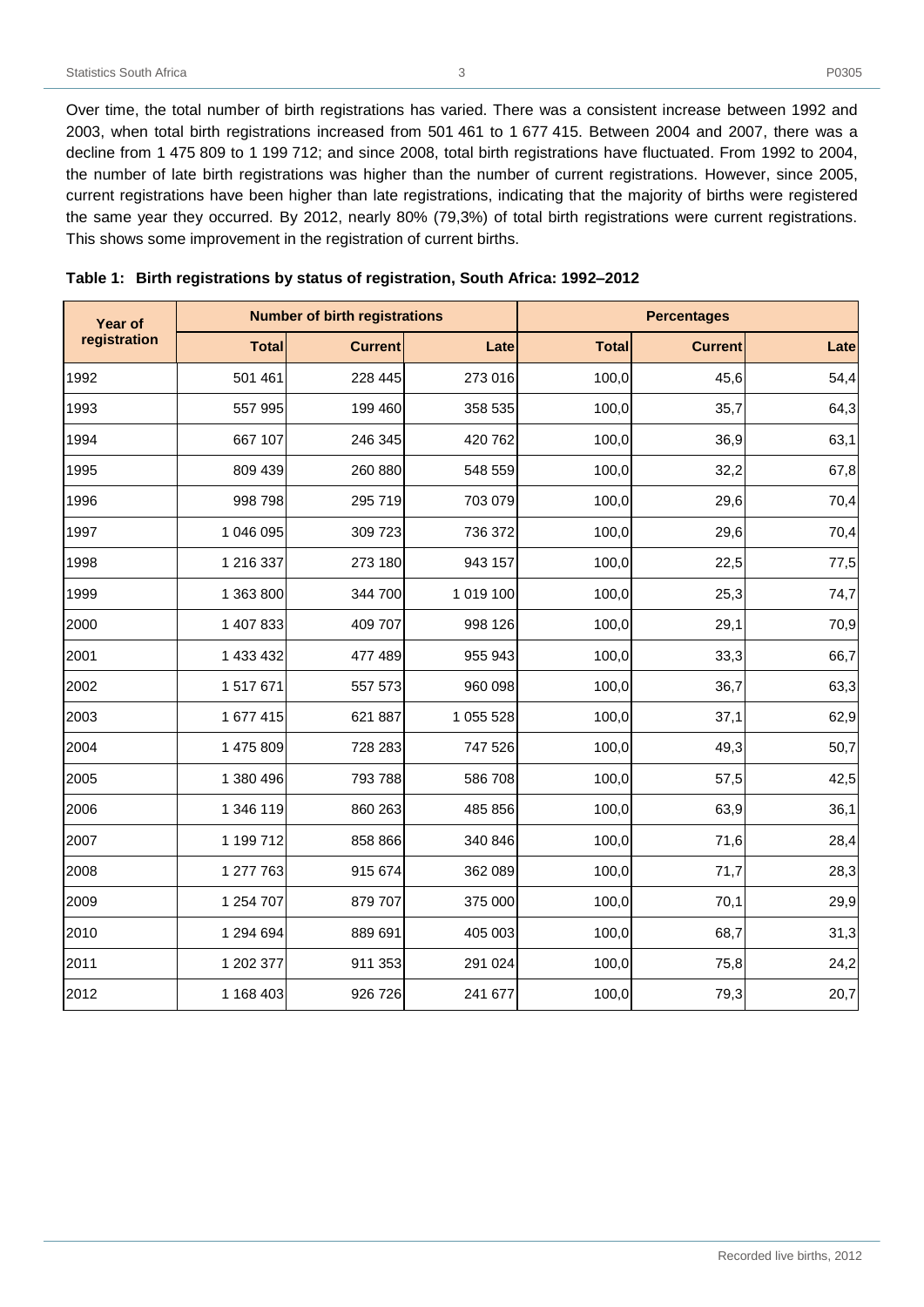Over time, the total number of birth registrations has varied. There was a consistent increase between 1992 and 2003, when total birth registrations increased from 501 461 to 1 677 415. Between 2004 and 2007, there was a decline from 1 475 809 to 1 199 712; and since 2008, total birth registrations have fluctuated. From 1992 to 2004, the number of late birth registrations was higher than the number of current registrations. However, since 2005, current registrations have been higher than late registrations, indicating that the majority of births were registered the same year they occurred. By 2012, nearly 80% (79,3%) of total birth registrations were current registrations. This shows some improvement in the registration of current births.

**Table 1: Birth registrations by status of registration, South Africa: 1992–2012**

| Year of registration | Number of birth registrations | | | Percentages | | |
|---|---|---|---|---|---|---|
| | Total | Current | Late | Total | Current | Late |
| 1992 | 501 461 | 228 445 | 273 016 | 100,0 | 45,6 | 54,4 |
| 1993 | 557 995 | 199 460 | 358 535 | 100,0 | 35,7 | 64,3 |
| 1994 | 667 107 | 246 345 | 420 762 | 100,0 | 36,9 | 63,1 |
| 1995 | 809 439 | 260 880 | 548 559 | 100,0 | 32,2 | 67,8 |
| 1996 | 998 798 | 295 719 | 703 079 | 100,0 | 29,6 | 70,4 |
| 1997 | 1 046 095 | 309 723 | 736 372 | 100,0 | 29,6 | 70,4 |
| 1998 | 1 216 337 | 273 180 | 943 157 | 100,0 | 22,5 | 77,5 |
| 1999 | 1 363 800 | 344 700 | 1 019 100 | 100,0 | 25,3 | 74,7 |
| 2000 | 1 407 833 | 409 707 | 998 126 | 100,0 | 29,1 | 70,9 |
| 2001 | 1 433 432 | 477 489 | 955 943 | 100,0 | 33,3 | 66,7 |
| 2002 | 1 517 671 | 557 573 | 960 098 | 100,0 | 36,7 | 63,3 |
| 2003 | 1 677 415 | 621 887 | 1 055 528 | 100,0 | 37,1 | 62,9 |
| 2004 | 1 475 809 | 728 283 | 747 526 | 100,0 | 49,3 | 50,7 |
| 2005 | 1 380 496 | 793 788 | 586 708 | 100,0 | 57,5 | 42,5 |
| 2006 | 1 346 119 | 860 263 | 485 856 | 100,0 | 63,9 | 36,1 |
| 2007 | 1 199 712 | 858 866 | 340 846 | 100,0 | 71,6 | 28,4 |
| 2008 | 1 277 763 | 915 674 | 362 089 | 100,0 | 71,7 | 28,3 |
| 2009 | 1 254 707 | 879 707 | 375 000 | 100,0 | 70,1 | 29,9 |
| 2010 | 1 294 694 | 889 691 | 405 003 | 100,0 | 68,7 | 31,3 |
| 2011 | 1 202 377 | 911 353 | 291 024 | 100,0 | 75,8 | 24,2 |
| 2012 | 1 168 403 | 926 726 | 241 677 | 100,0 | 79,3 | 20,7 |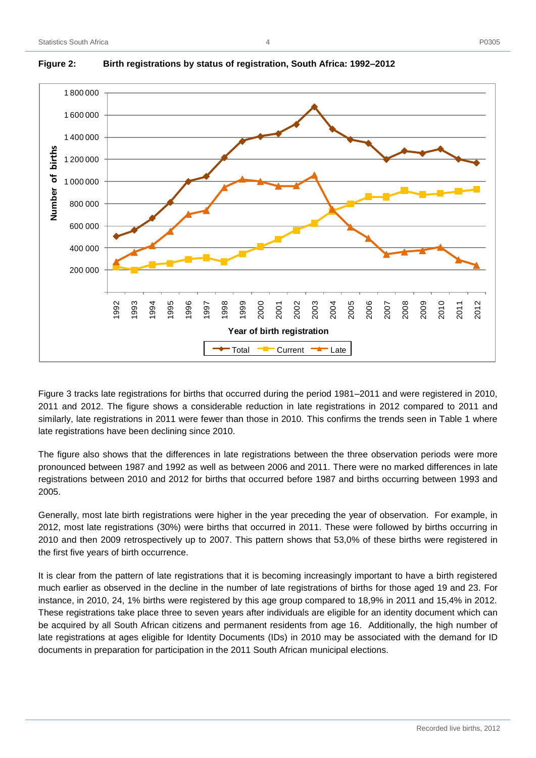**Figure 2: Birth registrations by status of registration, South Africa: 1992–2012**

Figure 3 tracks late registrations for births that occurred during the period 1981–2011 and were registered in 2010, 2011 and 2012. The figure shows a considerable reduction in late registrations in 2012 compared to 2011 and similarly, late registrations in 2011 were fewer than those in 2010. This confirms the trends seen in Table 1 where late registrations have been declining since 2010.

The figure also shows that the differences in late registrations between the three observation periods were more pronounced between 1987 and 1992 as well as between 2006 and 2011. There were no marked differences in late registrations between 2010 and 2012 for births that occurred before 1987 and births occurring between 1993 and 2005.

Generally, most late birth registrations were higher in the year preceding the year of observation. For example, in 2012, most late registrations (30%) were births that occurred in 2011. These were followed by births occurring in 2010 and then 2009 retrospectively up to 2007. This pattern shows that 53,0% of these births were registered in the first five years of birth occurrence.

It is clear from the pattern of late registrations that it is becoming increasingly important to have a birth registered much earlier as observed in the decline in the number of late registrations of births for those aged 19 and 23. For instance, in 2010, 24, 1% births were registered by this age group compared to 18,9% in 2011 and 15,4% in 2012. These registrations take place three to seven years after individuals are eligible for an identity document which can be acquired by all South African citizens and permanent residents from age 16. Additionally, the high number of late registrations at ages eligible for Identity Documents (IDs) in 2010 may be associated with the demand for ID documents in preparation for participation in the 2011 South African municipal elections.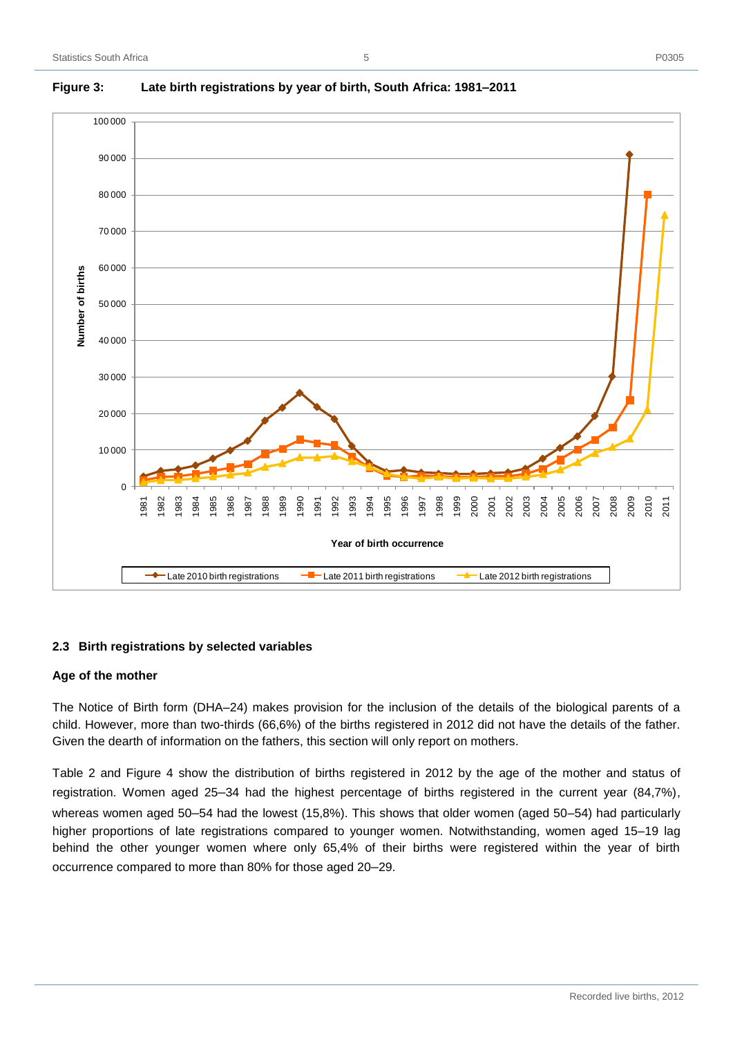**Figure 3: Late birth registrations by year of birth, South Africa: 1981–2011**

## 2.3 Birth registrations by selected variables

### Age of the mother

The Notice of Birth form (DHA–24) makes provision for the inclusion of the details of the biological parents of a child. However, more than two-thirds (66,6%) of the births registered in 2012 did not have the details of the father. Given the dearth of information on the fathers, this section will only report on mothers.

Table 2 and Figure 4 show the distribution of births registered in 2012 by the age of the mother and status of registration. Women aged 25–34 had the highest percentage of births registered in the current year (84,7%), whereas women aged 50–54 had the lowest (15,8%). This shows that older women (aged 50–54) had particularly higher proportions of late registrations compared to younger women. Notwithstanding, women aged 15–19 lag behind the other younger women where only 65,4% of their births were registered within the year of birth occurrence compared to more than 80% for those aged 20–29.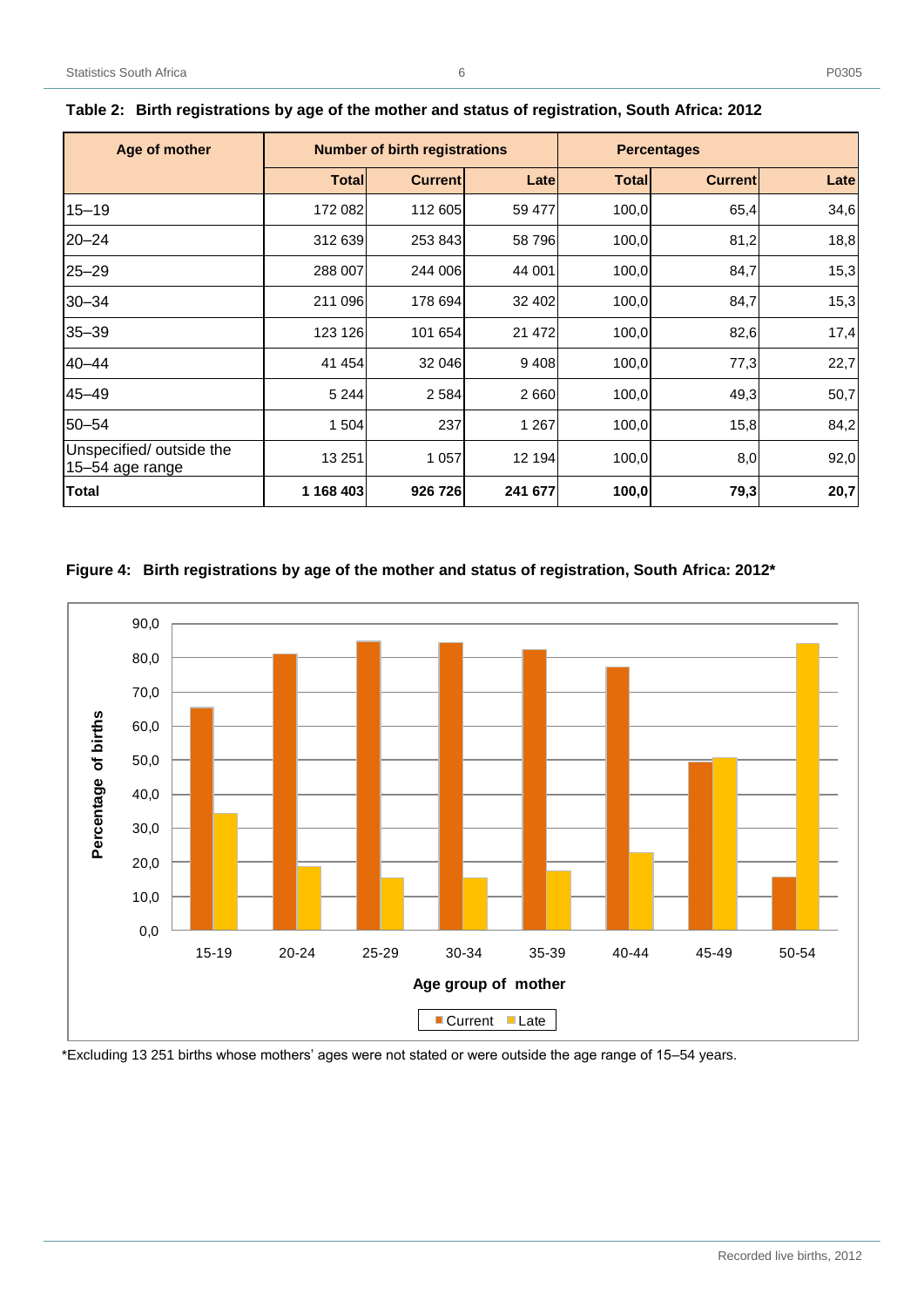**Table 2: Birth registrations by age of the mother and status of registration, South Africa: 2012**

| Age of mother | Number of birth registrations | | | Percentages | | |
|---|---|---|---|---|---|---|
| | Total | Current | Late | Total | Current | Late |
| 15–19 | 172 082 | 112 605 | 59 477 | 100,0 | 65,4 | 34,6 |
| 20–24 | 312 639 | 253 843 | 58 796 | 100,0 | 81,2 | 18,8 |
| 25–29 | 288 007 | 244 006 | 44 001 | 100,0 | 84,7 | 15,3 |
| 30–34 | 211 096 | 178 694 | 32 402 | 100,0 | 84,7 | 15,3 |
| 35–39 | 123 126 | 101 654 | 21 472 | 100,0 | 82,6 | 17,4 |
| 40–44 | 41 454 | 32 046 | 9 408 | 100,0 | 77,3 | 22,7 |
| 45–49 | 5 244 | 2 584 | 2 660 | 100,0 | 49,3 | 50,7 |
| 50–54 | 1 504 | 237 | 1 267 | 100,0 | 15,8 | 84,2 |
| Unspecified/ outside the 15–54 age range | 13 251 | 1 057 | 12 194 | 100,0 | 8,0 | 92,0 |
| **Total** | **1 168 403** | **926 726** | **241 677** | **100,0** | **79,3** | **20,7** |

**Figure 4: Birth registrations by age of the mother and status of registration, South Africa: 2012***

*Excluding 13 251 births whose mothers' ages were not stated or were outside the age range of 15–54 years.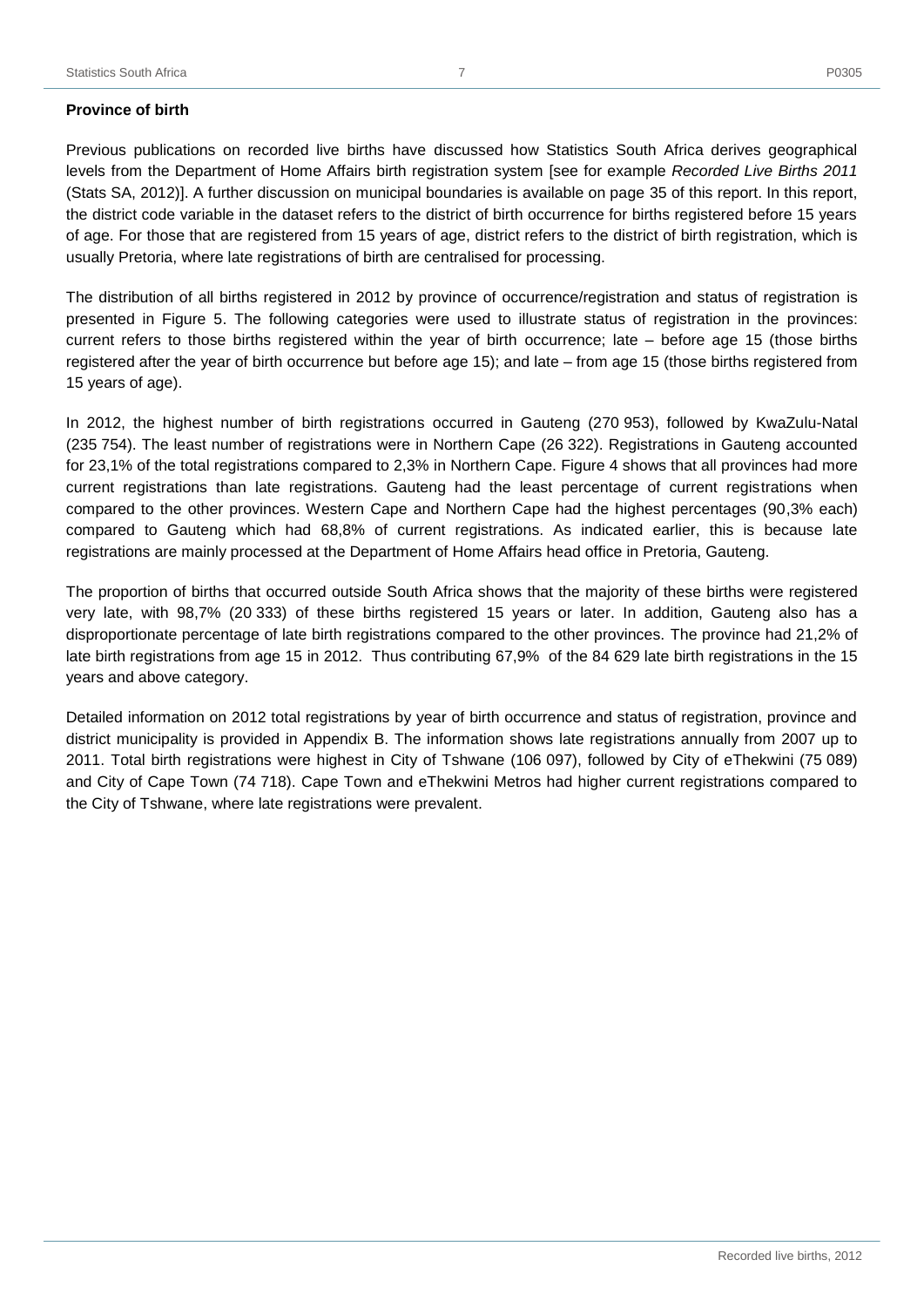**Province of birth**

Previous publications on recorded live births have discussed how Statistics South Africa derives geographical levels from the Department of Home Affairs birth registration system [see for example *Recorded Live Births 2011* (Stats SA, 2012)]. A further discussion on municipal boundaries is available on page 35 of this report. In this report, the district code variable in the dataset refers to the district of birth occurrence for births registered before 15 years of age. For those that are registered from 15 years of age, district refers to the district of birth registration, which is usually Pretoria, where late registrations of birth are centralised for processing.

The distribution of all births registered in 2012 by province of occurrence/registration and status of registration is presented in Figure 5. The following categories were used to illustrate status of registration in the provinces: current refers to those births registered within the year of birth occurrence; late – before age 15 (those births registered after the year of birth occurrence but before age 15); and late – from age 15 (those births registered from 15 years of age).

In 2012, the highest number of birth registrations occurred in Gauteng (270 953), followed by KwaZulu-Natal (235 754). The least number of registrations were in Northern Cape (26 322). Registrations in Gauteng accounted for 23,1% of the total registrations compared to 2,3% in Northern Cape. Figure 4 shows that all provinces had more current registrations than late registrations. Gauteng had the least percentage of current registrations when compared to the other provinces. Western Cape and Northern Cape had the highest percentages (90,3% each) compared to Gauteng which had 68,8% of current registrations. As indicated earlier, this is because late registrations are mainly processed at the Department of Home Affairs head office in Pretoria, Gauteng.

The proportion of births that occurred outside South Africa shows that the majority of these births were registered very late, with 98,7% (20 333) of these births registered 15 years or later. In addition, Gauteng also has a disproportionate percentage of late birth registrations compared to the other provinces. The province had 21,2% of late birth registrations from age 15 in 2012. Thus contributing 67,9% of the 84 629 late birth registrations in the 15 years and above category.

Detailed information on 2012 total registrations by year of birth occurrence and status of registration, province and district municipality is provided in Appendix B. The information shows late registrations annually from 2007 up to 2011. Total birth registrations were highest in City of Tshwane (106 097), followed by City of eThekwini (75 089) and City of Cape Town (74 718). Cape Town and eThekwini Metros had higher current registrations compared to the City of Tshwane, where late registrations were prevalent.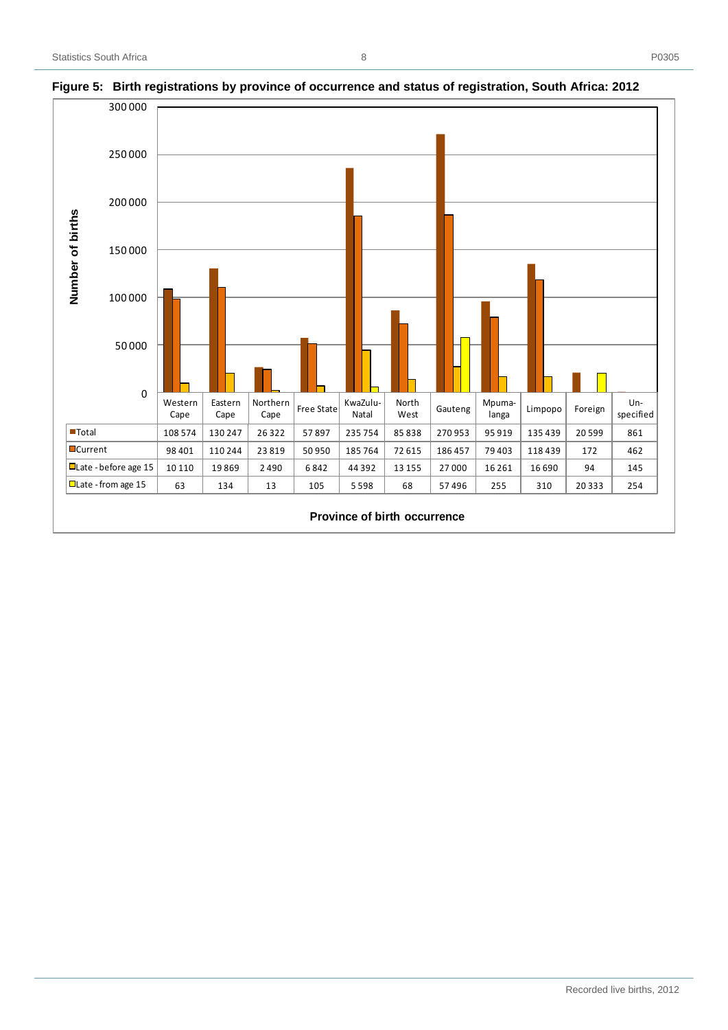**Figure 5: Birth registrations by province of occurrence and status of registration, South Africa: 2012**

| | Western Cape | Eastern Cape | Northern Cape | Free State | KwaZulu-Natal | North West | Gauteng | Mpumalanga | Limpopo | Foreign | Unspecified |
|---|---|---|---|---|---|---|---|---|---|---|---|
| Total | 108 574 | 130 247 | 26 322 | 57 897 | 235 754 | 85 838 | 270 953 | 95 919 | 135 439 | 20 599 | 861 |
| Current | 98 401 | 110 244 | 23 819 | 50 950 | 185 764 | 72 615 | 186 457 | 79 403 | 118 439 | 172 | 462 |
| Late - before age 15 | 10 110 | 19 869 | 2 490 | 6 842 | 44 392 | 13 155 | 27 000 | 16 261 | 16 690 | 94 | 145 |
| Late - from age 15 | 63 | 134 | 13 | 105 | 5 598 | 68 | 57 496 | 255 | 310 | 20 333 | 254 |

Province of birth occurrence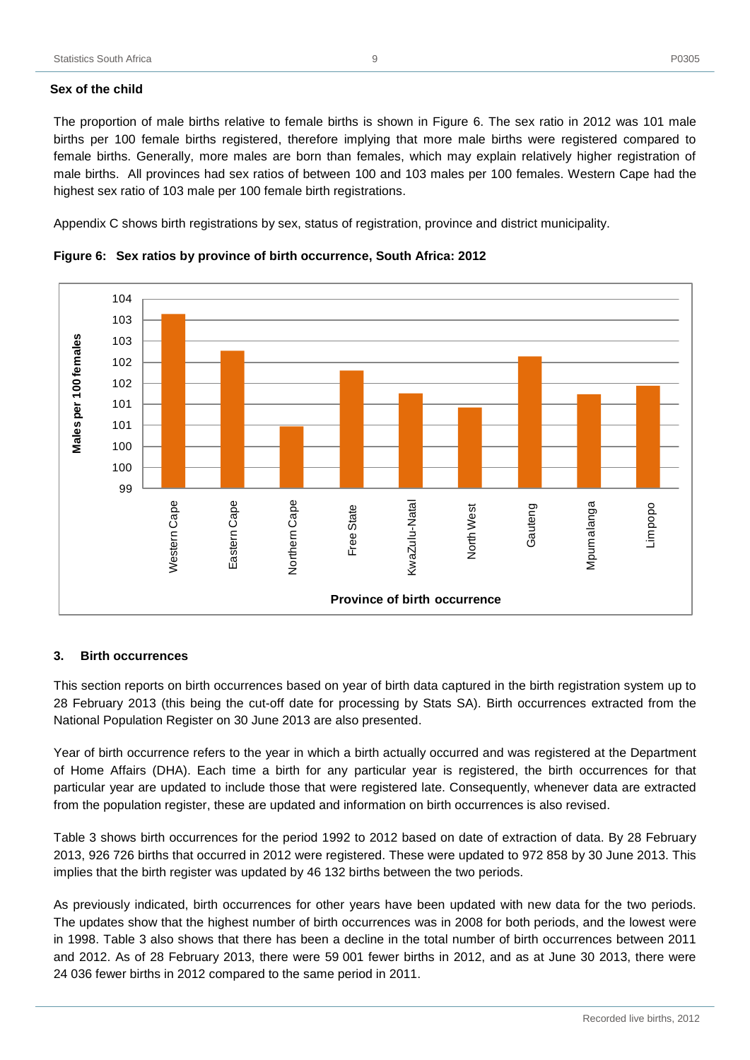**Sex of the child**

The proportion of male births relative to female births is shown in Figure 6. The sex ratio in 2012 was 101 male births per 100 female births registered, therefore implying that more male births were registered compared to female births. Generally, more males are born than females, which may explain relatively higher registration of male births. All provinces had sex ratios of between 100 and 103 males per 100 females. Western Cape had the highest sex ratio of 103 male per 100 female birth registrations.

Appendix C shows birth registrations by sex, status of registration, province and district municipality.

**Figure 6: Sex ratios by province of birth occurrence, South Africa: 2012**

## 3. Birth occurrences

This section reports on birth occurrences based on year of birth data captured in the birth registration system up to 28 February 2013 (this being the cut-off date for processing by Stats SA). Birth occurrences extracted from the National Population Register on 30 June 2013 are also presented.

Year of birth occurrence refers to the year in which a birth actually occurred and was registered at the Department of Home Affairs (DHA). Each time a birth for any particular year is registered, the birth occurrences for that particular year are updated to include those that were registered late. Consequently, whenever data are extracted from the population register, these are updated and information on birth occurrences is also revised.

Table 3 shows birth occurrences for the period 1992 to 2012 based on date of extraction of data. By 28 February 2013, 926 726 births that occurred in 2012 were registered. These were updated to 972 858 by 30 June 2013. This implies that the birth register was updated by 46 132 births between the two periods.

As previously indicated, birth occurrences for other years have been updated with new data for the two periods. The updates show that the highest number of birth occurrences was in 2008 for both periods, and the lowest were in 1998. Table 3 also shows that there has been a decline in the total number of birth occurrences between 2011 and 2012. As of 28 February 2013, there were 59 001 fewer births in 2012, and as at June 30 2013, there were 24 036 fewer births in 2012 compared to the same period in 2011.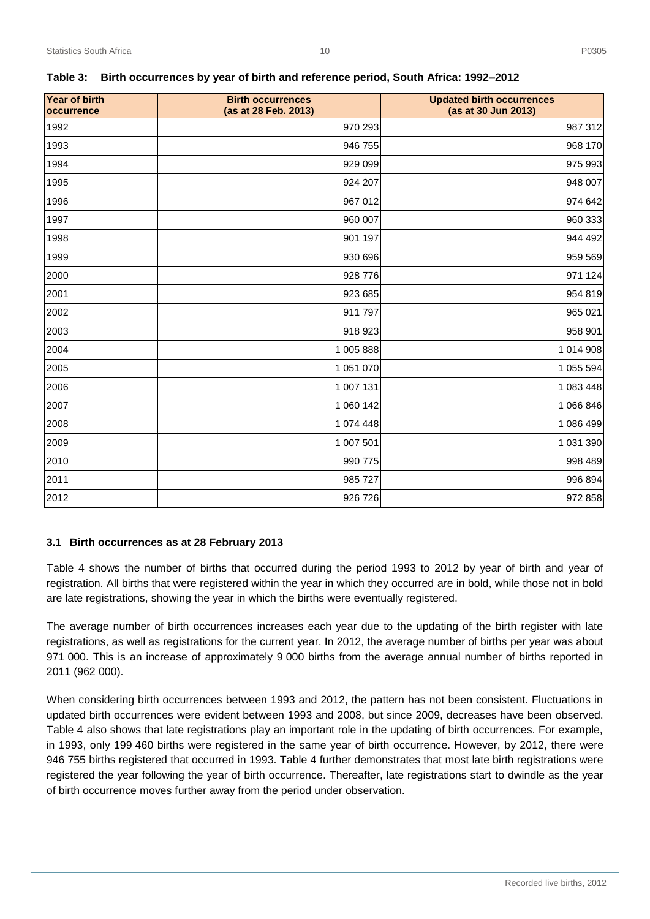**Table 3: Birth occurrences by year of birth and reference period, South Africa: 1992–2012**

| Year of birth occurrence | Birth occurrences (as at 28 Feb. 2013) | Updated birth occurrences (as at 30 Jun 2013) |
|---|---|---|
| 1992 | 970 293 | 987 312 |
| 1993 | 946 755 | 968 170 |
| 1994 | 929 099 | 975 993 |
| 1995 | 924 207 | 948 007 |
| 1996 | 967 012 | 974 642 |
| 1997 | 960 007 | 960 333 |
| 1998 | 901 197 | 944 492 |
| 1999 | 930 696 | 959 569 |
| 2000 | 928 776 | 971 124 |
| 2001 | 923 685 | 954 819 |
| 2002 | 911 797 | 965 021 |
| 2003 | 918 923 | 958 901 |
| 2004 | 1 005 888 | 1 014 908 |
| 2005 | 1 051 070 | 1 055 594 |
| 2006 | 1 007 131 | 1 083 448 |
| 2007 | 1 060 142 | 1 066 846 |
| 2008 | 1 074 448 | 1 086 499 |
| 2009 | 1 007 501 | 1 031 390 |
| 2010 | 990 775 | 998 489 |
| 2011 | 985 727 | 996 894 |
| 2012 | 926 726 | 972 858 |

### 3.1 Birth occurrences as at 28 February 2013

Table 4 shows the number of births that occurred during the period 1993 to 2012 by year of birth and year of registration. All births that were registered within the year in which they occurred are in bold, while those not in bold are late registrations, showing the year in which the births were eventually registered.

The average number of birth occurrences increases each year due to the updating of the birth register with late registrations, as well as registrations for the current year. In 2012, the average number of births per year was about 971 000. This is an increase of approximately 9 000 births from the average annual number of births reported in 2011 (962 000).

When considering birth occurrences between 1993 and 2012, the pattern has not been consistent. Fluctuations in updated birth occurrences were evident between 1993 and 2008, but since 2009, decreases have been observed. Table 4 also shows that late registrations play an important role in the updating of birth occurrences. For example, in 1993, only 199 460 births were registered in the same year of birth occurrence. However, by 2012, there were 946 755 births registered that occurred in 1993. Table 4 further demonstrates that most late birth registrations were registered the year following the year of birth occurrence. Thereafter, late registrations start to dwindle as the year of birth occurrence moves further away from the period under observation.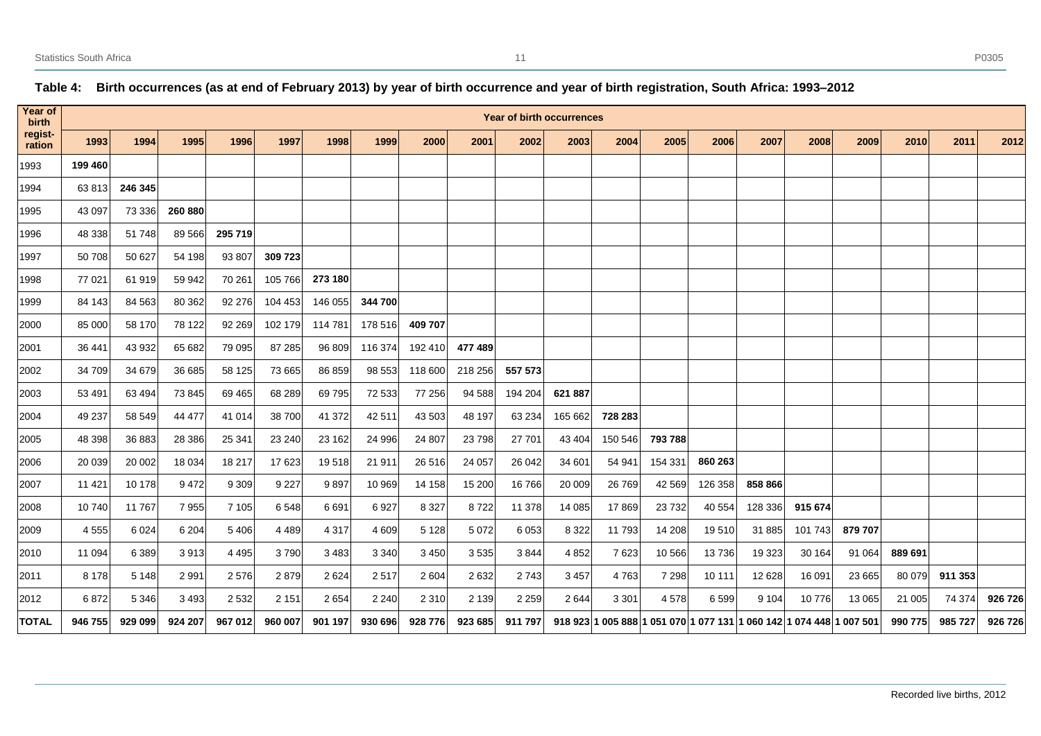**Table 4: Birth occurrences (as at end of February 2013) by year of birth occurrence and year of birth registration, South Africa: 1993–2012**

| Year of birth regist-ration | Year of birth occurrences | | | | | | | | | | | | | | | | | | | |
|---|---|---|---|---|---|---|---|---|---|---|---|---|---|---|---|---|---|---|---|---|
| | 1993 | 1994 | 1995 | 1996 | 1997 | 1998 | 1999 | 2000 | 2001 | 2002 | 2003 | 2004 | 2005 | 2006 | 2007 | 2008 | 2009 | 2010 | 2011 | 2012 |
| 1993 | **199 460** | | | | | | | | | | | | | | | | | | | |
| 1994 | 63 813 | **246 345** | | | | | | | | | | | | | | | | | | |
| 1995 | 43 097 | 73 336 | **260 880** | | | | | | | | | | | | | | | | | |
| 1996 | 48 338 | 51 748 | 89 566 | **295 719** | | | | | | | | | | | | | | | | |
| 1997 | 50 708 | 50 627 | 54 198 | 93 807 | **309 723** | | | | | | | | | | | | | | | |
| 1998 | 77 021 | 61 919 | 59 942 | 70 261 | 105 766 | **273 180** | | | | | | | | | | | | | | |
| 1999 | 84 143 | 84 563 | 80 362 | 92 276 | 104 453 | 146 055 | **344 700** | | | | | | | | | | | | | |
| 2000 | 85 000 | 58 170 | 78 122 | 92 269 | 102 179 | 114 781 | 178 516 | **409 707** | | | | | | | | | | | | |
| 2001 | 36 441 | 43 932 | 65 682 | 79 095 | 87 285 | 96 809 | 116 374 | 192 410 | **477 489** | | | | | | | | | | | |
| 2002 | 34 709 | 34 679 | 36 685 | 58 125 | 73 665 | 86 859 | 98 553 | 118 600 | 218 256 | **557 573** | | | | | | | | | | |
| 2003 | 53 491 | 63 494 | 73 845 | 69 465 | 68 289 | 69 795 | 72 533 | 77 256 | 94 588 | 194 204 | **621 887** | | | | | | | | | |
| 2004 | 49 237 | 58 549 | 44 477 | 41 014 | 38 700 | 41 372 | 42 511 | 43 503 | 48 197 | 63 234 | 165 662 | **728 283** | | | | | | | | |
| 2005 | 48 398 | 36 883 | 28 386 | 25 341 | 23 240 | 23 162 | 24 996 | 24 807 | 23 798 | 27 701 | 43 404 | 150 546 | **793 788** | | | | | | | |
| 2006 | 20 039 | 20 002 | 18 034 | 18 217 | 17 623 | 19 518 | 21 911 | 26 516 | 24 057 | 26 042 | 34 601 | 54 941 | 154 331 | **860 263** | | | | | | |
| 2007 | 11 421 | 10 178 | 9 472 | 9 309 | 9 227 | 9 897 | 10 969 | 14 158 | 15 200 | 16 766 | 20 009 | 26 769 | 42 569 | 126 358 | **858 866** | | | | | |
| 2008 | 10 740 | 11 767 | 7 955 | 7 105 | 6 548 | 6 691 | 6 927 | 8 327 | 8 722 | 11 378 | 14 085 | 17 869 | 23 732 | 40 554 | 128 336 | **915 674** | | | | |
| 2009 | 4 555 | 6 024 | 6 204 | 5 406 | 4 489 | 4 317 | 4 609 | 5 128 | 5 072 | 6 053 | 8 322 | 11 793 | 14 208 | 19 510 | 31 885 | 101 743 | **879 707** | | | |
| 2010 | 11 094 | 6 389 | 3 913 | 4 495 | 3 790 | 3 483 | 3 340 | 3 450 | 3 535 | 3 844 | 4 852 | 7 623 | 10 566 | 13 736 | 19 323 | 30 164 | 91 064 | **889 691** | | |
| 2011 | 8 178 | 5 148 | 2 991 | 2 576 | 2 879 | 2 624 | 2 517 | 2 604 | 2 632 | 2 743 | 3 457 | 4 763 | 7 298 | 10 111 | 12 628 | 16 091 | 23 665 | 80 079 | **911 353** | |
| 2012 | 6 872 | 5 346 | 3 493 | 2 532 | 2 151 | 2 654 | 2 240 | 2 310 | 2 139 | 2 259 | 2 644 | 3 301 | 4 578 | 6 599 | 9 104 | 10 776 | 13 065 | 21 005 | 74 374 | **926 726** |
| **TOTAL** | **946 755** | **929 099** | **924 207** | **967 012** | **960 007** | **901 197** | **930 696** | **928 776** | **923 685** | **911 797** | **918 923** | **1 005 888** | **1 051 070** | **1 077 131** | **1 060 142** | **1 074 448** | **1 007 501** | **990 775** | **985 727** | **926 726** |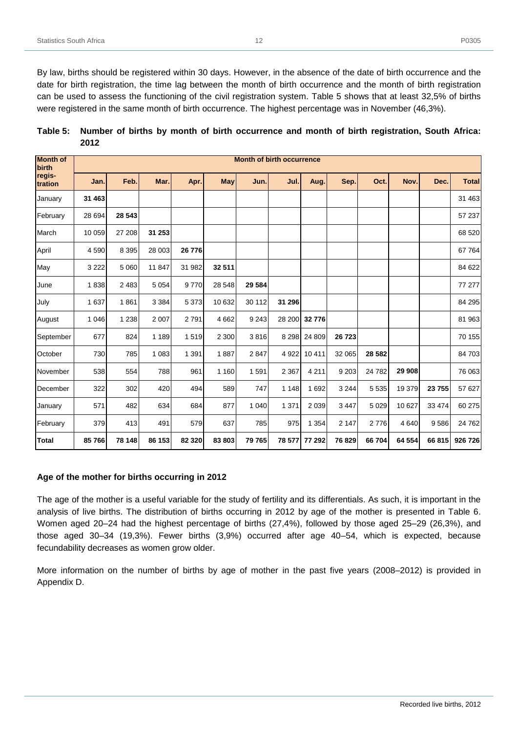By law, births should be registered within 30 days. However, in the absence of the date of birth occurrence and the date for birth registration, the time lag between the month of birth occurrence and the month of birth registration can be used to assess the functioning of the civil registration system. Table 5 shows that at least 32,5% of births were registered in the same month of birth occurrence. The highest percentage was in November (46,3%).

**Table 5: Number of births by month of birth occurrence and month of birth registration, South Africa: 2012**

| Month of birth regis-tration | Month of birth occurrence | | | | | | | | | | | | |
|---|---|---|---|---|---|---|---|---|---|---|---|---|---|
| | Jan. | Feb. | Mar. | Apr. | May | Jun. | Jul. | Aug. | Sep. | Oct. | Nov. | Dec. | Total |
| January | **31 463** | | | | | | | | | | | | 31 463 |
| February | 28 694 | **28 543** | | | | | | | | | | | 57 237 |
| March | 10 059 | 27 208 | **31 253** | | | | | | | | | | 68 520 |
| April | 4 590 | 8 395 | 28 003 | **26 776** | | | | | | | | | 67 764 |
| May | 3 222 | 5 060 | 11 847 | 31 982 | **32 511** | | | | | | | | 84 622 |
| June | 1 838 | 2 483 | 5 054 | 9 770 | 28 548 | **29 584** | | | | | | | 77 277 |
| July | 1 637 | 1 861 | 3 384 | 5 373 | 10 632 | 30 112 | **31 296** | | | | | | 84 295 |
| August | 1 046 | 1 238 | 2 007 | 2 791 | 4 662 | 9 243 | 28 200 | **32 776** | | | | | 81 963 |
| September | 677 | 824 | 1 189 | 1 519 | 2 300 | 3 816 | 8 298 | 24 809 | **26 723** | | | | 70 155 |
| October | 730 | 785 | 1 083 | 1 391 | 1 887 | 2 847 | 4 922 | 10 411 | 32 065 | **28 582** | | | 84 703 |
| November | 538 | 554 | 788 | 961 | 1 160 | 1 591 | 2 367 | 4 211 | 9 203 | 24 782 | **29 908** | | 76 063 |
| December | 322 | 302 | 420 | 494 | 589 | 747 | 1 148 | 1 692 | 3 244 | 5 535 | 19 379 | **23 755** | 57 627 |
| January | 571 | 482 | 634 | 684 | 877 | 1 040 | 1 371 | 2 039 | 3 447 | 5 029 | 10 627 | 33 474 | 60 275 |
| February | 379 | 413 | 491 | 579 | 637 | 785 | 975 | 1 354 | 2 147 | 2 776 | 4 640 | 9 586 | 24 762 |
| **Total** | **85 766** | **78 148** | **86 153** | **82 320** | **83 803** | **79 765** | **78 577** | **77 292** | **76 829** | **66 704** | **64 554** | **66 815** | **926 726** |

**Age of the mother for births occurring in 2012**

The age of the mother is a useful variable for the study of fertility and its differentials. As such, it is important in the analysis of live births. The distribution of births occurring in 2012 by age of the mother is presented in Table 6. Women aged 20–24 had the highest percentage of births (27,4%), followed by those aged 25–29 (26,3%), and those aged 30–34 (19,3%). Fewer births (3,9%) occurred after age 40–54, which is expected, because fecundability decreases as women grow older.

More information on the number of births by age of mother in the past five years (2008–2012) is provided in Appendix D.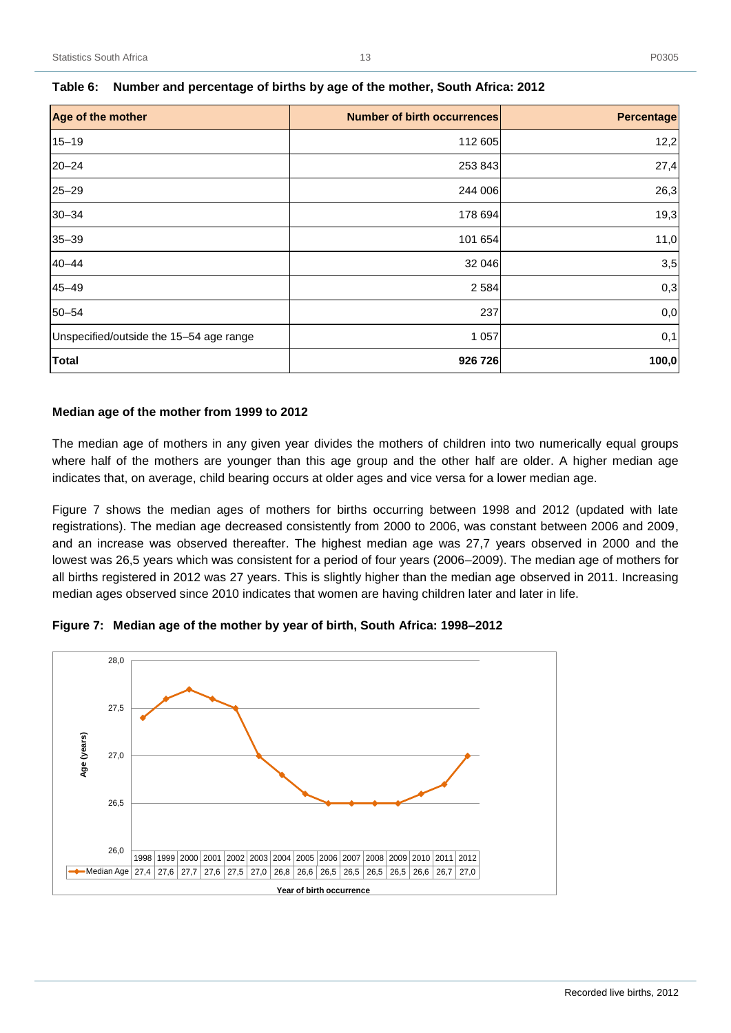**Table 6: Number and percentage of births by age of the mother, South Africa: 2012**

| Age of the mother | Number of birth occurrences | Percentage |
|---|---:|---:|
| 15–19 | 112 605 | 12,2 |
| 20–24 | 253 843 | 27,4 |
| 25–29 | 244 006 | 26,3 |
| 30–34 | 178 694 | 19,3 |
| 35–39 | 101 654 | 11,0 |
| 40–44 | 32 046 | 3,5 |
| 45–49 | 2 584 | 0,3 |
| 50–54 | 237 | 0,0 |
| Unspecified/outside the 15–54 age range | 1 057 | 0,1 |
| **Total** | **926 726** | **100,0** |

**Median age of the mother from 1999 to 2012**

The median age of mothers in any given year divides the mothers of children into two numerically equal groups where half of the mothers are younger than this age group and the other half are older. A higher median age indicates that, on average, child bearing occurs at older ages and vice versa for a lower median age.

Figure 7 shows the median ages of mothers for births occurring between 1998 and 2012 (updated with late registrations). The median age decreased consistently from 2000 to 2006, was constant between 2006 and 2009, and an increase was observed thereafter. The highest median age was 27,7 years observed in 2000 and the lowest was 26,5 years which was consistent for a period of four years (2006–2009). The median age of mothers for all births registered in 2012 was 27 years. This is slightly higher than the median age observed in 2011. Increasing median ages observed since 2010 indicates that women are having children later and later in life.

**Figure 7: Median age of the mother by year of birth, South Africa: 1998–2012**

| Year of birth occurrence | 1998 | 1999 | 2000 | 2001 | 2002 | 2003 | 2004 | 2005 | 2006 | 2007 | 2008 | 2009 | 2010 | 2011 | 2012 |
|---|---|---|---|---|---|---|---|---|---|---|---|---|---|---|---|
| Median Age | 27,4 | 27,6 | 27,7 | 27,6 | 27,5 | 27,0 | 26,8 | 26,6 | 26,5 | 26,5 | 26,5 | 26,5 | 26,6 | 26,7 | 27,0 |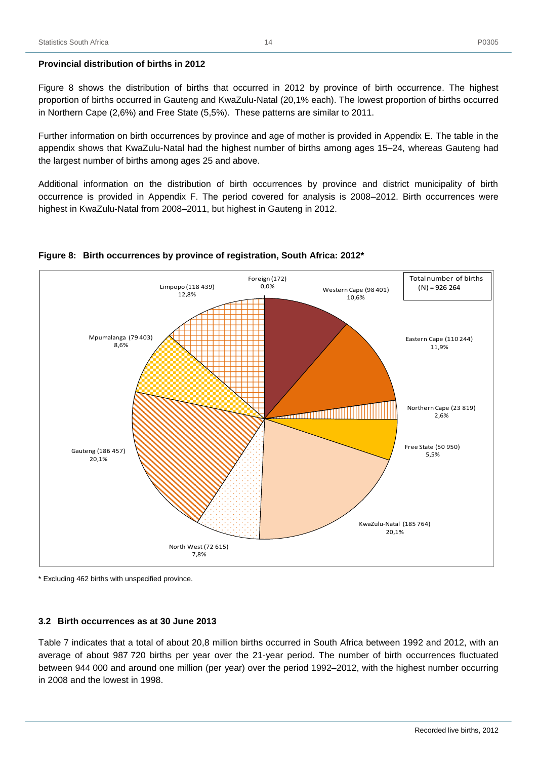**Provincial distribution of births in 2012**

Figure 8 shows the distribution of births that occurred in 2012 by province of birth occurrence. The highest proportion of births occurred in Gauteng and KwaZulu-Natal (20,1% each). The lowest proportion of births occurred in Northern Cape (2,6%) and Free State (5,5%). These patterns are similar to 2011.

Further information on birth occurrences by province and age of mother is provided in Appendix E. The table in the appendix shows that KwaZulu-Natal had the highest number of births among ages 15–24, whereas Gauteng had the largest number of births among ages 25 and above.

Additional information on the distribution of birth occurrences by province and district municipality of birth occurrence is provided in Appendix F. The period covered for analysis is 2008–2012. Birth occurrences were highest in KwaZulu-Natal from 2008–2011, but highest in Gauteng in 2012.

**Figure 8: Birth occurrences by province of registration, South Africa: 2012***

Total number of births (N) = 926 264

| Province | Births | Percentage |
|---|---|---|
| Western Cape | 98 401 | 10,6% |
| Eastern Cape | 110 244 | 11,9% |
| Northern Cape | 23 819 | 2,6% |
| Free State | 50 950 | 5,5% |
| KwaZulu-Natal | 185 764 | 20,1% |
| North West | 72 615 | 7,8% |
| Gauteng | 186 457 | 20,1% |
| Mpumalanga | 79 403 | 8,6% |
| Limpopo | 118 439 | 12,8% |
| Foreign | 172 | 0,0% |

* Excluding 462 births with unspecified province.

### 3.2 Birth occurrences as at 30 June 2013

Table 7 indicates that a total of about 20,8 million births occurred in South Africa between 1992 and 2012, with an average of about 987 720 births per year over the 21-year period. The number of birth occurrences fluctuated between 944 000 and around one million (per year) over the period 1992–2012, with the highest number occurring in 2008 and the lowest in 1998.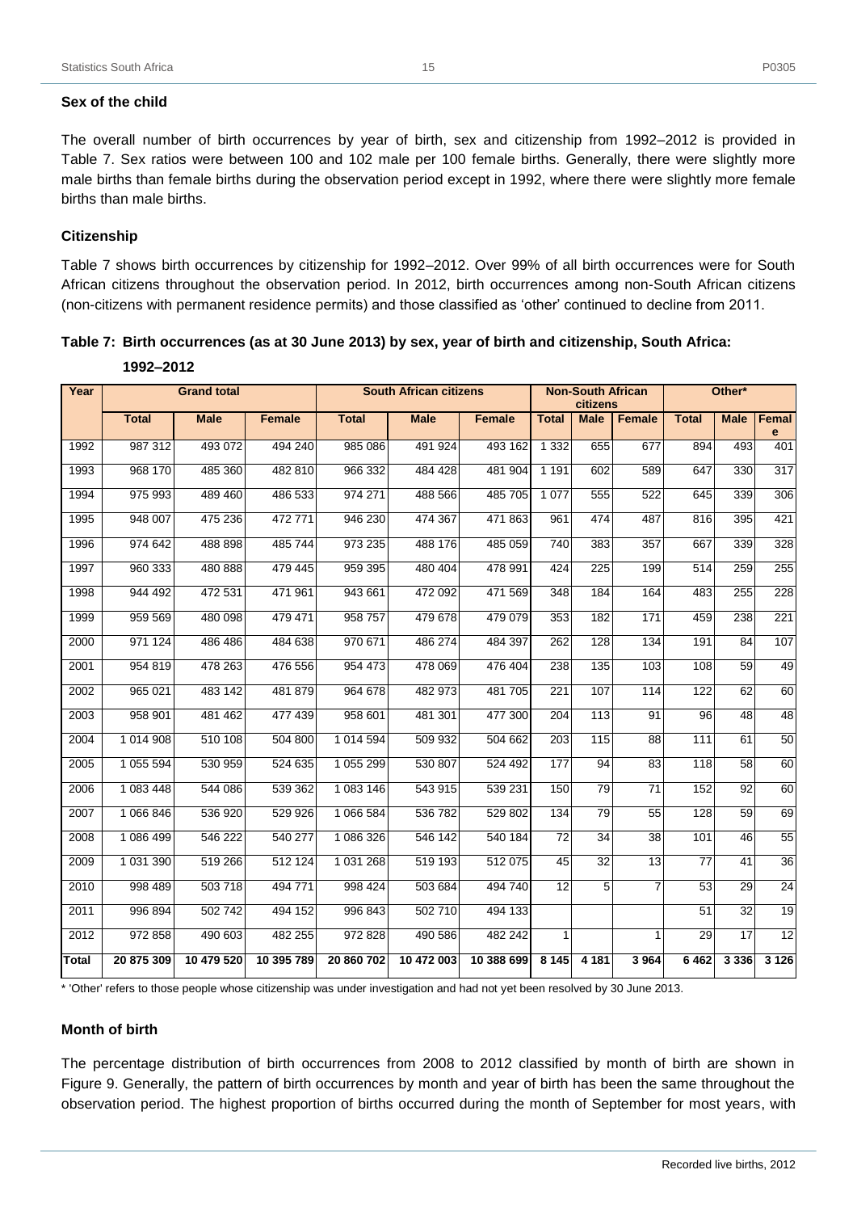### Sex of the child

The overall number of birth occurrences by year of birth, sex and citizenship from 1992–2012 is provided in Table 7. Sex ratios were between 100 and 102 male per 100 female births. Generally, there were slightly more male births than female births during the observation period except in 1992, where there were slightly more female births than male births.

### Citizenship

Table 7 shows birth occurrences by citizenship for 1992–2012. Over 99% of all birth occurrences were for South African citizens throughout the observation period. In 2012, birth occurrences among non-South African citizens (non-citizens with permanent residence permits) and those classified as 'other' continued to decline from 2011.

**Table 7: Birth occurrences (as at 30 June 2013) by sex, year of birth and citizenship, South Africa: 1992–2012**

| Year | Grand total | | | South African citizens | | | Non-South African citizens | | | Other* | | |
|---|---|---|---|---|---|---|---|---|---|---|---|---|
| | Total | Male | Female | Total | Male | Female | Total | Male | Female | Total | Male | Female |
| 1992 | 987 312 | 493 072 | 494 240 | 985 086 | 491 924 | 493 162 | 1 332 | 655 | 677 | 894 | 493 | 401 |
| 1993 | 968 170 | 485 360 | 482 810 | 966 332 | 484 428 | 481 904 | 1 191 | 602 | 589 | 647 | 330 | 317 |
| 1994 | 975 993 | 489 460 | 486 533 | 974 271 | 488 566 | 485 705 | 1 077 | 555 | 522 | 645 | 339 | 306 |
| 1995 | 948 007 | 475 236 | 472 771 | 946 230 | 474 367 | 471 863 | 961 | 474 | 487 | 816 | 395 | 421 |
| 1996 | 974 642 | 488 898 | 485 744 | 973 235 | 488 176 | 485 059 | 740 | 383 | 357 | 667 | 339 | 328 |
| 1997 | 960 333 | 480 888 | 479 445 | 959 395 | 480 404 | 478 991 | 424 | 225 | 199 | 514 | 259 | 255 |
| 1998 | 944 492 | 472 531 | 471 961 | 943 661 | 472 092 | 471 569 | 348 | 184 | 164 | 483 | 255 | 228 |
| 1999 | 959 569 | 480 098 | 479 471 | 958 757 | 479 678 | 479 079 | 353 | 182 | 171 | 459 | 238 | 221 |
| 2000 | 971 124 | 486 486 | 484 638 | 970 671 | 486 274 | 484 397 | 262 | 128 | 134 | 191 | 84 | 107 |
| 2001 | 954 819 | 478 263 | 476 556 | 954 473 | 478 069 | 476 404 | 238 | 135 | 103 | 108 | 59 | 49 |
| 2002 | 965 021 | 483 142 | 481 879 | 964 678 | 482 973 | 481 705 | 221 | 107 | 114 | 122 | 62 | 60 |
| 2003 | 958 901 | 481 462 | 477 439 | 958 601 | 481 301 | 477 300 | 204 | 113 | 91 | 96 | 48 | 48 |
| 2004 | 1 014 908 | 510 108 | 504 800 | 1 014 594 | 509 932 | 504 662 | 203 | 115 | 88 | 111 | 61 | 50 |
| 2005 | 1 055 594 | 530 959 | 524 635 | 1 055 299 | 530 807 | 524 492 | 177 | 94 | 83 | 118 | 58 | 60 |
| 2006 | 1 083 448 | 544 086 | 539 362 | 1 083 146 | 543 915 | 539 231 | 150 | 79 | 71 | 152 | 92 | 60 |
| 2007 | 1 066 846 | 536 920 | 529 926 | 1 066 584 | 536 782 | 529 802 | 134 | 79 | 55 | 128 | 59 | 69 |
| 2008 | 1 086 499 | 546 222 | 540 277 | 1 086 326 | 546 142 | 540 184 | 72 | 34 | 38 | 101 | 46 | 55 |
| 2009 | 1 031 390 | 519 266 | 512 124 | 1 031 268 | 519 193 | 512 075 | 45 | 32 | 13 | 77 | 41 | 36 |
| 2010 | 998 489 | 503 718 | 494 771 | 998 424 | 503 684 | 494 740 | 12 | 5 | 7 | 53 | 29 | 24 |
| 2011 | 996 894 | 502 742 | 494 152 | 996 843 | 502 710 | 494 133 | | | | 51 | 32 | 19 |
| 2012 | 972 858 | 490 603 | 482 255 | 972 828 | 490 586 | 482 242 | 1 | | 1 | 29 | 17 | 12 |
| **Total** | **20 875 309** | **10 479 520** | **10 395 789** | **20 860 702** | **10 472 003** | **10 388 699** | **8 145** | **4 181** | **3 964** | **6 462** | **3 336** | **3 126** |

\* 'Other' refers to those people whose citizenship was under investigation and had not yet been resolved by 30 June 2013.

### Month of birth

The percentage distribution of birth occurrences from 2008 to 2012 classified by month of birth are shown in Figure 9. Generally, the pattern of birth occurrences by month and year of birth has been the same throughout the observation period. The highest proportion of births occurred during the month of September for most years, with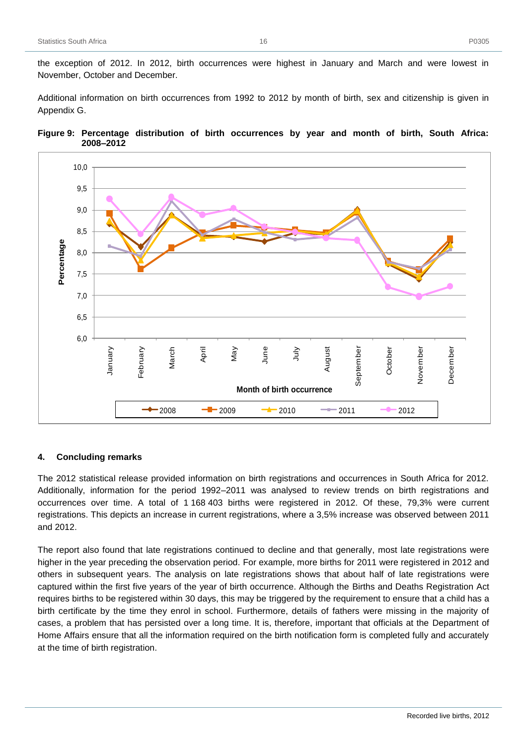the exception of 2012. In 2012, birth occurrences were highest in January and March and were lowest in November, October and December.

Additional information on birth occurrences from 1992 to 2012 by month of birth, sex and citizenship is given in Appendix G.

**Figure 9: Percentage distribution of birth occurrences by year and month of birth, South Africa: 2008–2012**

## 4. Concluding remarks

The 2012 statistical release provided information on birth registrations and occurrences in South Africa for 2012. Additionally, information for the period 1992–2011 was analysed to review trends on birth registrations and occurrences over time. A total of 1 168 403 births were registered in 2012. Of these, 79,3% were current registrations. This depicts an increase in current registrations, where a 3,5% increase was observed between 2011 and 2012.

The report also found that late registrations continued to decline and that generally, most late registrations were higher in the year preceding the observation period. For example, more births for 2011 were registered in 2012 and others in subsequent years. The analysis on late registrations shows that about half of late registrations were captured within the first five years of the year of birth occurrence. Although the Births and Deaths Registration Act requires births to be registered within 30 days, this may be triggered by the requirement to ensure that a child has a birth certificate by the time they enrol in school. Furthermore, details of fathers were missing in the majority of cases, a problem that has persisted over a long time. It is, therefore, important that officials at the Department of Home Affairs ensure that all the information required on the birth notification form is completed fully and accurately at the time of birth registration.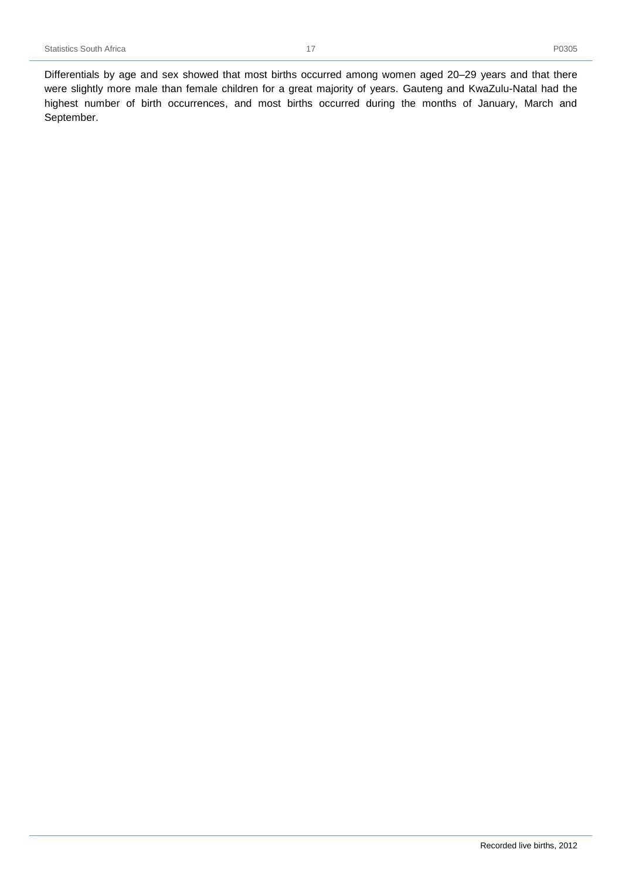Differentials by age and sex showed that most births occurred among women aged 20–29 years and that there were slightly more male than female children for a great majority of years. Gauteng and KwaZulu-Natal had the highest number of birth occurrences, and most births occurred during the months of January, March and September.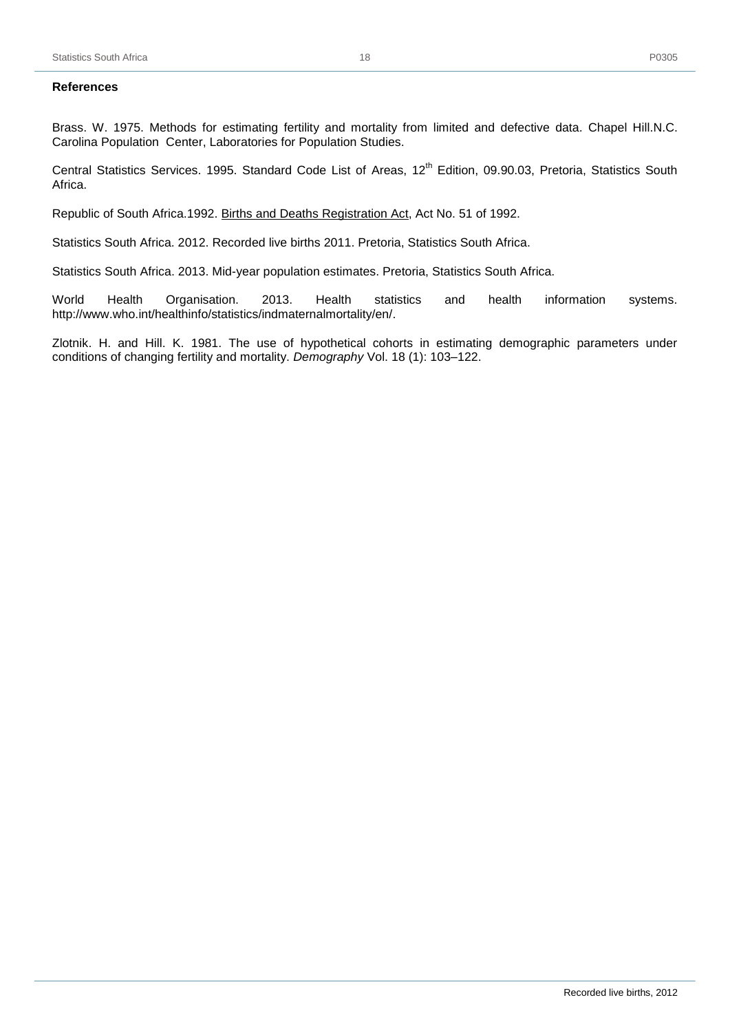**References**

Brass. W. 1975. Methods for estimating fertility and mortality from limited and defective data. Chapel Hill.N.C. Carolina Population Center, Laboratories for Population Studies.

Central Statistics Services. 1995. Standard Code List of Areas, 12th Edition, 09.90.03, Pretoria, Statistics South Africa.

Republic of South Africa.1992. Births and Deaths Registration Act, Act No. 51 of 1992.

Statistics South Africa. 2012. Recorded live births 2011. Pretoria, Statistics South Africa.

Statistics South Africa. 2013. Mid-year population estimates. Pretoria, Statistics South Africa.

World Health Organisation. 2013. Health statistics and health information systems. http://www.who.int/healthinfo/statistics/indmaternalmortality/en/.

Zlotnik. H. and Hill. K. 1981. The use of hypothetical cohorts in estimating demographic parameters under conditions of changing fertility and mortality. *Demography* Vol. 18 (1): 103–122.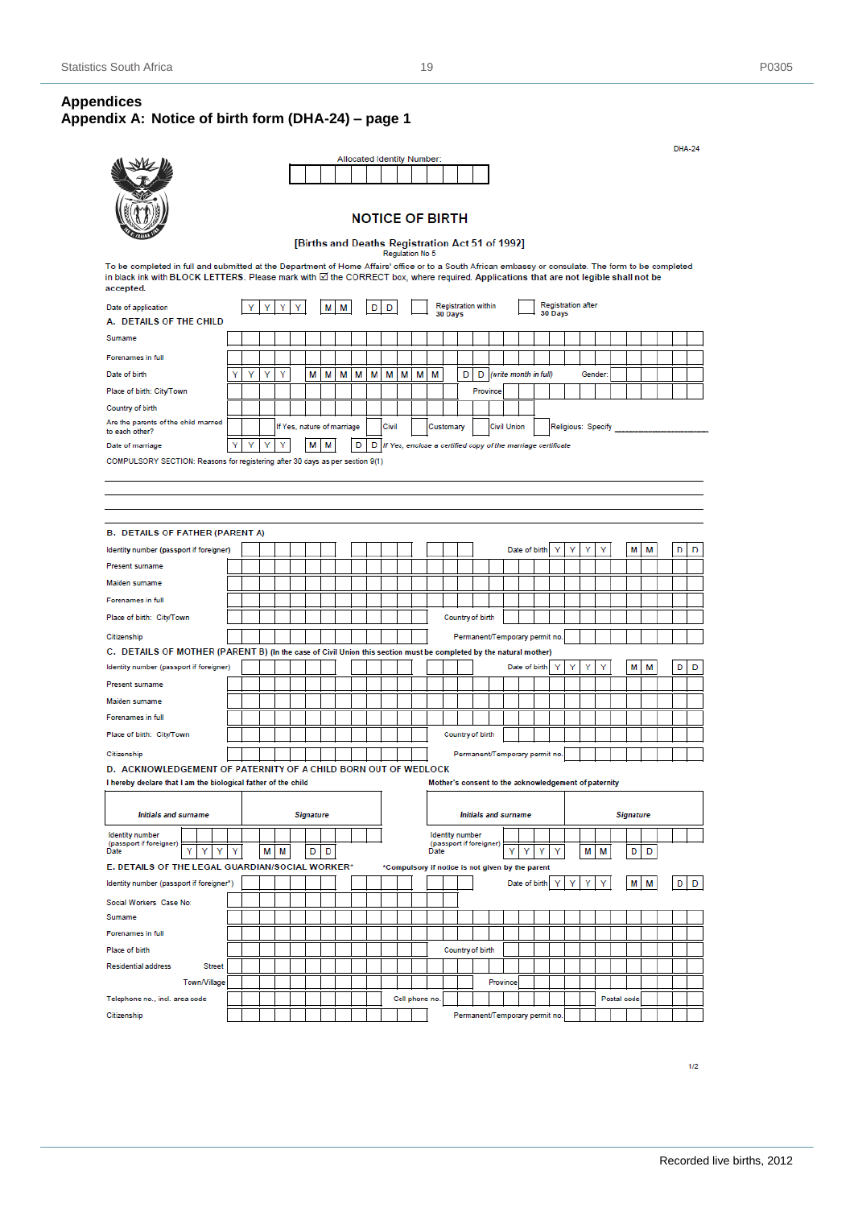## Appendices

## Appendix A: Notice of birth form (DHA-24) – page 1

DHA-24

Allocated Identity Number:

# NOTICE OF BIRTH

[Births and Deaths Registration Act 51 of 1992]
Regulation No 5

To be completed in full and submitted at the Department of Home Affairs' office or to a South African embassy or consulate. The form to be completed in black ink with **BLOCK LETTERS**. Please mark with ☑ the CORRECT box, where required. **Applications that are not legible shall not be accepted.**

Date of application Y Y Y Y M M D D ☐ Registration within 30 Days ☐ Registration after 30 Days

**A. DETAILS OF THE CHILD**

Surname

Forenames in full

Date of birth Y Y Y Y M M M M M M M M M D D *(write month in full)* Gender:

Place of birth: City/Town Province

Country of birth

Are the parents of the child married to each other? ☐ ☐ If Yes, nature of marriage ☐ Civil ☐ Customary ☐ Civil Union ☐ Religious: Specify ________

Date of marriage Y Y Y Y M M D D *If Yes, enclose a certified copy of the marriage certificate*

COMPULSORY SECTION: Reasons for registering after 30 days as per section 9(1)

**B. DETAILS OF FATHER (PARENT A)**

Identity number (passport if foreigner) Date of birth Y Y Y Y M M D D

Present surname

Maiden surname

Forenames in full

Place of birth: City/Town Country of birth

Citizenship Permanent/Temporary permit no.

**C. DETAILS OF MOTHER (PARENT B) (In the case of Civil Union this section must be completed by the natural mother)**

Identity number (passport if foreigner) Date of birth Y Y Y Y M M D D

Present surname

Maiden surname

Forenames in full

Place of birth: City/Town Country of birth

Citizenship Permanent/Temporary permit no.

**D. ACKNOWLEDGEMENT OF PATERNITY OF A CHILD BORN OUT OF WEDLOCK**

| I hereby declare that I am the biological father of the child | | Mother's consent to the acknowledgement of paternity | |
|---|---|---|---|
| *Initials and surname* | *Signature* | *Initials and surname* | *Signature* |
| Identity number (passport if foreigner) | | Identity number (passport if foreigner) | |
| Date Y Y Y Y M M D D | | Date Y Y Y Y M M D D | |

**E. DETAILS OF THE LEGAL GUARDIAN/SOCIAL WORKER*** *Compulsory if notice is not given by the parent

Identity number (passport if foreigner*) Date of birth Y Y Y Y M M D D

Social Workers Case No:

Surname

Forenames in full

Place of birth Country of birth

Residential address Street

Town/Village Province

Telephone no., incl. area code Cell phone no. Postal code

Citizenship Permanent/Temporary permit no.

1/2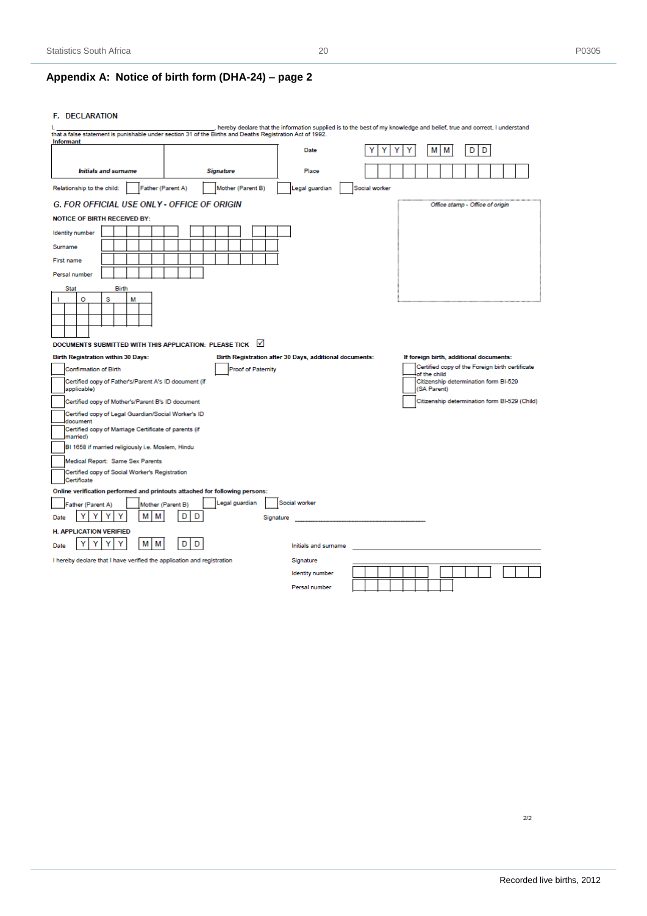## Appendix A: Notice of birth form (DHA-24) – page 2

### F. DECLARATION

I, ______________________________, hereby declare that the information supplied is to the best of my knowledge and belief, true and correct, I understand that a false statement is punishable under section 31 of the Births and Deaths Registration Act of 1992.

**Informant**

| | | Date | Y Y Y Y &nbsp; M M &nbsp; D D |
|---|---|---|---|
| ***Initials and surname*** | ***Signature*** | Place | |

Relationship to the child: ☐ Father (Parent A) ☐ Mother (Parent B) ☐ Legal guardian ☐ Social worker

### *G. FOR OFFICIAL USE ONLY - OFFICE OF ORIGIN*

*Office stamp - Office of origin*

**NOTICE OF BIRTH RECEIVED BY:**

Identity number

Surname

First name

Persal number

| Stat | | Birth | | | | |
|---|---|---|---|---|---|---|
| I | O | S | M | | | |
| | | | | | | |
| | | | | | | |
| | | | | | | |

**DOCUMENTS SUBMITTED WITH THIS APPLICATION: PLEASE TICK** ☑

**Birth Registration within 30 Days:**

- ☐ Confirmation of Birth
- ☐ Certified copy of Father's/Parent A's ID document (if applicable)
- ☐ Certified copy of Mother's/Parent B's ID document
- ☐ Certified copy of Legal Guardian/Social Worker's ID document
- ☐ Certified copy of Marriage Certificate of parents (if married)
- ☐ BI 1658 if married religiously i.e. Moslem, Hindu
- ☐ Medical Report: Same Sex Parents
- ☐ Certified copy of Social Worker's Registration Certificate

**Birth Registration after 30 Days, additional documents:**

- ☐ Proof of Paternity

**If foreign birth, additional documents:**

- ☐ Certified copy of the Foreign birth certificate of the child
- ☐ Citizenship determination form BI-529 (SA Parent)
- ☐ Citizenship determination form BI-529 (Child)

**Online verification performed and printouts attached for following persons:**

☐ Father (Parent A) ☐ Mother (Parent B) ☐ Legal guardian ☐ Social worker

Date Y Y Y Y &nbsp; M M &nbsp; D D &nbsp;&nbsp;&nbsp; Signature ______________________

**H. APPLICATION VERIFIED**

Date Y Y Y Y &nbsp; M M &nbsp; D D &nbsp;&nbsp;&nbsp; Initials and surname ______________________

I hereby declare that I have verified the application and registration &nbsp;&nbsp;&nbsp; Signature ______________________

Identity number

Persal number

2/2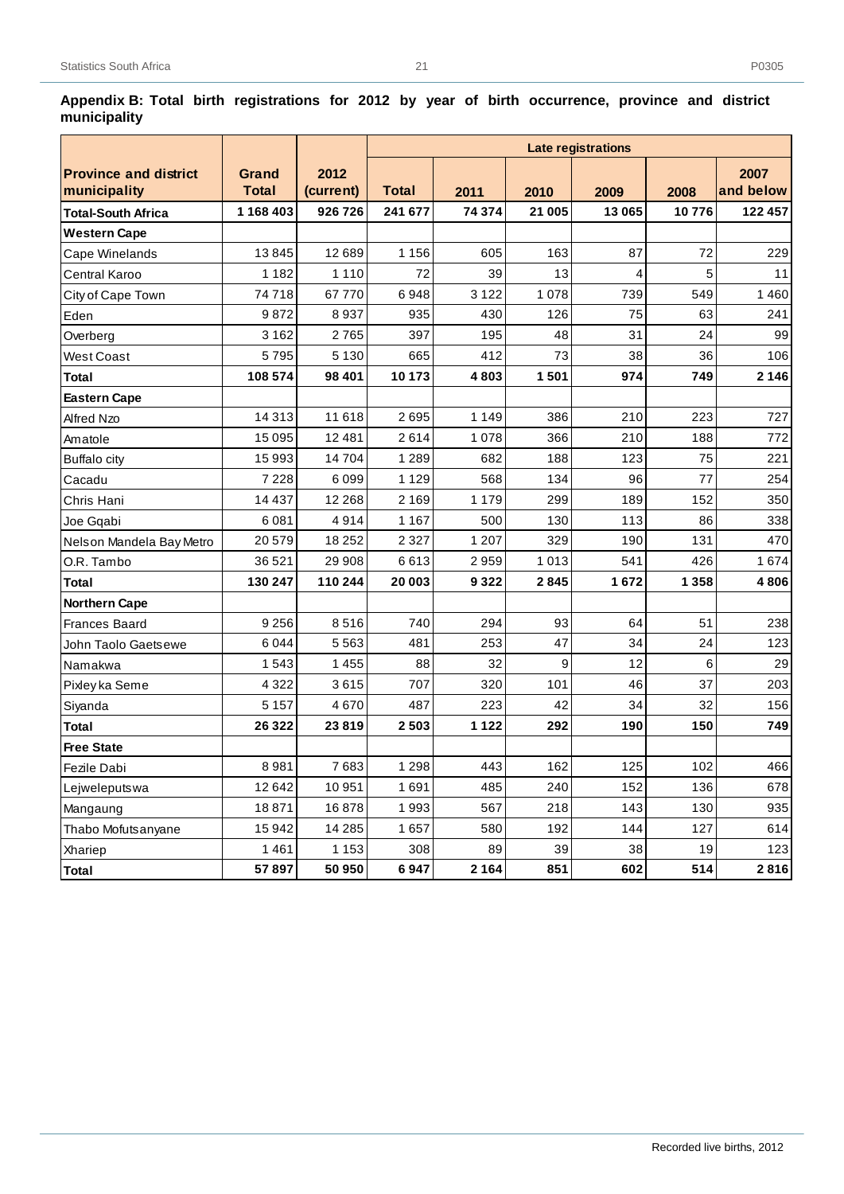**Appendix B: Total birth registrations for 2012 by year of birth occurrence, province and district municipality**

| Province and district municipality | Grand Total | 2012 (current) | Late registrations | | | | | |
|---|---|---|---|---|---|---|---|---|
| | | | Total | 2011 | 2010 | 2009 | 2008 | 2007 and below |
| **Total-South Africa** | **1 168 403** | **926 726** | **241 677** | **74 374** | **21 005** | **13 065** | **10 776** | **122 457** |
| **Western Cape** | | | | | | | | |
| Cape Winelands | 13 845 | 12 689 | 1 156 | 605 | 163 | 87 | 72 | 229 |
| Central Karoo | 1 182 | 1 110 | 72 | 39 | 13 | 4 | 5 | 11 |
| City of Cape Town | 74 718 | 67 770 | 6 948 | 3 122 | 1 078 | 739 | 549 | 1 460 |
| Eden | 9 872 | 8 937 | 935 | 430 | 126 | 75 | 63 | 241 |
| Overberg | 3 162 | 2 765 | 397 | 195 | 48 | 31 | 24 | 99 |
| West Coast | 5 795 | 5 130 | 665 | 412 | 73 | 38 | 36 | 106 |
| **Total** | **108 574** | **98 401** | **10 173** | **4 803** | **1 501** | **974** | **749** | **2 146** |
| **Eastern Cape** | | | | | | | | |
| Alfred Nzo | 14 313 | 11 618 | 2 695 | 1 149 | 386 | 210 | 223 | 727 |
| Amatole | 15 095 | 12 481 | 2 614 | 1 078 | 366 | 210 | 188 | 772 |
| Buffalo city | 15 993 | 14 704 | 1 289 | 682 | 188 | 123 | 75 | 221 |
| Cacadu | 7 228 | 6 099 | 1 129 | 568 | 134 | 96 | 77 | 254 |
| Chris Hani | 14 437 | 12 268 | 2 169 | 1 179 | 299 | 189 | 152 | 350 |
| Joe Gqabi | 6 081 | 4 914 | 1 167 | 500 | 130 | 113 | 86 | 338 |
| Nelson Mandela Bay Metro | 20 579 | 18 252 | 2 327 | 1 207 | 329 | 190 | 131 | 470 |
| O.R. Tambo | 36 521 | 29 908 | 6 613 | 2 959 | 1 013 | 541 | 426 | 1 674 |
| **Total** | **130 247** | **110 244** | **20 003** | **9 322** | **2 845** | **1 672** | **1 358** | **4 806** |
| **Northern Cape** | | | | | | | | |
| Frances Baard | 9 256 | 8 516 | 740 | 294 | 93 | 64 | 51 | 238 |
| John Taolo Gaetsewe | 6 044 | 5 563 | 481 | 253 | 47 | 34 | 24 | 123 |
| Namakwa | 1 543 | 1 455 | 88 | 32 | 9 | 12 | 6 | 29 |
| Pixley ka Seme | 4 322 | 3 615 | 707 | 320 | 101 | 46 | 37 | 203 |
| Siyanda | 5 157 | 4 670 | 487 | 223 | 42 | 34 | 32 | 156 |
| **Total** | **26 322** | **23 819** | **2 503** | **1 122** | **292** | **190** | **150** | **749** |
| **Free State** | | | | | | | | |
| Fezile Dabi | 8 981 | 7 683 | 1 298 | 443 | 162 | 125 | 102 | 466 |
| Lejweleputswa | 12 642 | 10 951 | 1 691 | 485 | 240 | 152 | 136 | 678 |
| Mangaung | 18 871 | 16 878 | 1 993 | 567 | 218 | 143 | 130 | 935 |
| Thabo Mofutsanyane | 15 942 | 14 285 | 1 657 | 580 | 192 | 144 | 127 | 614 |
| Xhariep | 1 461 | 1 153 | 308 | 89 | 39 | 38 | 19 | 123 |
| **Total** | **57 897** | **50 950** | **6 947** | **2 164** | **851** | **602** | **514** | **2 816** |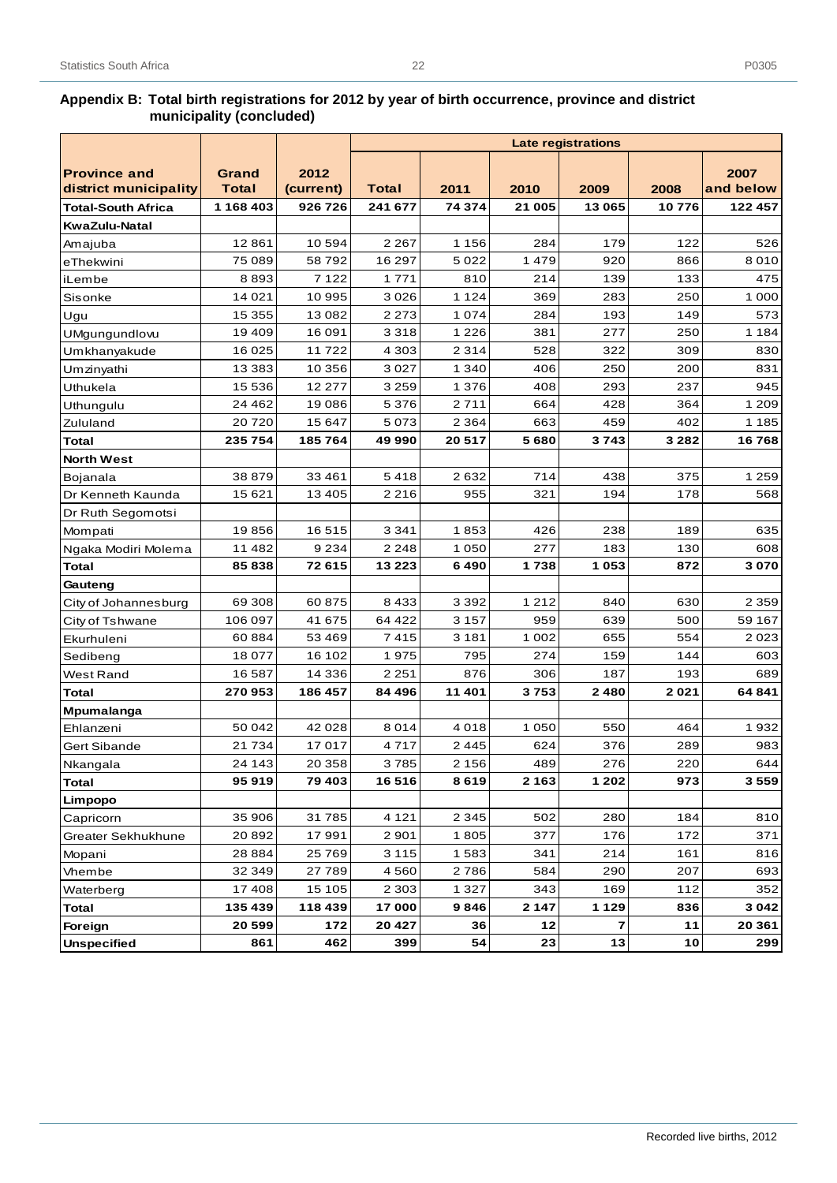**Appendix B: Total birth registrations for 2012 by year of birth occurrence, province and district municipality (concluded)**

| Province and district municipality | Grand Total | 2012 (current) | Late registrations | | | | | |
|---|---|---|---|---|---|---|---|---|
| | | | Total | 2011 | 2010 | 2009 | 2008 | 2007 and below |
| **Total-South Africa** | **1 168 403** | **926 726** | **241 677** | **74 374** | **21 005** | **13 065** | **10 776** | **122 457** |
| **KwaZulu-Natal** | | | | | | | | |
| Amajuba | 12 861 | 10 594 | 2 267 | 1 156 | 284 | 179 | 122 | 526 |
| eThekwini | 75 089 | 58 792 | 16 297 | 5 022 | 1 479 | 920 | 866 | 8 010 |
| iLembe | 8 893 | 7 122 | 1 771 | 810 | 214 | 139 | 133 | 475 |
| Sisonke | 14 021 | 10 995 | 3 026 | 1 124 | 369 | 283 | 250 | 1 000 |
| Ugu | 15 355 | 13 082 | 2 273 | 1 074 | 284 | 193 | 149 | 573 |
| UMgungundlovu | 19 409 | 16 091 | 3 318 | 1 226 | 381 | 277 | 250 | 1 184 |
| Umkhanyakude | 16 025 | 11 722 | 4 303 | 2 314 | 528 | 322 | 309 | 830 |
| Umzinyathi | 13 383 | 10 356 | 3 027 | 1 340 | 406 | 250 | 200 | 831 |
| Uthukela | 15 536 | 12 277 | 3 259 | 1 376 | 408 | 293 | 237 | 945 |
| Uthungulu | 24 462 | 19 086 | 5 376 | 2 711 | 664 | 428 | 364 | 1 209 |
| Zululand | 20 720 | 15 647 | 5 073 | 2 364 | 663 | 459 | 402 | 1 185 |
| **Total** | **235 754** | **185 764** | **49 990** | **20 517** | **5 680** | **3 743** | **3 282** | **16 768** |
| **North West** | | | | | | | | |
| Bojanala | 38 879 | 33 461 | 5 418 | 2 632 | 714 | 438 | 375 | 1 259 |
| Dr Kenneth Kaunda | 15 621 | 13 405 | 2 216 | 955 | 321 | 194 | 178 | 568 |
| Dr Ruth Segomotsi | | | | | | | | |
| Mompati | 19 856 | 16 515 | 3 341 | 1 853 | 426 | 238 | 189 | 635 |
| Ngaka Modiri Molema | 11 482 | 9 234 | 2 248 | 1 050 | 277 | 183 | 130 | 608 |
| **Total** | **85 838** | **72 615** | **13 223** | **6 490** | **1 738** | **1 053** | **872** | **3 070** |
| **Gauteng** | | | | | | | | |
| City of Johannesburg | 69 308 | 60 875 | 8 433 | 3 392 | 1 212 | 840 | 630 | 2 359 |
| City of Tshwane | 106 097 | 41 675 | 64 422 | 3 157 | 959 | 639 | 500 | 59 167 |
| Ekurhuleni | 60 884 | 53 469 | 7 415 | 3 181 | 1 002 | 655 | 554 | 2 023 |
| Sedibeng | 18 077 | 16 102 | 1 975 | 795 | 274 | 159 | 144 | 603 |
| West Rand | 16 587 | 14 336 | 2 251 | 876 | 306 | 187 | 193 | 689 |
| **Total** | **270 953** | **186 457** | **84 496** | **11 401** | **3 753** | **2 480** | **2 021** | **64 841** |
| **Mpumalanga** | | | | | | | | |
| Ehlanzeni | 50 042 | 42 028 | 8 014 | 4 018 | 1 050 | 550 | 464 | 1 932 |
| Gert Sibande | 21 734 | 17 017 | 4 717 | 2 445 | 624 | 376 | 289 | 983 |
| Nkangala | 24 143 | 20 358 | 3 785 | 2 156 | 489 | 276 | 220 | 644 |
| **Total** | **95 919** | **79 403** | **16 516** | **8 619** | **2 163** | **1 202** | **973** | **3 559** |
| **Limpopo** | | | | | | | | |
| Capricorn | 35 906 | 31 785 | 4 121 | 2 345 | 502 | 280 | 184 | 810 |
| Greater Sekhukhune | 20 892 | 17 991 | 2 901 | 1 805 | 377 | 176 | 172 | 371 |
| Mopani | 28 884 | 25 769 | 3 115 | 1 583 | 341 | 214 | 161 | 816 |
| Vhembe | 32 349 | 27 789 | 4 560 | 2 786 | 584 | 290 | 207 | 693 |
| Waterberg | 17 408 | 15 105 | 2 303 | 1 327 | 343 | 169 | 112 | 352 |
| **Total** | **135 439** | **118 439** | **17 000** | **9 846** | **2 147** | **1 129** | **836** | **3 042** |
| **Foreign** | **20 599** | **172** | **20 427** | **36** | **12** | **7** | **11** | **20 361** |
| **Unspecified** | **861** | **462** | **399** | **54** | **23** | **13** | **10** | **299** |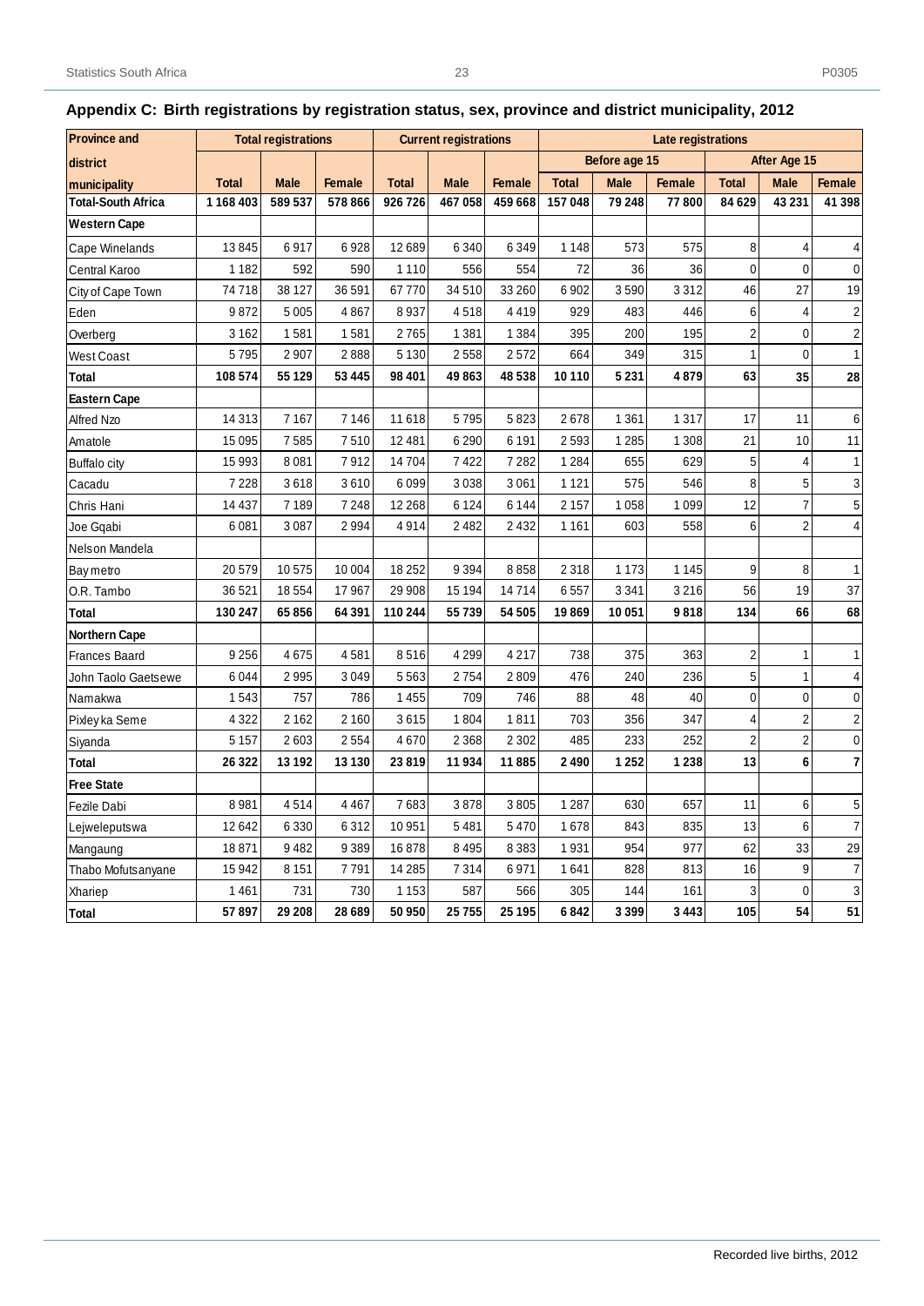## Appendix C: Birth registrations by registration status, sex, province and district municipality, 2012

| Province and district municipality | Total registrations | | | Current registrations | | | Late registrations | | | | | |
|---|---|---|---|---|---|---|---|---|---|---|---|---|
| | | | | | | | Before age 15 | | | After Age 15 | | |
| | Total | Male | Female | Total | Male | Female | Total | Male | Female | Total | Male | Female |
| **Total-South Africa** | **1 168 403** | **589 537** | **578 866** | **926 726** | **467 058** | **459 668** | **157 048** | **79 248** | **77 800** | **84 629** | **43 231** | **41 398** |
| **Western Cape** | | | | | | | | | | | | |
| Cape Winelands | 13 845 | 6 917 | 6 928 | 12 689 | 6 340 | 6 349 | 1 148 | 573 | 575 | 8 | 4 | 4 |
| Central Karoo | 1 182 | 592 | 590 | 1 110 | 556 | 554 | 72 | 36 | 36 | 0 | 0 | 0 |
| City of Cape Town | 74 718 | 38 127 | 36 591 | 67 770 | 34 510 | 33 260 | 6 902 | 3 590 | 3 312 | 46 | 27 | 19 |
| Eden | 9 872 | 5 005 | 4 867 | 8 937 | 4 518 | 4 419 | 929 | 483 | 446 | 6 | 4 | 2 |
| Overberg | 3 162 | 1 581 | 1 581 | 2 765 | 1 381 | 1 384 | 395 | 200 | 195 | 2 | 0 | 2 |
| West Coast | 5 795 | 2 907 | 2 888 | 5 130 | 2 558 | 2 572 | 664 | 349 | 315 | 1 | 0 | 1 |
| **Total** | **108 574** | **55 129** | **53 445** | **98 401** | **49 863** | **48 538** | **10 110** | **5 231** | **4 879** | **63** | **35** | **28** |
| **Eastern Cape** | | | | | | | | | | | | |
| Alfred Nzo | 14 313 | 7 167 | 7 146 | 11 618 | 5 795 | 5 823 | 2 678 | 1 361 | 1 317 | 17 | 11 | 6 |
| Amatole | 15 095 | 7 585 | 7 510 | 12 481 | 6 290 | 6 191 | 2 593 | 1 285 | 1 308 | 21 | 10 | 11 |
| Buffalo city | 15 993 | 8 081 | 7 912 | 14 704 | 7 422 | 7 282 | 1 284 | 655 | 629 | 5 | 4 | 1 |
| Cacadu | 7 228 | 3 618 | 3 610 | 6 099 | 3 038 | 3 061 | 1 121 | 575 | 546 | 8 | 5 | 3 |
| Chris Hani | 14 437 | 7 189 | 7 248 | 12 268 | 6 124 | 6 144 | 2 157 | 1 058 | 1 099 | 12 | 7 | 5 |
| Joe Gqabi | 6 081 | 3 087 | 2 994 | 4 914 | 2 482 | 2 432 | 1 161 | 603 | 558 | 6 | 2 | 4 |
| Nelson Mandela Bay metro | 20 579 | 10 575 | 10 004 | 18 252 | 9 394 | 8 858 | 2 318 | 1 173 | 1 145 | 9 | 8 | 1 |
| O.R. Tambo | 36 521 | 18 554 | 17 967 | 29 908 | 15 194 | 14 714 | 6 557 | 3 341 | 3 216 | 56 | 19 | 37 |
| **Total** | **130 247** | **65 856** | **64 391** | **110 244** | **55 739** | **54 505** | **19 869** | **10 051** | **9 818** | **134** | **66** | **68** |
| **Northern Cape** | | | | | | | | | | | | |
| Frances Baard | 9 256 | 4 675 | 4 581 | 8 516 | 4 299 | 4 217 | 738 | 375 | 363 | 2 | 1 | 1 |
| John Taolo Gaetsewe | 6 044 | 2 995 | 3 049 | 5 563 | 2 754 | 2 809 | 476 | 240 | 236 | 5 | 1 | 4 |
| Namakwa | 1 543 | 757 | 786 | 1 455 | 709 | 746 | 88 | 48 | 40 | 0 | 0 | 0 |
| Pixley ka Seme | 4 322 | 2 162 | 2 160 | 3 615 | 1 804 | 1 811 | 703 | 356 | 347 | 4 | 2 | 2 |
| Siyanda | 5 157 | 2 603 | 2 554 | 4 670 | 2 368 | 2 302 | 485 | 233 | 252 | 2 | 2 | 0 |
| **Total** | **26 322** | **13 192** | **13 130** | **23 819** | **11 934** | **11 885** | **2 490** | **1 252** | **1 238** | **13** | **6** | **7** |
| **Free State** | | | | | | | | | | | | |
| Fezile Dabi | 8 981 | 4 514 | 4 467 | 7 683 | 3 878 | 3 805 | 1 287 | 630 | 657 | 11 | 6 | 5 |
| Lejweleputswa | 12 642 | 6 330 | 6 312 | 10 951 | 5 481 | 5 470 | 1 678 | 843 | 835 | 13 | 6 | 7 |
| Mangaung | 18 871 | 9 482 | 9 389 | 16 878 | 8 495 | 8 383 | 1 931 | 954 | 977 | 62 | 33 | 29 |
| Thabo Mofutsanyane | 15 942 | 8 151 | 7 791 | 14 285 | 7 314 | 6 971 | 1 641 | 828 | 813 | 16 | 9 | 7 |
| Xhariep | 1 461 | 731 | 730 | 1 153 | 587 | 566 | 305 | 144 | 161 | 3 | 0 | 3 |
| **Total** | **57 897** | **29 208** | **28 689** | **50 950** | **25 755** | **25 195** | **6 842** | **3 399** | **3 443** | **105** | **54** | **51** |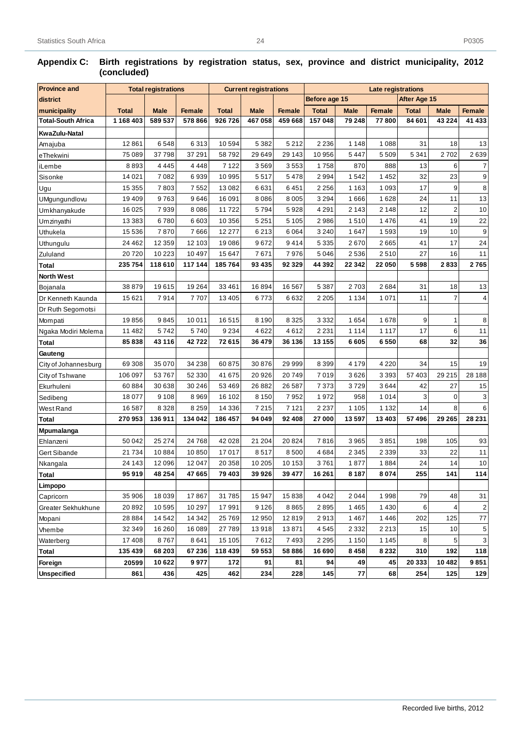## Appendix C: Birth registrations by registration status, sex, province and district municipality, 2012 (concluded)

| Province and district municipality | Total registrations | | | Current registrations | | | Late registrations | | | | | |
|---|---|---|---|---|---|---|---|---|---|---|---|---|
| | | | | | | | Before age 15 | | | After Age 15 | | |
| | Total | Male | Female | Total | Male | Female | Total | Male | Female | Total | Male | Female |
| **Total-South Africa** | **1 168 403** | **589 537** | **578 866** | **926 726** | **467 058** | **459 668** | **157 048** | **79 248** | **77 800** | **84 601** | **43 224** | **41 433** |
| **KwaZulu-Natal** | | | | | | | | | | | | |
| Amajuba | 12 861 | 6 548 | 6 313 | 10 594 | 5 382 | 5 212 | 2 236 | 1 148 | 1 088 | 31 | 18 | 13 |
| eThekwini | 75 089 | 37 798 | 37 291 | 58 792 | 29 649 | 29 143 | 10 956 | 5 447 | 5 509 | 5 341 | 2 702 | 2 639 |
| iLembe | 8 893 | 4 445 | 4 448 | 7 122 | 3 569 | 3 553 | 1 758 | 870 | 888 | 13 | 6 | 7 |
| Sisonke | 14 021 | 7 082 | 6 939 | 10 995 | 5 517 | 5 478 | 2 994 | 1 542 | 1 452 | 32 | 23 | 9 |
| Ugu | 15 355 | 7 803 | 7 552 | 13 082 | 6 631 | 6 451 | 2 256 | 1 163 | 1 093 | 17 | 9 | 8 |
| UMgungundlovu | 19 409 | 9 763 | 9 646 | 16 091 | 8 086 | 8 005 | 3 294 | 1 666 | 1 628 | 24 | 11 | 13 |
| Umkhanyakude | 16 025 | 7 939 | 8 086 | 11 722 | 5 794 | 5 928 | 4 291 | 2 143 | 2 148 | 12 | 2 | 10 |
| Umzinyathi | 13 383 | 6 780 | 6 603 | 10 356 | 5 251 | 5 105 | 2 986 | 1 510 | 1 476 | 41 | 19 | 22 |
| Uthukela | 15 536 | 7 870 | 7 666 | 12 277 | 6 213 | 6 064 | 3 240 | 1 647 | 1 593 | 19 | 10 | 9 |
| Uthungulu | 24 462 | 12 359 | 12 103 | 19 086 | 9 672 | 9 414 | 5 335 | 2 670 | 2 665 | 41 | 17 | 24 |
| Zululand | 20 720 | 10 223 | 10 497 | 15 647 | 7 671 | 7 976 | 5 046 | 2 536 | 2 510 | 27 | 16 | 11 |
| **Total** | **235 754** | **118 610** | **117 144** | **185 764** | **93 435** | **92 329** | **44 392** | **22 342** | **22 050** | **5 598** | **2 833** | **2 765** |
| **North West** | | | | | | | | | | | | |
| Bojanala | 38 879 | 19 615 | 19 264 | 33 461 | 16 894 | 16 567 | 5 387 | 2 703 | 2 684 | 31 | 18 | 13 |
| Dr Kenneth Kaunda | 15 621 | 7 914 | 7 707 | 13 405 | 6 773 | 6 632 | 2 205 | 1 134 | 1 071 | 11 | 7 | 4 |
| Dr Ruth Segomotsi Mompati | 19 856 | 9 845 | 10 011 | 16 515 | 8 190 | 8 325 | 3 332 | 1 654 | 1 678 | 9 | 1 | 8 |
| Ngaka Modiri Molema | 11 482 | 5 742 | 5 740 | 9 234 | 4 622 | 4 612 | 2 231 | 1 114 | 1 117 | 17 | 6 | 11 |
| **Total** | **85 838** | **43 116** | **42 722** | **72 615** | **36 479** | **36 136** | **13 155** | **6 605** | **6 550** | **68** | **32** | **36** |
| **Gauteng** | | | | | | | | | | | | |
| City of Johannesburg | 69 308 | 35 070 | 34 238 | 60 875 | 30 876 | 29 999 | 8 399 | 4 179 | 4 220 | 34 | 15 | 19 |
| City of Tshwane | 106 097 | 53 767 | 52 330 | 41 675 | 20 926 | 20 749 | 7 019 | 3 626 | 3 393 | 57 403 | 29 215 | 28 188 |
| Ekurhuleni | 60 884 | 30 638 | 30 246 | 53 469 | 26 882 | 26 587 | 7 373 | 3 729 | 3 644 | 42 | 27 | 15 |
| Sedibeng | 18 077 | 9 108 | 8 969 | 16 102 | 8 150 | 7 952 | 1 972 | 958 | 1 014 | 3 | 0 | 3 |
| West Rand | 16 587 | 8 328 | 8 259 | 14 336 | 7 215 | 7 121 | 2 237 | 1 105 | 1 132 | 14 | 8 | 6 |
| **Total** | **270 953** | **136 911** | **134 042** | **186 457** | **94 049** | **92 408** | **27 000** | **13 597** | **13 403** | **57 496** | **29 265** | **28 231** |
| **Mpumalanga** | | | | | | | | | | | | |
| Ehlanzeni | 50 042 | 25 274 | 24 768 | 42 028 | 21 204 | 20 824 | 7 816 | 3 965 | 3 851 | 198 | 105 | 93 |
| Gert Sibande | 21 734 | 10 884 | 10 850 | 17 017 | 8 517 | 8 500 | 4 684 | 2 345 | 2 339 | 33 | 22 | 11 |
| Nkangala | 24 143 | 12 096 | 12 047 | 20 358 | 10 205 | 10 153 | 3 761 | 1 877 | 1 884 | 24 | 14 | 10 |
| **Total** | **95 919** | **48 254** | **47 665** | **79 403** | **39 926** | **39 477** | **16 261** | **8 187** | **8 074** | **255** | **141** | **114** |
| **Limpopo** | | | | | | | | | | | | |
| Capricorn | 35 906 | 18 039 | 17 867 | 31 785 | 15 947 | 15 838 | 4 042 | 2 044 | 1 998 | 79 | 48 | 31 |
| Greater Sekhukhune | 20 892 | 10 595 | 10 297 | 17 991 | 9 126 | 8 865 | 2 895 | 1 465 | 1 430 | 6 | 4 | 2 |
| Mopani | 28 884 | 14 542 | 14 342 | 25 769 | 12 950 | 12 819 | 2 913 | 1 467 | 1 446 | 202 | 125 | 77 |
| Vhembe | 32 349 | 16 260 | 16 089 | 27 789 | 13 918 | 13 871 | 4 545 | 2 332 | 2 213 | 15 | 10 | 5 |
| Waterberg | 17 408 | 8 767 | 8 641 | 15 105 | 7 612 | 7 493 | 2 295 | 1 150 | 1 145 | 8 | 5 | 3 |
| **Total** | **135 439** | **68 203** | **67 236** | **118 439** | **59 553** | **58 886** | **16 690** | **8 458** | **8 232** | **310** | **192** | **118** |
| **Foreign** | **20599** | **10 622** | **9 977** | **172** | **91** | **81** | **94** | **49** | **45** | **20 333** | **10 482** | **9 851** |
| **Unspecified** | **861** | **436** | **425** | **462** | **234** | **228** | **145** | **77** | **68** | **254** | **125** | **129** |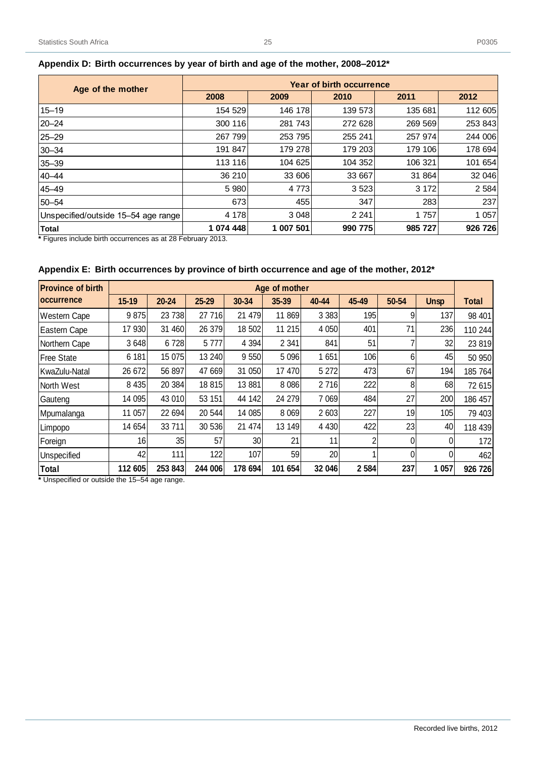## Appendix D: Birth occurrences by year of birth and age of the mother, 2008–2012*

| Age of the mother | Year of birth occurrence | | | | |
|---|---|---|---|---|---|
| | 2008 | 2009 | 2010 | 2011 | 2012 |
| 15–19 | 154 529 | 146 178 | 139 573 | 135 681 | 112 605 |
| 20–24 | 300 116 | 281 743 | 272 628 | 269 569 | 253 843 |
| 25–29 | 267 799 | 253 795 | 255 241 | 257 974 | 244 006 |
| 30–34 | 191 847 | 179 278 | 179 203 | 179 106 | 178 694 |
| 35–39 | 113 116 | 104 625 | 104 352 | 106 321 | 101 654 |
| 40–44 | 36 210 | 33 606 | 33 667 | 31 864 | 32 046 |
| 45–49 | 5 980 | 4 773 | 3 523 | 3 172 | 2 584 |
| 50–54 | 673 | 455 | 347 | 283 | 237 |
| Unspecified/outside 15–54 age range | 4 178 | 3 048 | 2 241 | 1 757 | 1 057 |
| **Total** | **1 074 448** | **1 007 501** | **990 775** | **985 727** | **926 726** |

**\*** Figures include birth occurrences as at 28 February 2013.

## Appendix E: Birth occurrences by province of birth occurrence and age of the mother, 2012*

| Province of birth occurrence | Age of mother | | | | | | | | | |
|---|---|---|---|---|---|---|---|---|---|---|
| | 15-19 | 20-24 | 25-29 | 30-34 | 35-39 | 40-44 | 45-49 | 50-54 | Unsp | Total |
| Western Cape | 9 875 | 23 738 | 27 716 | 21 479 | 11 869 | 3 383 | 195 | 9 | 137 | 98 401 |
| Eastern Cape | 17 930 | 31 460 | 26 379 | 18 502 | 11 215 | 4 050 | 401 | 71 | 236 | 110 244 |
| Northern Cape | 3 648 | 6 728 | 5 777 | 4 394 | 2 341 | 841 | 51 | 7 | 32 | 23 819 |
| Free State | 6 181 | 15 075 | 13 240 | 9 550 | 5 096 | 1 651 | 106 | 6 | 45 | 50 950 |
| KwaZulu-Natal | 26 672 | 56 897 | 47 669 | 31 050 | 17 470 | 5 272 | 473 | 67 | 194 | 185 764 |
| North West | 8 435 | 20 384 | 18 815 | 13 881 | 8 086 | 2 716 | 222 | 8 | 68 | 72 615 |
| Gauteng | 14 095 | 43 010 | 53 151 | 44 142 | 24 279 | 7 069 | 484 | 27 | 200 | 186 457 |
| Mpumalanga | 11 057 | 22 694 | 20 544 | 14 085 | 8 069 | 2 603 | 227 | 19 | 105 | 79 403 |
| Limpopo | 14 654 | 33 711 | 30 536 | 21 474 | 13 149 | 4 430 | 422 | 23 | 40 | 118 439 |
| Foreign | 16 | 35 | 57 | 30 | 21 | 11 | 2 | 0 | 0 | 172 |
| Unspecified | 42 | 111 | 122 | 107 | 59 | 20 | 1 | 0 | 0 | 462 |
| **Total** | **112 605** | **253 843** | **244 006** | **178 694** | **101 654** | **32 046** | **2 584** | **237** | **1 057** | **926 726** |

**\*** Unspecified or outside the 15–54 age range.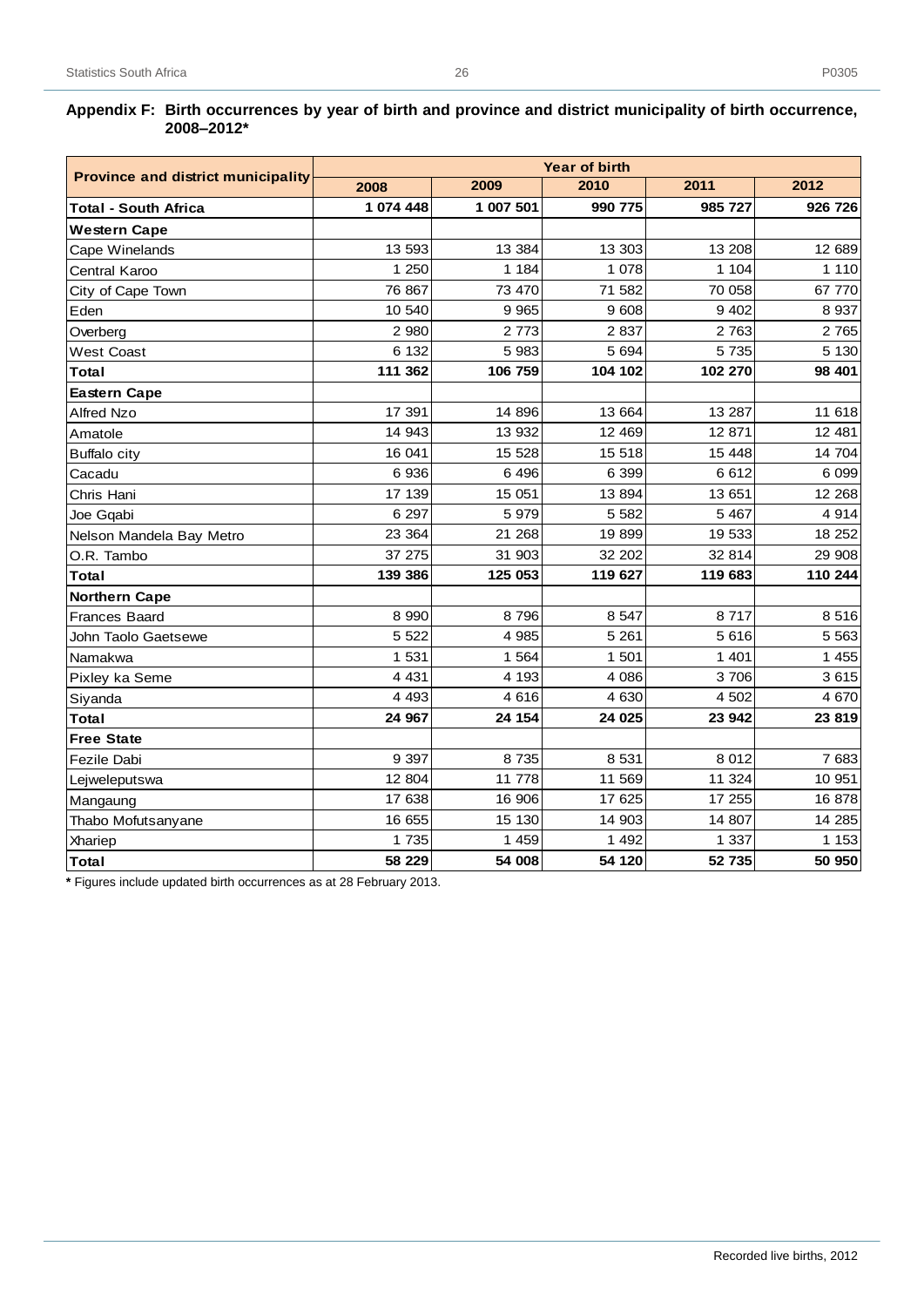**Appendix F: Birth occurrences by year of birth and province and district municipality of birth occurrence, 2008–2012***

| Province and district municipality | Year of birth | | | | |
|---|---|---|---|---|---|
| | 2008 | 2009 | 2010 | 2011 | 2012 |
| **Total - South Africa** | **1 074 448** | **1 007 501** | **990 775** | **985 727** | **926 726** |
| **Western Cape** | | | | | |
| Cape Winelands | 13 593 | 13 384 | 13 303 | 13 208 | 12 689 |
| Central Karoo | 1 250 | 1 184 | 1 078 | 1 104 | 1 110 |
| City of Cape Town | 76 867 | 73 470 | 71 582 | 70 058 | 67 770 |
| Eden | 10 540 | 9 965 | 9 608 | 9 402 | 8 937 |
| Overberg | 2 980 | 2 773 | 2 837 | 2 763 | 2 765 |
| West Coast | 6 132 | 5 983 | 5 694 | 5 735 | 5 130 |
| **Total** | **111 362** | **106 759** | **104 102** | **102 270** | **98 401** |
| **Eastern Cape** | | | | | |
| Alfred Nzo | 17 391 | 14 896 | 13 664 | 13 287 | 11 618 |
| Amatole | 14 943 | 13 932 | 12 469 | 12 871 | 12 481 |
| Buffalo city | 16 041 | 15 528 | 15 518 | 15 448 | 14 704 |
| Cacadu | 6 936 | 6 496 | 6 399 | 6 612 | 6 099 |
| Chris Hani | 17 139 | 15 051 | 13 894 | 13 651 | 12 268 |
| Joe Gqabi | 6 297 | 5 979 | 5 582 | 5 467 | 4 914 |
| Nelson Mandela Bay Metro | 23 364 | 21 268 | 19 899 | 19 533 | 18 252 |
| O.R. Tambo | 37 275 | 31 903 | 32 202 | 32 814 | 29 908 |
| **Total** | **139 386** | **125 053** | **119 627** | **119 683** | **110 244** |
| **Northern Cape** | | | | | |
| Frances Baard | 8 990 | 8 796 | 8 547 | 8 717 | 8 516 |
| John Taolo Gaetsewe | 5 522 | 4 985 | 5 261 | 5 616 | 5 563 |
| Namakwa | 1 531 | 1 564 | 1 501 | 1 401 | 1 455 |
| Pixley ka Seme | 4 431 | 4 193 | 4 086 | 3 706 | 3 615 |
| Siyanda | 4 493 | 4 616 | 4 630 | 4 502 | 4 670 |
| **Total** | **24 967** | **24 154** | **24 025** | **23 942** | **23 819** |
| **Free State** | | | | | |
| Fezile Dabi | 9 397 | 8 735 | 8 531 | 8 012 | 7 683 |
| Lejweleputswa | 12 804 | 11 778 | 11 569 | 11 324 | 10 951 |
| Mangaung | 17 638 | 16 906 | 17 625 | 17 255 | 16 878 |
| Thabo Mofutsanyane | 16 655 | 15 130 | 14 903 | 14 807 | 14 285 |
| Xhariep | 1 735 | 1 459 | 1 492 | 1 337 | 1 153 |
| **Total** | **58 229** | **54 008** | **54 120** | **52 735** | **50 950** |

**\*** Figures include updated birth occurrences as at 28 February 2013.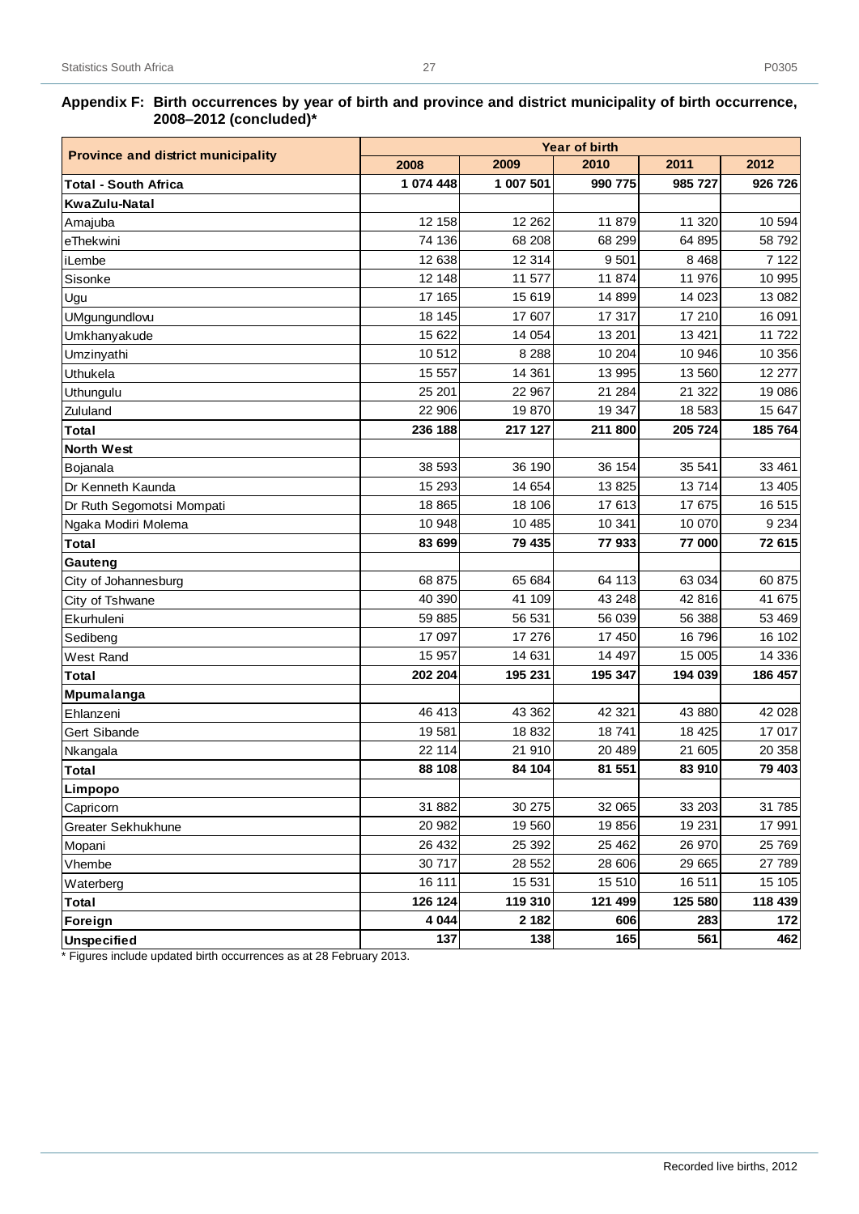**Appendix F: Birth occurrences by year of birth and province and district municipality of birth occurrence, 2008–2012 (concluded)***

| Province and district municipality | Year of birth | | | | |
|---|---|---|---|---|---|
| | 2008 | 2009 | 2010 | 2011 | 2012 |
| **Total - South Africa** | **1 074 448** | **1 007 501** | **990 775** | **985 727** | **926 726** |
| **KwaZulu-Natal** | | | | | |
| Amajuba | 12 158 | 12 262 | 11 879 | 11 320 | 10 594 |
| eThekwini | 74 136 | 68 208 | 68 299 | 64 895 | 58 792 |
| iLembe | 12 638 | 12 314 | 9 501 | 8 468 | 7 122 |
| Sisonke | 12 148 | 11 577 | 11 874 | 11 976 | 10 995 |
| Ugu | 17 165 | 15 619 | 14 899 | 14 023 | 13 082 |
| UMgungundlovu | 18 145 | 17 607 | 17 317 | 17 210 | 16 091 |
| Umkhanyakude | 15 622 | 14 054 | 13 201 | 13 421 | 11 722 |
| Umzinyathi | 10 512 | 8 288 | 10 204 | 10 946 | 10 356 |
| Uthukela | 15 557 | 14 361 | 13 995 | 13 560 | 12 277 |
| Uthungulu | 25 201 | 22 967 | 21 284 | 21 322 | 19 086 |
| Zululand | 22 906 | 19 870 | 19 347 | 18 583 | 15 647 |
| **Total** | **236 188** | **217 127** | **211 800** | **205 724** | **185 764** |
| **North West** | | | | | |
| Bojanala | 38 593 | 36 190 | 36 154 | 35 541 | 33 461 |
| Dr Kenneth Kaunda | 15 293 | 14 654 | 13 825 | 13 714 | 13 405 |
| Dr Ruth Segomotsi Mompati | 18 865 | 18 106 | 17 613 | 17 675 | 16 515 |
| Ngaka Modiri Molema | 10 948 | 10 485 | 10 341 | 10 070 | 9 234 |
| **Total** | **83 699** | **79 435** | **77 933** | **77 000** | **72 615** |
| **Gauteng** | | | | | |
| City of Johannesburg | 68 875 | 65 684 | 64 113 | 63 034 | 60 875 |
| City of Tshwane | 40 390 | 41 109 | 43 248 | 42 816 | 41 675 |
| Ekurhuleni | 59 885 | 56 531 | 56 039 | 56 388 | 53 469 |
| Sedibeng | 17 097 | 17 276 | 17 450 | 16 796 | 16 102 |
| West Rand | 15 957 | 14 631 | 14 497 | 15 005 | 14 336 |
| **Total** | **202 204** | **195 231** | **195 347** | **194 039** | **186 457** |
| **Mpumalanga** | | | | | |
| Ehlanzeni | 46 413 | 43 362 | 42 321 | 43 880 | 42 028 |
| Gert Sibande | 19 581 | 18 832 | 18 741 | 18 425 | 17 017 |
| Nkangala | 22 114 | 21 910 | 20 489 | 21 605 | 20 358 |
| **Total** | **88 108** | **84 104** | **81 551** | **83 910** | **79 403** |
| **Limpopo** | | | | | |
| Capricorn | 31 882 | 30 275 | 32 065 | 33 203 | 31 785 |
| Greater Sekhukhune | 20 982 | 19 560 | 19 856 | 19 231 | 17 991 |
| Mopani | 26 432 | 25 392 | 25 462 | 26 970 | 25 769 |
| Vhembe | 30 717 | 28 552 | 28 606 | 29 665 | 27 789 |
| Waterberg | 16 111 | 15 531 | 15 510 | 16 511 | 15 105 |
| **Total** | **126 124** | **119 310** | **121 499** | **125 580** | **118 439** |
| **Foreign** | **4 044** | **2 182** | **606** | **283** | **172** |
| **Unspecified** | **137** | **138** | **165** | **561** | **462** |

* Figures include updated birth occurrences as at 28 February 2013.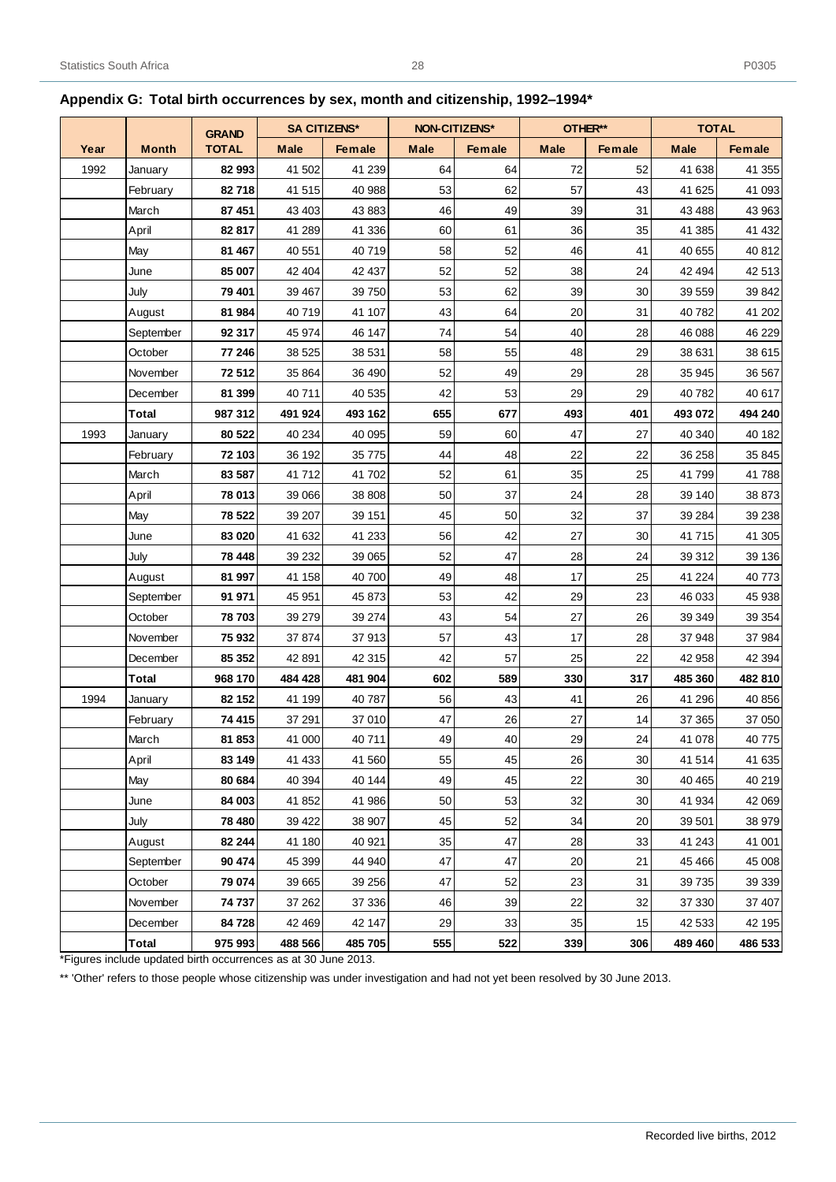## Appendix G: Total birth occurrences by sex, month and citizenship, 1992–1994*

| Year | Month | GRAND TOTAL | SA CITIZENS* | | NON-CITIZENS* | | OTHER** | | TOTAL | |
|---|---|---|---|---|---|---|---|---|---|---|
| | | | Male | Female | Male | Female | Male | Female | Male | Female |
| 1992 | January | **82 993** | 41 502 | 41 239 | 64 | 64 | 72 | 52 | 41 638 | 41 355 |
| | February | **82 718** | 41 515 | 40 988 | 53 | 62 | 57 | 43 | 41 625 | 41 093 |
| | March | **87 451** | 43 403 | 43 883 | 46 | 49 | 39 | 31 | 43 488 | 43 963 |
| | April | **82 817** | 41 289 | 41 336 | 60 | 61 | 36 | 35 | 41 385 | 41 432 |
| | May | **81 467** | 40 551 | 40 719 | 58 | 52 | 46 | 41 | 40 655 | 40 812 |
| | June | **85 007** | 42 404 | 42 437 | 52 | 52 | 38 | 24 | 42 494 | 42 513 |
| | July | **79 401** | 39 467 | 39 750 | 53 | 62 | 39 | 30 | 39 559 | 39 842 |
| | August | **81 984** | 40 719 | 41 107 | 43 | 64 | 20 | 31 | 40 782 | 41 202 |
| | September | **92 317** | 45 974 | 46 147 | 74 | 54 | 40 | 28 | 46 088 | 46 229 |
| | October | **77 246** | 38 525 | 38 531 | 58 | 55 | 48 | 29 | 38 631 | 38 615 |
| | November | **72 512** | 35 864 | 36 490 | 52 | 49 | 29 | 28 | 35 945 | 36 567 |
| | December | **81 399** | 40 711 | 40 535 | 42 | 53 | 29 | 29 | 40 782 | 40 617 |
| | **Total** | **987 312** | **491 924** | **493 162** | **655** | **677** | **493** | **401** | **493 072** | **494 240** |
| 1993 | January | **80 522** | 40 234 | 40 095 | 59 | 60 | 47 | 27 | 40 340 | 40 182 |
| | February | **72 103** | 36 192 | 35 775 | 44 | 48 | 22 | 22 | 36 258 | 35 845 |
| | March | **83 587** | 41 712 | 41 702 | 52 | 61 | 35 | 25 | 41 799 | 41 788 |
| | April | **78 013** | 39 066 | 38 808 | 50 | 37 | 24 | 28 | 39 140 | 38 873 |
| | May | **78 522** | 39 207 | 39 151 | 45 | 50 | 32 | 37 | 39 284 | 39 238 |
| | June | **83 020** | 41 632 | 41 233 | 56 | 42 | 27 | 30 | 41 715 | 41 305 |
| | July | **78 448** | 39 232 | 39 065 | 52 | 47 | 28 | 24 | 39 312 | 39 136 |
| | August | **81 997** | 41 158 | 40 700 | 49 | 48 | 17 | 25 | 41 224 | 40 773 |
| | September | **91 971** | 45 951 | 45 873 | 53 | 42 | 29 | 23 | 46 033 | 45 938 |
| | October | **78 703** | 39 279 | 39 274 | 43 | 54 | 27 | 26 | 39 349 | 39 354 |
| | November | **75 932** | 37 874 | 37 913 | 57 | 43 | 17 | 28 | 37 948 | 37 984 |
| | December | **85 352** | 42 891 | 42 315 | 42 | 57 | 25 | 22 | 42 958 | 42 394 |
| | **Total** | **968 170** | **484 428** | **481 904** | **602** | **589** | **330** | **317** | **485 360** | **482 810** |
| 1994 | January | **82 152** | 41 199 | 40 787 | 56 | 43 | 41 | 26 | 41 296 | 40 856 |
| | February | **74 415** | 37 291 | 37 010 | 47 | 26 | 27 | 14 | 37 365 | 37 050 |
| | March | **81 853** | 41 000 | 40 711 | 49 | 40 | 29 | 24 | 41 078 | 40 775 |
| | April | **83 149** | 41 433 | 41 560 | 55 | 45 | 26 | 30 | 41 514 | 41 635 |
| | May | **80 684** | 40 394 | 40 144 | 49 | 45 | 22 | 30 | 40 465 | 40 219 |
| | June | **84 003** | 41 852 | 41 986 | 50 | 53 | 32 | 30 | 41 934 | 42 069 |
| | July | **78 480** | 39 422 | 38 907 | 45 | 52 | 34 | 20 | 39 501 | 38 979 |
| | August | **82 244** | 41 180 | 40 921 | 35 | 47 | 28 | 33 | 41 243 | 41 001 |
| | September | **90 474** | 45 399 | 44 940 | 47 | 47 | 20 | 21 | 45 466 | 45 008 |
| | October | **79 074** | 39 665 | 39 256 | 47 | 52 | 23 | 31 | 39 735 | 39 339 |
| | November | **74 737** | 37 262 | 37 336 | 46 | 39 | 22 | 32 | 37 330 | 37 407 |
| | December | **84 728** | 42 469 | 42 147 | 29 | 33 | 35 | 15 | 42 533 | 42 195 |
| | **Total** | **975 993** | **488 566** | **485 705** | **555** | **522** | **339** | **306** | **489 460** | **486 533** |

*Figures include updated birth occurrences as at 30 June 2013.

** 'Other' refers to those people whose citizenship was under investigation and had not yet been resolved by 30 June 2013.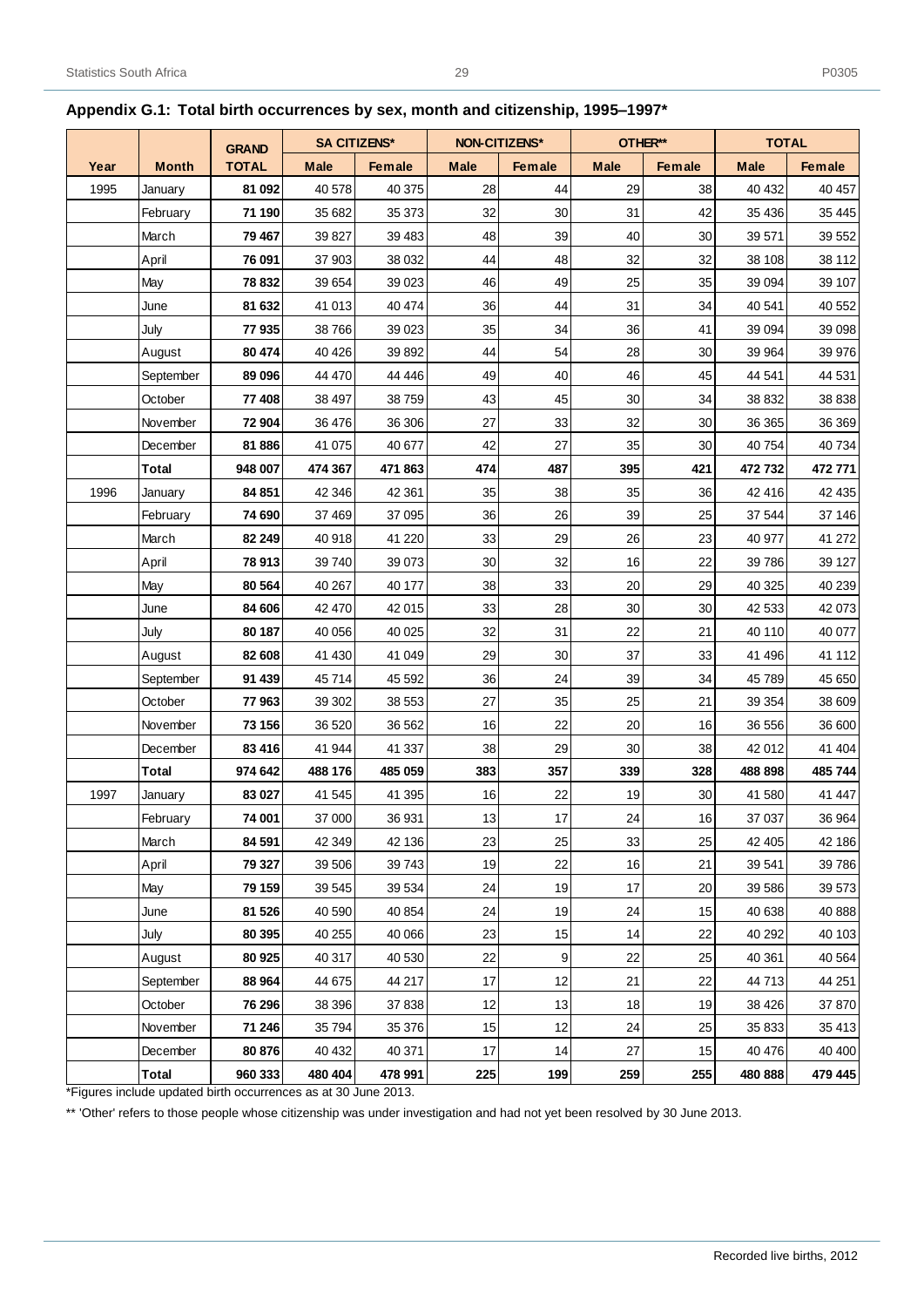## Appendix G.1: Total birth occurrences by sex, month and citizenship, 1995–1997*

| Year | Month | GRAND TOTAL | SA CITIZENS* | | NON-CITIZENS* | | OTHER** | | TOTAL | |
|---|---|---|---|---|---|---|---|---|---|---|
| | | | Male | Female | Male | Female | Male | Female | Male | Female |
| 1995 | January | **81 092** | 40 578 | 40 375 | 28 | 44 | 29 | 38 | 40 432 | 40 457 |
| | February | **71 190** | 35 682 | 35 373 | 32 | 30 | 31 | 42 | 35 436 | 35 445 |
| | March | **79 467** | 39 827 | 39 483 | 48 | 39 | 40 | 30 | 39 571 | 39 552 |
| | April | **76 091** | 37 903 | 38 032 | 44 | 48 | 32 | 32 | 38 108 | 38 112 |
| | May | **78 832** | 39 654 | 39 023 | 46 | 49 | 25 | 35 | 39 094 | 39 107 |
| | June | **81 632** | 41 013 | 40 474 | 36 | 44 | 31 | 34 | 40 541 | 40 552 |
| | July | **77 935** | 38 766 | 39 023 | 35 | 34 | 36 | 41 | 39 094 | 39 098 |
| | August | **80 474** | 40 426 | 39 892 | 44 | 54 | 28 | 30 | 39 964 | 39 976 |
| | September | **89 096** | 44 470 | 44 446 | 49 | 40 | 46 | 45 | 44 541 | 44 531 |
| | October | **77 408** | 38 497 | 38 759 | 43 | 45 | 30 | 34 | 38 832 | 38 838 |
| | November | **72 904** | 36 476 | 36 306 | 27 | 33 | 32 | 30 | 36 365 | 36 369 |
| | December | **81 886** | 41 075 | 40 677 | 42 | 27 | 35 | 30 | 40 754 | 40 734 |
| | **Total** | **948 007** | **474 367** | **471 863** | **474** | **487** | **395** | **421** | **472 732** | **472 771** |
| 1996 | January | **84 851** | 42 346 | 42 361 | 35 | 38 | 35 | 36 | 42 416 | 42 435 |
| | February | **74 690** | 37 469 | 37 095 | 36 | 26 | 39 | 25 | 37 544 | 37 146 |
| | March | **82 249** | 40 918 | 41 220 | 33 | 29 | 26 | 23 | 40 977 | 41 272 |
| | April | **78 913** | 39 740 | 39 073 | 30 | 32 | 16 | 22 | 39 786 | 39 127 |
| | May | **80 564** | 40 267 | 40 177 | 38 | 33 | 20 | 29 | 40 325 | 40 239 |
| | June | **84 606** | 42 470 | 42 015 | 33 | 28 | 30 | 30 | 42 533 | 42 073 |
| | July | **80 187** | 40 056 | 40 025 | 32 | 31 | 22 | 21 | 40 110 | 40 077 |
| | August | **82 608** | 41 430 | 41 049 | 29 | 30 | 37 | 33 | 41 496 | 41 112 |
| | September | **91 439** | 45 714 | 45 592 | 36 | 24 | 39 | 34 | 45 789 | 45 650 |
| | October | **77 963** | 39 302 | 38 553 | 27 | 35 | 25 | 21 | 39 354 | 38 609 |
| | November | **73 156** | 36 520 | 36 562 | 16 | 22 | 20 | 16 | 36 556 | 36 600 |
| | December | **83 416** | 41 944 | 41 337 | 38 | 29 | 30 | 38 | 42 012 | 41 404 |
| | **Total** | **974 642** | **488 176** | **485 059** | **383** | **357** | **339** | **328** | **488 898** | **485 744** |
| 1997 | January | **83 027** | 41 545 | 41 395 | 16 | 22 | 19 | 30 | 41 580 | 41 447 |
| | February | **74 001** | 37 000 | 36 931 | 13 | 17 | 24 | 16 | 37 037 | 36 964 |
| | March | **84 591** | 42 349 | 42 136 | 23 | 25 | 33 | 25 | 42 405 | 42 186 |
| | April | **79 327** | 39 506 | 39 743 | 19 | 22 | 16 | 21 | 39 541 | 39 786 |
| | May | **79 159** | 39 545 | 39 534 | 24 | 19 | 17 | 20 | 39 586 | 39 573 |
| | June | **81 526** | 40 590 | 40 854 | 24 | 19 | 24 | 15 | 40 638 | 40 888 |
| | July | **80 395** | 40 255 | 40 066 | 23 | 15 | 14 | 22 | 40 292 | 40 103 |
| | August | **80 925** | 40 317 | 40 530 | 22 | 9 | 22 | 25 | 40 361 | 40 564 |
| | September | **88 964** | 44 675 | 44 217 | 17 | 12 | 21 | 22 | 44 713 | 44 251 |
| | October | **76 296** | 38 396 | 37 838 | 12 | 13 | 18 | 19 | 38 426 | 37 870 |
| | November | **71 246** | 35 794 | 35 376 | 15 | 12 | 24 | 25 | 35 833 | 35 413 |
| | December | **80 876** | 40 432 | 40 371 | 17 | 14 | 27 | 15 | 40 476 | 40 400 |
| | **Total** | **960 333** | **480 404** | **478 991** | **225** | **199** | **259** | **255** | **480 888** | **479 445** |

*Figures include updated birth occurrences as at 30 June 2013.

** 'Other' refers to those people whose citizenship was under investigation and had not yet been resolved by 30 June 2013.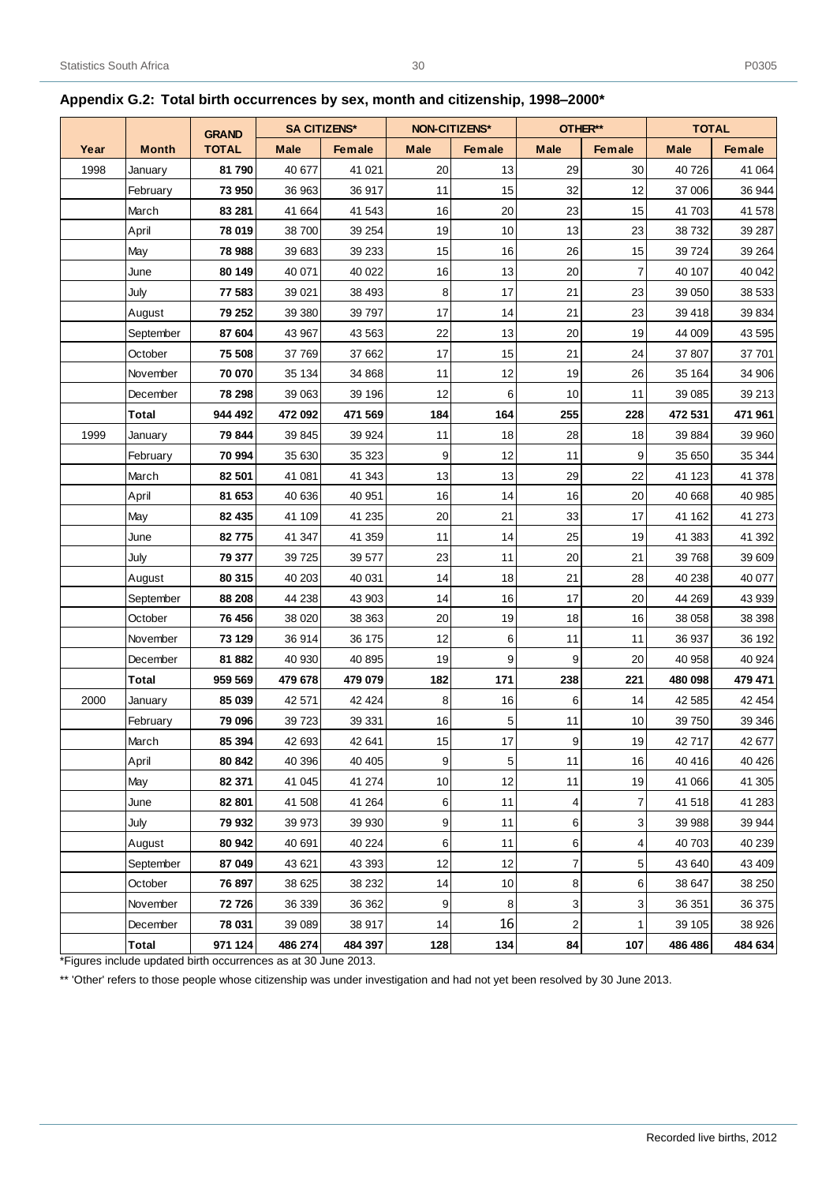## Appendix G.2: Total birth occurrences by sex, month and citizenship, 1998–2000*

| Year | Month | GRAND TOTAL | SA CITIZENS* | | NON-CITIZENS* | | OTHER** | | TOTAL | |
|---|---|---|---|---|---|---|---|---|---|---|
| | | | Male | Female | Male | Female | Male | Female | Male | Female |
| 1998 | January | **81 790** | 40 677 | 41 021 | 20 | 13 | 29 | 30 | 40 726 | 41 064 |
| | February | **73 950** | 36 963 | 36 917 | 11 | 15 | 32 | 12 | 37 006 | 36 944 |
| | March | **83 281** | 41 664 | 41 543 | 16 | 20 | 23 | 15 | 41 703 | 41 578 |
| | April | **78 019** | 38 700 | 39 254 | 19 | 10 | 13 | 23 | 38 732 | 39 287 |
| | May | **78 988** | 39 683 | 39 233 | 15 | 16 | 26 | 15 | 39 724 | 39 264 |
| | June | **80 149** | 40 071 | 40 022 | 16 | 13 | 20 | 7 | 40 107 | 40 042 |
| | July | **77 583** | 39 021 | 38 493 | 8 | 17 | 21 | 23 | 39 050 | 38 533 |
| | August | **79 252** | 39 380 | 39 797 | 17 | 14 | 21 | 23 | 39 418 | 39 834 |
| | September | **87 604** | 43 967 | 43 563 | 22 | 13 | 20 | 19 | 44 009 | 43 595 |
| | October | **75 508** | 37 769 | 37 662 | 17 | 15 | 21 | 24 | 37 807 | 37 701 |
| | November | **70 070** | 35 134 | 34 868 | 11 | 12 | 19 | 26 | 35 164 | 34 906 |
| | December | **78 298** | 39 063 | 39 196 | 12 | 6 | 10 | 11 | 39 085 | 39 213 |
| | **Total** | **944 492** | **472 092** | **471 569** | **184** | **164** | **255** | **228** | **472 531** | **471 961** |
| 1999 | January | **79 844** | 39 845 | 39 924 | 11 | 18 | 28 | 18 | 39 884 | 39 960 |
| | February | **70 994** | 35 630 | 35 323 | 9 | 12 | 11 | 9 | 35 650 | 35 344 |
| | March | **82 501** | 41 081 | 41 343 | 13 | 13 | 29 | 22 | 41 123 | 41 378 |
| | April | **81 653** | 40 636 | 40 951 | 16 | 14 | 16 | 20 | 40 668 | 40 985 |
| | May | **82 435** | 41 109 | 41 235 | 20 | 21 | 33 | 17 | 41 162 | 41 273 |
| | June | **82 775** | 41 347 | 41 359 | 11 | 14 | 25 | 19 | 41 383 | 41 392 |
| | July | **79 377** | 39 725 | 39 577 | 23 | 11 | 20 | 21 | 39 768 | 39 609 |
| | August | **80 315** | 40 203 | 40 031 | 14 | 18 | 21 | 28 | 40 238 | 40 077 |
| | September | **88 208** | 44 238 | 43 903 | 14 | 16 | 17 | 20 | 44 269 | 43 939 |
| | October | **76 456** | 38 020 | 38 363 | 20 | 19 | 18 | 16 | 38 058 | 38 398 |
| | November | **73 129** | 36 914 | 36 175 | 12 | 6 | 11 | 11 | 36 937 | 36 192 |
| | December | **81 882** | 40 930 | 40 895 | 19 | 9 | 9 | 20 | 40 958 | 40 924 |
| | **Total** | **959 569** | **479 678** | **479 079** | **182** | **171** | **238** | **221** | **480 098** | **479 471** |
| 2000 | January | **85 039** | 42 571 | 42 424 | 8 | 16 | 6 | 14 | 42 585 | 42 454 |
| | February | **79 096** | 39 723 | 39 331 | 16 | 5 | 11 | 10 | 39 750 | 39 346 |
| | March | **85 394** | 42 693 | 42 641 | 15 | 17 | 9 | 19 | 42 717 | 42 677 |
| | April | **80 842** | 40 396 | 40 405 | 9 | 5 | 11 | 16 | 40 416 | 40 426 |
| | May | **82 371** | 41 045 | 41 274 | 10 | 12 | 11 | 19 | 41 066 | 41 305 |
| | June | **82 801** | 41 508 | 41 264 | 6 | 11 | 4 | 7 | 41 518 | 41 283 |
| | July | **79 932** | 39 973 | 39 930 | 9 | 11 | 6 | 3 | 39 988 | 39 944 |
| | August | **80 942** | 40 691 | 40 224 | 6 | 11 | 6 | 4 | 40 703 | 40 239 |
| | September | **87 049** | 43 621 | 43 393 | 12 | 12 | 7 | 5 | 43 640 | 43 409 |
| | October | **76 897** | 38 625 | 38 232 | 14 | 10 | 8 | 6 | 38 647 | 38 250 |
| | November | **72 726** | 36 339 | 36 362 | 9 | 8 | 3 | 3 | 36 351 | 36 375 |
| | December | **78 031** | 39 089 | 38 917 | 14 | 16 | 2 | 1 | 39 105 | 38 926 |
| | **Total** | **971 124** | **486 274** | **484 397** | **128** | **134** | **84** | **107** | **486 486** | **484 634** |

*Figures include updated birth occurrences as at 30 June 2013.

** 'Other' refers to those people whose citizenship was under investigation and had not yet been resolved by 30 June 2013.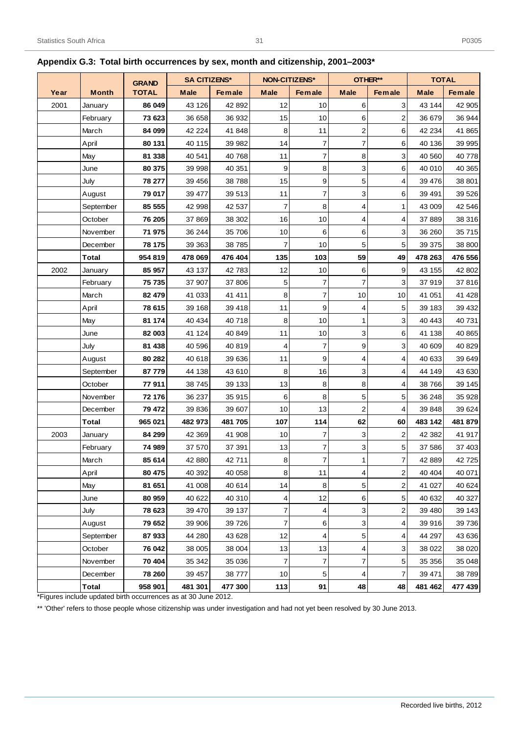**Appendix G.3: Total birth occurrences by sex, month and citizenship, 2001–2003***

| Year | Month | GRAND TOTAL | SA CITIZENS* | | NON-CITIZENS* | | OTHER** | | TOTAL | |
|---|---|---|---|---|---|---|---|---|---|---|
| | | | Male | Female | Male | Female | Male | Female | Male | Female |
| 2001 | January | **86 049** | 43 126 | 42 892 | 12 | 10 | 6 | 3 | 43 144 | 42 905 |
| | February | **73 623** | 36 658 | 36 932 | 15 | 10 | 6 | 2 | 36 679 | 36 944 |
| | March | **84 099** | 42 224 | 41 848 | 8 | 11 | 2 | 6 | 42 234 | 41 865 |
| | April | **80 131** | 40 115 | 39 982 | 14 | 7 | 7 | 6 | 40 136 | 39 995 |
| | May | **81 338** | 40 541 | 40 768 | 11 | 7 | 8 | 3 | 40 560 | 40 778 |
| | June | **80 375** | 39 998 | 40 351 | 9 | 8 | 3 | 6 | 40 010 | 40 365 |
| | July | **78 277** | 39 456 | 38 788 | 15 | 9 | 5 | 4 | 39 476 | 38 801 |
| | August | **79 017** | 39 477 | 39 513 | 11 | 7 | 3 | 6 | 39 491 | 39 526 |
| | September | **85 555** | 42 998 | 42 537 | 7 | 8 | 4 | 1 | 43 009 | 42 546 |
| | October | **76 205** | 37 869 | 38 302 | 16 | 10 | 4 | 4 | 37 889 | 38 316 |
| | November | **71 975** | 36 244 | 35 706 | 10 | 6 | 6 | 3 | 36 260 | 35 715 |
| | December | **78 175** | 39 363 | 38 785 | 7 | 10 | 5 | 5 | 39 375 | 38 800 |
| | **Total** | **954 819** | **478 069** | **476 404** | **135** | **103** | **59** | **49** | **478 263** | **476 556** |
| 2002 | January | **85 957** | 43 137 | 42 783 | 12 | 10 | 6 | 9 | 43 155 | 42 802 |
| | February | **75 735** | 37 907 | 37 806 | 5 | 7 | 7 | 3 | 37 919 | 37 816 |
| | March | **82 479** | 41 033 | 41 411 | 8 | 7 | 10 | 10 | 41 051 | 41 428 |
| | April | **78 615** | 39 168 | 39 418 | 11 | 9 | 4 | 5 | 39 183 | 39 432 |
| | May | **81 174** | 40 434 | 40 718 | 8 | 10 | 1 | 3 | 40 443 | 40 731 |
| | June | **82 003** | 41 124 | 40 849 | 11 | 10 | 3 | 6 | 41 138 | 40 865 |
| | July | **81 438** | 40 596 | 40 819 | 4 | 7 | 9 | 3 | 40 609 | 40 829 |
| | August | **80 282** | 40 618 | 39 636 | 11 | 9 | 4 | 4 | 40 633 | 39 649 |
| | September | **87 779** | 44 138 | 43 610 | 8 | 16 | 3 | 4 | 44 149 | 43 630 |
| | October | **77 911** | 38 745 | 39 133 | 13 | 8 | 8 | 4 | 38 766 | 39 145 |
| | November | **72 176** | 36 237 | 35 915 | 6 | 8 | 5 | 5 | 36 248 | 35 928 |
| | December | **79 472** | 39 836 | 39 607 | 10 | 13 | 2 | 4 | 39 848 | 39 624 |
| | **Total** | **965 021** | **482 973** | **481 705** | **107** | **114** | **62** | **60** | **483 142** | **481 879** |
| 2003 | January | **84 299** | 42 369 | 41 908 | 10 | 7 | 3 | 2 | 42 382 | 41 917 |
| | February | **74 989** | 37 570 | 37 391 | 13 | 7 | 3 | 5 | 37 586 | 37 403 |
| | March | **85 614** | 42 880 | 42 711 | 8 | 7 | 1 | 7 | 42 889 | 42 725 |
| | April | **80 475** | 40 392 | 40 058 | 8 | 11 | 4 | 2 | 40 404 | 40 071 |
| | May | **81 651** | 41 008 | 40 614 | 14 | 8 | 5 | 2 | 41 027 | 40 624 |
| | June | **80 959** | 40 622 | 40 310 | 4 | 12 | 6 | 5 | 40 632 | 40 327 |
| | July | **78 623** | 39 470 | 39 137 | 7 | 4 | 3 | 2 | 39 480 | 39 143 |
| | August | **79 652** | 39 906 | 39 726 | 7 | 6 | 3 | 4 | 39 916 | 39 736 |
| | September | **87 933** | 44 280 | 43 628 | 12 | 4 | 5 | 4 | 44 297 | 43 636 |
| | October | **76 042** | 38 005 | 38 004 | 13 | 13 | 4 | 3 | 38 022 | 38 020 |
| | November | **70 404** | 35 342 | 35 036 | 7 | 7 | 7 | 5 | 35 356 | 35 048 |
| | December | **78 260** | 39 457 | 38 777 | 10 | 5 | 4 | 7 | 39 471 | 38 789 |
| | **Total** | **958 901** | **481 301** | **477 300** | **113** | **91** | **48** | **48** | **481 462** | **477 439** |

*Figures include updated birth occurrences as at 30 June 2012.

** 'Other' refers to those people whose citizenship was under investigation and had not yet been resolved by 30 June 2013.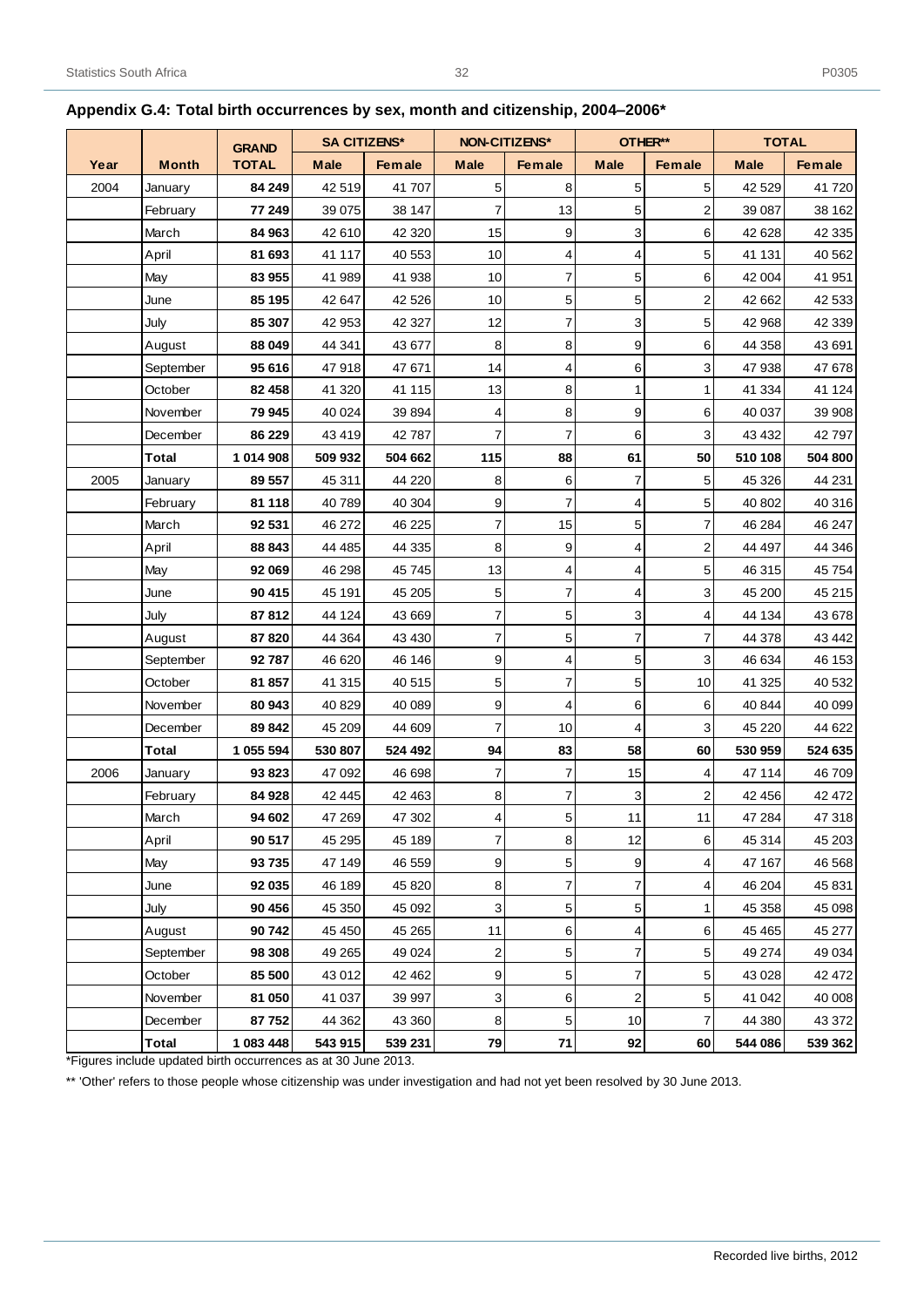## Appendix G.4: Total birth occurrences by sex, month and citizenship, 2004–2006*

| Year | Month | GRAND TOTAL | SA CITIZENS* | | NON-CITIZENS* | | OTHER** | | TOTAL | |
|---|---|---|---|---|---|---|---|---|---|---|
| | | | Male | Female | Male | Female | Male | Female | Male | Female |
| 2004 | January | **84 249** | 42 519 | 41 707 | 5 | 8 | 5 | 5 | 42 529 | 41 720 |
| | February | **77 249** | 39 075 | 38 147 | 7 | 13 | 5 | 2 | 39 087 | 38 162 |
| | March | **84 963** | 42 610 | 42 320 | 15 | 9 | 3 | 6 | 42 628 | 42 335 |
| | April | **81 693** | 41 117 | 40 553 | 10 | 4 | 4 | 5 | 41 131 | 40 562 |
| | May | **83 955** | 41 989 | 41 938 | 10 | 7 | 5 | 6 | 42 004 | 41 951 |
| | June | **85 195** | 42 647 | 42 526 | 10 | 5 | 5 | 2 | 42 662 | 42 533 |
| | July | **85 307** | 42 953 | 42 327 | 12 | 7 | 3 | 5 | 42 968 | 42 339 |
| | August | **88 049** | 44 341 | 43 677 | 8 | 8 | 9 | 6 | 44 358 | 43 691 |
| | September | **95 616** | 47 918 | 47 671 | 14 | 4 | 6 | 3 | 47 938 | 47 678 |
| | October | **82 458** | 41 320 | 41 115 | 13 | 8 | 1 | 1 | 41 334 | 41 124 |
| | November | **79 945** | 40 024 | 39 894 | 4 | 8 | 9 | 6 | 40 037 | 39 908 |
| | December | **86 229** | 43 419 | 42 787 | 7 | 7 | 6 | 3 | 43 432 | 42 797 |
| | **Total** | **1 014 908** | **509 932** | **504 662** | **115** | **88** | **61** | **50** | **510 108** | **504 800** |
| 2005 | January | **89 557** | 45 311 | 44 220 | 8 | 6 | 7 | 5 | 45 326 | 44 231 |
| | February | **81 118** | 40 789 | 40 304 | 9 | 7 | 4 | 5 | 40 802 | 40 316 |
| | March | **92 531** | 46 272 | 46 225 | 7 | 15 | 5 | 7 | 46 284 | 46 247 |
| | April | **88 843** | 44 485 | 44 335 | 8 | 9 | 4 | 2 | 44 497 | 44 346 |
| | May | **92 069** | 46 298 | 45 745 | 13 | 4 | 4 | 5 | 46 315 | 45 754 |
| | June | **90 415** | 45 191 | 45 205 | 5 | 7 | 4 | 3 | 45 200 | 45 215 |
| | July | **87 812** | 44 124 | 43 669 | 7 | 5 | 3 | 4 | 44 134 | 43 678 |
| | August | **87 820** | 44 364 | 43 430 | 7 | 5 | 7 | 7 | 44 378 | 43 442 |
| | September | **92 787** | 46 620 | 46 146 | 9 | 4 | 5 | 3 | 46 634 | 46 153 |
| | October | **81 857** | 41 315 | 40 515 | 5 | 7 | 5 | 10 | 41 325 | 40 532 |
| | November | **80 943** | 40 829 | 40 089 | 9 | 4 | 6 | 6 | 40 844 | 40 099 |
| | December | **89 842** | 45 209 | 44 609 | 7 | 10 | 4 | 3 | 45 220 | 44 622 |
| | **Total** | **1 055 594** | **530 807** | **524 492** | **94** | **83** | **58** | **60** | **530 959** | **524 635** |
| 2006 | January | **93 823** | 47 092 | 46 698 | 7 | 7 | 15 | 4 | 47 114 | 46 709 |
| | February | **84 928** | 42 445 | 42 463 | 8 | 7 | 3 | 2 | 42 456 | 42 472 |
| | March | **94 602** | 47 269 | 47 302 | 4 | 5 | 11 | 11 | 47 284 | 47 318 |
| | April | **90 517** | 45 295 | 45 189 | 7 | 8 | 12 | 6 | 45 314 | 45 203 |
| | May | **93 735** | 47 149 | 46 559 | 9 | 5 | 9 | 4 | 47 167 | 46 568 |
| | June | **92 035** | 46 189 | 45 820 | 8 | 7 | 7 | 4 | 46 204 | 45 831 |
| | July | **90 456** | 45 350 | 45 092 | 3 | 5 | 5 | 1 | 45 358 | 45 098 |
| | August | **90 742** | 45 450 | 45 265 | 11 | 6 | 4 | 6 | 45 465 | 45 277 |
| | September | **98 308** | 49 265 | 49 024 | 2 | 5 | 7 | 5 | 49 274 | 49 034 |
| | October | **85 500** | 43 012 | 42 462 | 9 | 5 | 7 | 5 | 43 028 | 42 472 |
| | November | **81 050** | 41 037 | 39 997 | 3 | 6 | 2 | 5 | 41 042 | 40 008 |
| | December | **87 752** | 44 362 | 43 360 | 8 | 5 | 10 | 7 | 44 380 | 43 372 |
| | **Total** | **1 083 448** | **543 915** | **539 231** | **79** | **71** | **92** | **60** | **544 086** | **539 362** |

*Figures include updated birth occurrences as at 30 June 2013.

** 'Other' refers to those people whose citizenship was under investigation and had not yet been resolved by 30 June 2013.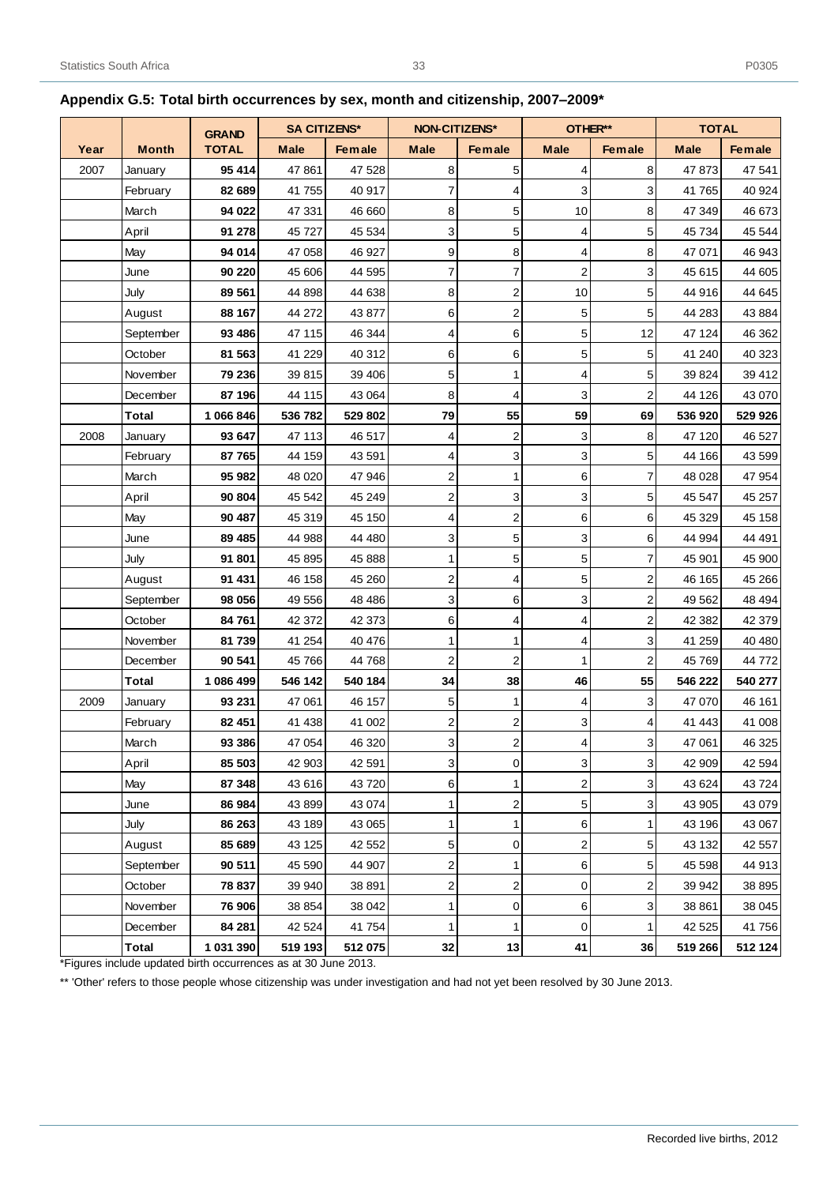## Appendix G.5: Total birth occurrences by sex, month and citizenship, 2007–2009*

| Year | Month | GRAND TOTAL | SA CITIZENS* | | NON-CITIZENS* | | OTHER** | | TOTAL | |
|---|---|---|---|---|---|---|---|---|---|---|
| | | | Male | Female | Male | Female | Male | Female | Male | Female |
| 2007 | January | **95 414** | 47 861 | 47 528 | 8 | 5 | 4 | 8 | 47 873 | 47 541 |
| | February | **82 689** | 41 755 | 40 917 | 7 | 4 | 3 | 3 | 41 765 | 40 924 |
| | March | **94 022** | 47 331 | 46 660 | 8 | 5 | 10 | 8 | 47 349 | 46 673 |
| | April | **91 278** | 45 727 | 45 534 | 3 | 5 | 4 | 5 | 45 734 | 45 544 |
| | May | **94 014** | 47 058 | 46 927 | 9 | 8 | 4 | 8 | 47 071 | 46 943 |
| | June | **90 220** | 45 606 | 44 595 | 7 | 7 | 2 | 3 | 45 615 | 44 605 |
| | July | **89 561** | 44 898 | 44 638 | 8 | 2 | 10 | 5 | 44 916 | 44 645 |
| | August | **88 167** | 44 272 | 43 877 | 6 | 2 | 5 | 5 | 44 283 | 43 884 |
| | September | **93 486** | 47 115 | 46 344 | 4 | 6 | 5 | 12 | 47 124 | 46 362 |
| | October | **81 563** | 41 229 | 40 312 | 6 | 6 | 5 | 5 | 41 240 | 40 323 |
| | November | **79 236** | 39 815 | 39 406 | 5 | 1 | 4 | 5 | 39 824 | 39 412 |
| | December | **87 196** | 44 115 | 43 064 | 8 | 4 | 3 | 2 | 44 126 | 43 070 |
| | **Total** | **1 066 846** | **536 782** | **529 802** | **79** | **55** | **59** | **69** | **536 920** | **529 926** |
| 2008 | January | **93 647** | 47 113 | 46 517 | 4 | 2 | 3 | 8 | 47 120 | 46 527 |
| | February | **87 765** | 44 159 | 43 591 | 4 | 3 | 3 | 5 | 44 166 | 43 599 |
| | March | **95 982** | 48 020 | 47 946 | 2 | 1 | 6 | 7 | 48 028 | 47 954 |
| | April | **90 804** | 45 542 | 45 249 | 2 | 3 | 3 | 5 | 45 547 | 45 257 |
| | May | **90 487** | 45 319 | 45 150 | 4 | 2 | 6 | 6 | 45 329 | 45 158 |
| | June | **89 485** | 44 988 | 44 480 | 3 | 5 | 3 | 6 | 44 994 | 44 491 |
| | July | **91 801** | 45 895 | 45 888 | 1 | 5 | 5 | 7 | 45 901 | 45 900 |
| | August | **91 431** | 46 158 | 45 260 | 2 | 4 | 5 | 2 | 46 165 | 45 266 |
| | September | **98 056** | 49 556 | 48 486 | 3 | 6 | 3 | 2 | 49 562 | 48 494 |
| | October | **84 761** | 42 372 | 42 373 | 6 | 4 | 4 | 2 | 42 382 | 42 379 |
| | November | **81 739** | 41 254 | 40 476 | 1 | 1 | 4 | 3 | 41 259 | 40 480 |
| | December | **90 541** | 45 766 | 44 768 | 2 | 2 | 1 | 2 | 45 769 | 44 772 |
| | **Total** | **1 086 499** | **546 142** | **540 184** | **34** | **38** | **46** | **55** | **546 222** | **540 277** |
| 2009 | January | **93 231** | 47 061 | 46 157 | 5 | 1 | 4 | 3 | 47 070 | 46 161 |
| | February | **82 451** | 41 438 | 41 002 | 2 | 2 | 3 | 4 | 41 443 | 41 008 |
| | March | **93 386** | 47 054 | 46 320 | 3 | 2 | 4 | 3 | 47 061 | 46 325 |
| | April | **85 503** | 42 903 | 42 591 | 3 | 0 | 3 | 3 | 42 909 | 42 594 |
| | May | **87 348** | 43 616 | 43 720 | 6 | 1 | 2 | 3 | 43 624 | 43 724 |
| | June | **86 984** | 43 899 | 43 074 | 1 | 2 | 5 | 3 | 43 905 | 43 079 |
| | July | **86 263** | 43 189 | 43 065 | 1 | 1 | 6 | 1 | 43 196 | 43 067 |
| | August | **85 689** | 43 125 | 42 552 | 5 | 0 | 2 | 5 | 43 132 | 42 557 |
| | September | **90 511** | 45 590 | 44 907 | 2 | 1 | 6 | 5 | 45 598 | 44 913 |
| | October | **78 837** | 39 940 | 38 891 | 2 | 2 | 0 | 2 | 39 942 | 38 895 |
| | November | **76 906** | 38 854 | 38 042 | 1 | 0 | 6 | 3 | 38 861 | 38 045 |
| | December | **84 281** | 42 524 | 41 754 | 1 | 1 | 0 | 1 | 42 525 | 41 756 |
| | **Total** | **1 031 390** | **519 193** | **512 075** | **32** | **13** | **41** | **36** | **519 266** | **512 124** |

*Figures include updated birth occurrences as at 30 June 2013.

** 'Other' refers to those people whose citizenship was under investigation and had not yet been resolved by 30 June 2013.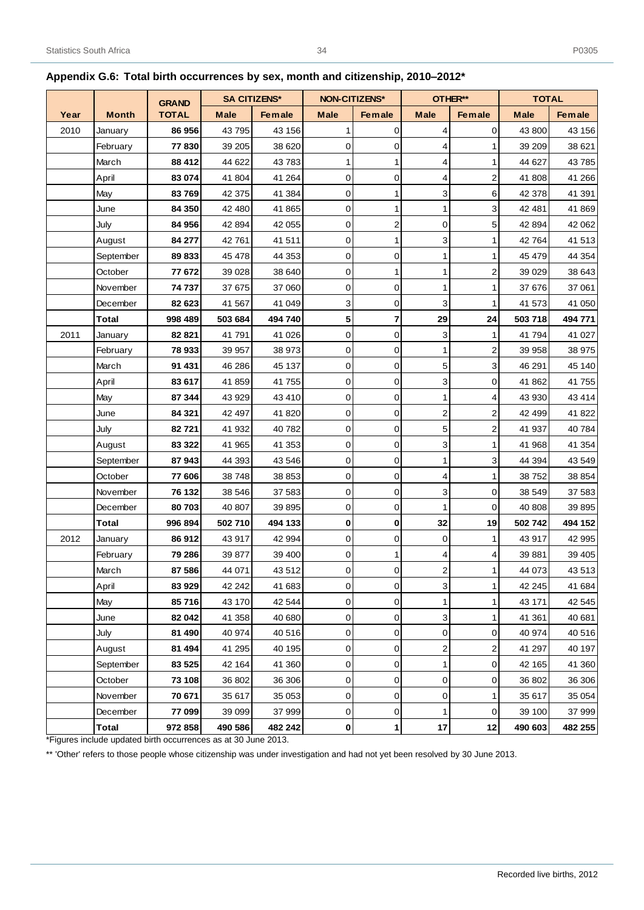## Appendix G.6: Total birth occurrences by sex, month and citizenship, 2010–2012*

| Year | Month | GRAND TOTAL | SA CITIZENS* | | NON-CITIZENS* | | OTHER** | | TOTAL | |
|---|---|---|---|---|---|---|---|---|---|---|
| | | | Male | Female | Male | Female | Male | Female | Male | Female |
| 2010 | January | **86 956** | 43 795 | 43 156 | 1 | 0 | 4 | 0 | 43 800 | 43 156 |
| | February | **77 830** | 39 205 | 38 620 | 0 | 0 | 4 | 1 | 39 209 | 38 621 |
| | March | **88 412** | 44 622 | 43 783 | 1 | 1 | 4 | 1 | 44 627 | 43 785 |
| | April | **83 074** | 41 804 | 41 264 | 0 | 0 | 4 | 2 | 41 808 | 41 266 |
| | May | **83 769** | 42 375 | 41 384 | 0 | 1 | 3 | 6 | 42 378 | 41 391 |
| | June | **84 350** | 42 480 | 41 865 | 0 | 1 | 1 | 3 | 42 481 | 41 869 |
| | July | **84 956** | 42 894 | 42 055 | 0 | 2 | 0 | 5 | 42 894 | 42 062 |
| | August | **84 277** | 42 761 | 41 511 | 0 | 1 | 3 | 1 | 42 764 | 41 513 |
| | September | **89 833** | 45 478 | 44 353 | 0 | 0 | 1 | 1 | 45 479 | 44 354 |
| | October | **77 672** | 39 028 | 38 640 | 0 | 1 | 1 | 2 | 39 029 | 38 643 |
| | November | **74 737** | 37 675 | 37 060 | 0 | 0 | 1 | 1 | 37 676 | 37 061 |
| | December | **82 623** | 41 567 | 41 049 | 3 | 0 | 3 | 1 | 41 573 | 41 050 |
| | **Total** | **998 489** | **503 684** | **494 740** | **5** | **7** | **29** | **24** | **503 718** | **494 771** |
| 2011 | January | **82 821** | 41 791 | 41 026 | 0 | 0 | 3 | 1 | 41 794 | 41 027 |
| | February | **78 933** | 39 957 | 38 973 | 0 | 0 | 1 | 2 | 39 958 | 38 975 |
| | March | **91 431** | 46 286 | 45 137 | 0 | 0 | 5 | 3 | 46 291 | 45 140 |
| | April | **83 617** | 41 859 | 41 755 | 0 | 0 | 3 | 0 | 41 862 | 41 755 |
| | May | **87 344** | 43 929 | 43 410 | 0 | 0 | 1 | 4 | 43 930 | 43 414 |
| | June | **84 321** | 42 497 | 41 820 | 0 | 0 | 2 | 2 | 42 499 | 41 822 |
| | July | **82 721** | 41 932 | 40 782 | 0 | 0 | 5 | 2 | 41 937 | 40 784 |
| | August | **83 322** | 41 965 | 41 353 | 0 | 0 | 3 | 1 | 41 968 | 41 354 |
| | September | **87 943** | 44 393 | 43 546 | 0 | 0 | 1 | 3 | 44 394 | 43 549 |
| | October | **77 606** | 38 748 | 38 853 | 0 | 0 | 4 | 1 | 38 752 | 38 854 |
| | November | **76 132** | 38 546 | 37 583 | 0 | 0 | 3 | 0 | 38 549 | 37 583 |
| | December | **80 703** | 40 807 | 39 895 | 0 | 0 | 1 | 0 | 40 808 | 39 895 |
| | **Total** | **996 894** | **502 710** | **494 133** | **0** | **0** | **32** | **19** | **502 742** | **494 152** |
| 2012 | January | **86 912** | 43 917 | 42 994 | 0 | 0 | 0 | 1 | 43 917 | 42 995 |
| | February | **79 286** | 39 877 | 39 400 | 0 | 1 | 4 | 4 | 39 881 | 39 405 |
| | March | **87 586** | 44 071 | 43 512 | 0 | 0 | 2 | 1 | 44 073 | 43 513 |
| | April | **83 929** | 42 242 | 41 683 | 0 | 0 | 3 | 1 | 42 245 | 41 684 |
| | May | **85 716** | 43 170 | 42 544 | 0 | 0 | 1 | 1 | 43 171 | 42 545 |
| | June | **82 042** | 41 358 | 40 680 | 0 | 0 | 3 | 1 | 41 361 | 40 681 |
| | July | **81 490** | 40 974 | 40 516 | 0 | 0 | 0 | 0 | 40 974 | 40 516 |
| | August | **81 494** | 41 295 | 40 195 | 0 | 0 | 2 | 2 | 41 297 | 40 197 |
| | September | **83 525** | 42 164 | 41 360 | 0 | 0 | 1 | 0 | 42 165 | 41 360 |
| | October | **73 108** | 36 802 | 36 306 | 0 | 0 | 0 | 0 | 36 802 | 36 306 |
| | November | **70 671** | 35 617 | 35 053 | 0 | 0 | 0 | 1 | 35 617 | 35 054 |
| | December | **77 099** | 39 099 | 37 999 | 0 | 0 | 1 | 0 | 39 100 | 37 999 |
| | **Total** | **972 858** | **490 586** | **482 242** | **0** | **1** | **17** | **12** | **490 603** | **482 255** |

*Figures include updated birth occurrences as at 30 June 2013.

** 'Other' refers to those people whose citizenship was under investigation and had not yet been resolved by 30 June 2013.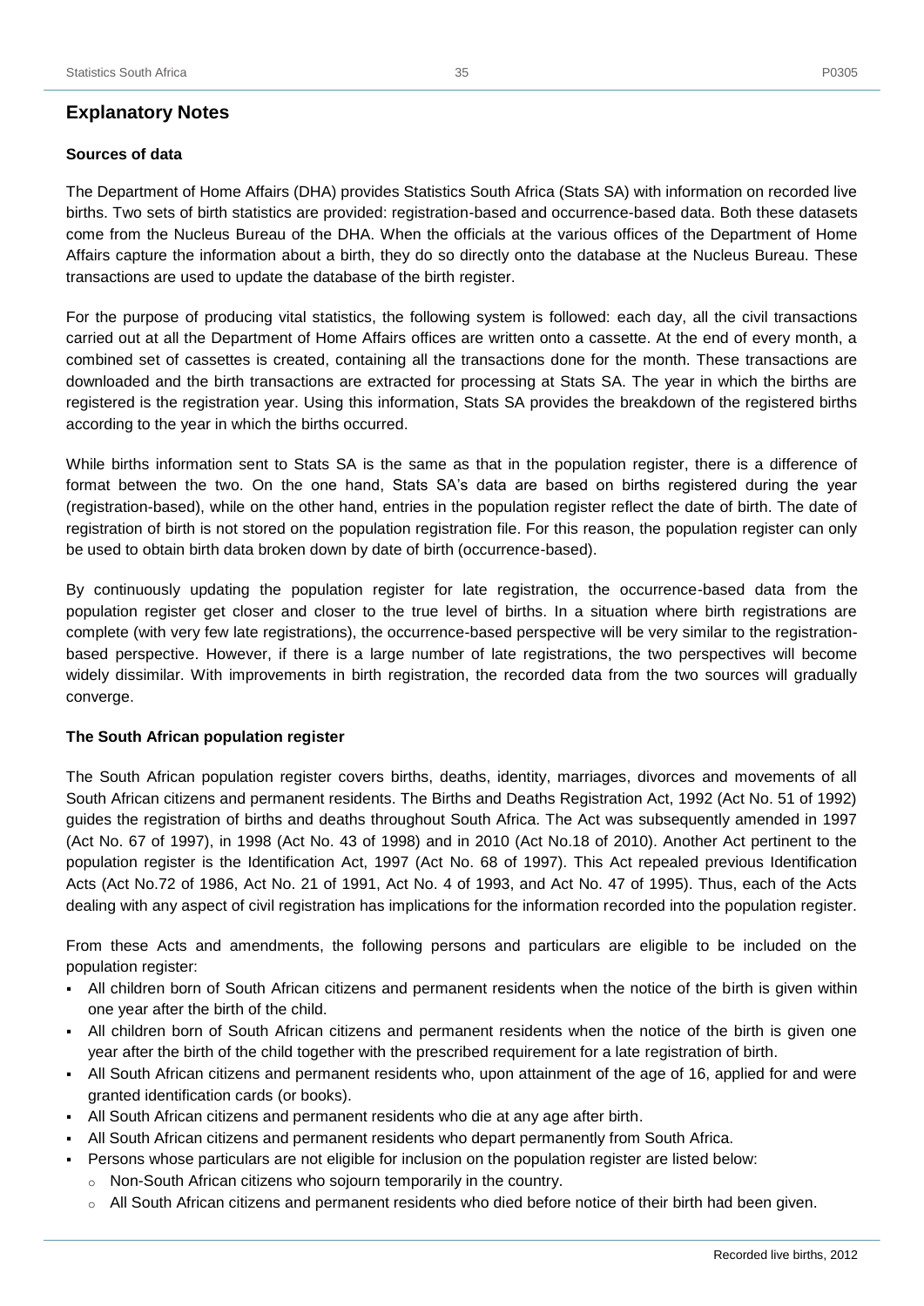## Explanatory Notes

### Sources of data

The Department of Home Affairs (DHA) provides Statistics South Africa (Stats SA) with information on recorded live births. Two sets of birth statistics are provided: registration-based and occurrence-based data. Both these datasets come from the Nucleus Bureau of the DHA. When the officials at the various offices of the Department of Home Affairs capture the information about a birth, they do so directly onto the database at the Nucleus Bureau. These transactions are used to update the database of the birth register.

For the purpose of producing vital statistics, the following system is followed: each day, all the civil transactions carried out at all the Department of Home Affairs offices are written onto a cassette. At the end of every month, a combined set of cassettes is created, containing all the transactions done for the month. These transactions are downloaded and the birth transactions are extracted for processing at Stats SA. The year in which the births are registered is the registration year. Using this information, Stats SA provides the breakdown of the registered births according to the year in which the births occurred.

While births information sent to Stats SA is the same as that in the population register, there is a difference of format between the two. On the one hand, Stats SA's data are based on births registered during the year (registration-based), while on the other hand, entries in the population register reflect the date of birth. The date of registration of birth is not stored on the population registration file. For this reason, the population register can only be used to obtain birth data broken down by date of birth (occurrence-based).

By continuously updating the population register for late registration, the occurrence-based data from the population register get closer and closer to the true level of births. In a situation where birth registrations are complete (with very few late registrations), the occurrence-based perspective will be very similar to the registration-based perspective. However, if there is a large number of late registrations, the two perspectives will become widely dissimilar. With improvements in birth registration, the recorded data from the two sources will gradually converge.

### The South African population register

The South African population register covers births, deaths, identity, marriages, divorces and movements of all South African citizens and permanent residents. The Births and Deaths Registration Act, 1992 (Act No. 51 of 1992) guides the registration of births and deaths throughout South Africa. The Act was subsequently amended in 1997 (Act No. 67 of 1997), in 1998 (Act No. 43 of 1998) and in 2010 (Act No.18 of 2010). Another Act pertinent to the population register is the Identification Act, 1997 (Act No. 68 of 1997). This Act repealed previous Identification Acts (Act No.72 of 1986, Act No. 21 of 1991, Act No. 4 of 1993, and Act No. 47 of 1995). Thus, each of the Acts dealing with any aspect of civil registration has implications for the information recorded into the population register.

From these Acts and amendments, the following persons and particulars are eligible to be included on the population register:

- All children born of South African citizens and permanent residents when the notice of the birth is given within one year after the birth of the child.
- All children born of South African citizens and permanent residents when the notice of the birth is given one year after the birth of the child together with the prescribed requirement for a late registration of birth.
- All South African citizens and permanent residents who, upon attainment of the age of 16, applied for and were granted identification cards (or books).
- All South African citizens and permanent residents who die at any age after birth.
- All South African citizens and permanent residents who depart permanently from South Africa.
- Persons whose particulars are not eligible for inclusion on the population register are listed below:
  - Non-South African citizens who sojourn temporarily in the country.
  - All South African citizens and permanent residents who died before notice of their birth had been given.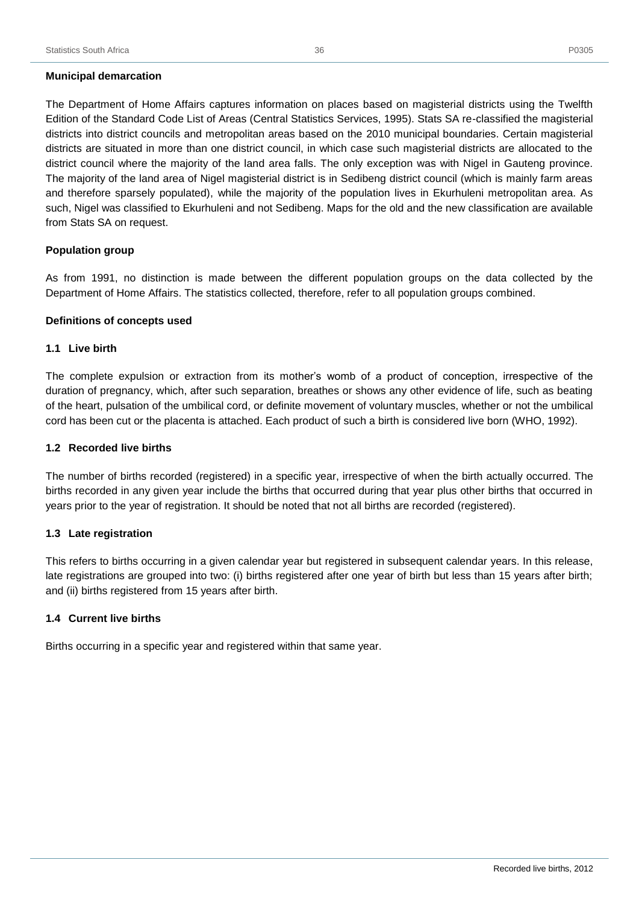**Municipal demarcation**

The Department of Home Affairs captures information on places based on magisterial districts using the Twelfth Edition of the Standard Code List of Areas (Central Statistics Services, 1995). Stats SA re-classified the magisterial districts into district councils and metropolitan areas based on the 2010 municipal boundaries. Certain magisterial districts are situated in more than one district council, in which case such magisterial districts are allocated to the district council where the majority of the land area falls. The only exception was with Nigel in Gauteng province. The majority of the land area of Nigel magisterial district is in Sedibeng district council (which is mainly farm areas and therefore sparsely populated), while the majority of the population lives in Ekurhuleni metropolitan area. As such, Nigel was classified to Ekurhuleni and not Sedibeng. Maps for the old and the new classification are available from Stats SA on request.

**Population group**

As from 1991, no distinction is made between the different population groups on the data collected by the Department of Home Affairs. The statistics collected, therefore, refer to all population groups combined.

**Definitions of concepts used**

**1.1 Live birth**

The complete expulsion or extraction from its mother's womb of a product of conception, irrespective of the duration of pregnancy, which, after such separation, breathes or shows any other evidence of life, such as beating of the heart, pulsation of the umbilical cord, or definite movement of voluntary muscles, whether or not the umbilical cord has been cut or the placenta is attached. Each product of such a birth is considered live born (WHO, 1992).

**1.2 Recorded live births**

The number of births recorded (registered) in a specific year, irrespective of when the birth actually occurred. The births recorded in any given year include the births that occurred during that year plus other births that occurred in years prior to the year of registration. It should be noted that not all births are recorded (registered).

**1.3 Late registration**

This refers to births occurring in a given calendar year but registered in subsequent calendar years. In this release, late registrations are grouped into two: (i) births registered after one year of birth but less than 15 years after birth; and (ii) births registered from 15 years after birth.

**1.4 Current live births**

Births occurring in a specific year and registered within that same year.